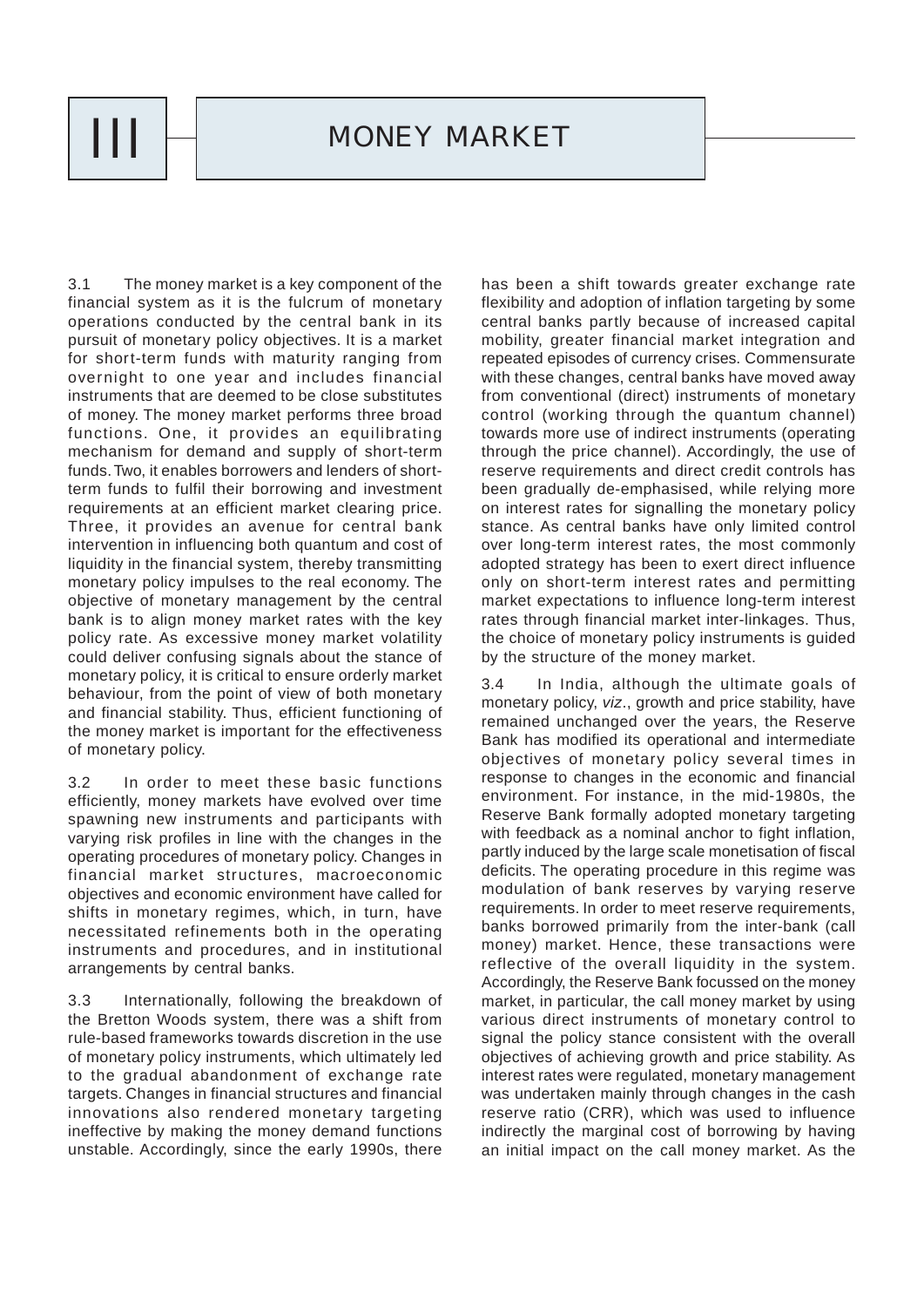# III MONEY MARKET

3.1 The money market is a key component of the financial system as it is the fulcrum of monetary operations conducted by the central bank in its pursuit of monetary policy objectives. It is a market for short-term funds with maturity ranging from overnight to one year and includes financial instruments that are deemed to be close substitutes of money. The money market performs three broad functions. One, it provides an equilibrating mechanism for demand and supply of short-term funds. Two, it enables borrowers and lenders of short-term funds to fulfil their borrowing and investment requirements at an efficient market clearing price. Three, it provides an avenue for central bank intervention in influencing both quantum and cost of liquidity in the financial system, thereby transmitting monetary policy impulses to the real economy. The objective of monetary management by the central bank is to align money market rates with the key policy rate. As excessive money market volatility could deliver confusing signals about the stance of monetary policy, it is critical to ensure orderly market behaviour, from the point of view of both monetary and financial stability. Thus, efficient functioning of the money market is important for the effectiveness of monetary policy.

3.2 In order to meet these basic functions efficiently, money markets have evolved over time spawning new instruments and participants with varying risk profiles in line with the changes in the operating procedures of monetary policy. Changes in financial market structures, macroeconomic objectives and economic environment have called for shifts in monetary regimes, which, in turn, have necessitated refinements both in the operating instruments and procedures, and in institutional arrangements by central banks.

3.3 Internationally, following the breakdown of the Bretton Woods system, there was a shift from rule-based frameworks towards discretion in the use of monetary policy instruments, which ultimately led to the gradual abandonment of exchange rate targets. Changes in financial structures and financial innovations also rendered monetary targeting ineffective by making the money demand functions unstable. Accordingly, since the early 1990s, there has been a shift towards greater exchange rate flexibility and adoption of inflation targeting by some central banks partly because of increased capital mobility, greater financial market integration and repeated episodes of currency crises. Commensurate with these changes, central banks have moved away from conventional (direct) instruments of monetary control (working through the quantum channel) towards more use of indirect instruments (operating through the price channel). Accordingly, the use of reserve requirements and direct credit controls has been gradually de-emphasised, while relying more on interest rates for signalling the monetary policy stance. As central banks have only limited control over long-term interest rates, the most commonly adopted strategy has been to exert direct influence only on short-term interest rates and permitting market expectations to influence long-term interest rates through financial market inter-linkages. Thus, the choice of monetary policy instruments is guided by the structure of the money market.

3.4 In India, although the ultimate goals of monetary policy, *viz*., growth and price stability, have remained unchanged over the years, the Reserve Bank has modified its operational and intermediate objectives of monetary policy several times in response to changes in the economic and financial environment. For instance, in the mid-1980s, the Reserve Bank formally adopted monetary targeting with feedback as a nominal anchor to fight inflation, partly induced by the large scale monetisation of fiscal deficits. The operating procedure in this regime was modulation of bank reserves by varying reserve requirements. In order to meet reserve requirements, banks borrowed primarily from the inter-bank (call money) market. Hence, these transactions were reflective of the overall liquidity in the system. Accordingly, the Reserve Bank focussed on the money market, in particular, the call money market by using various direct instruments of monetary control to signal the policy stance consistent with the overall objectives of achieving growth and price stability. As interest rates were regulated, monetary management was undertaken mainly through changes in the cash reserve ratio (CRR), which was used to influence indirectly the marginal cost of borrowing by having an initial impact on the call money market. As the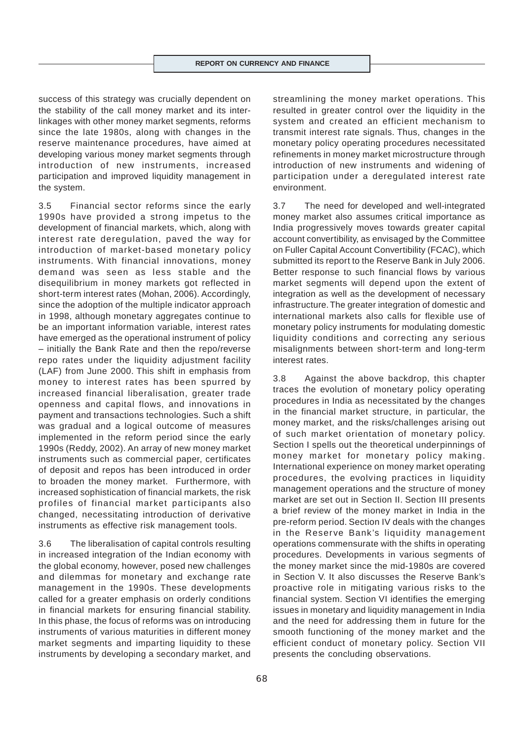success of this strategy was crucially dependent on the stability of the call money market and its inter-linkages with other money market segments, reforms since the late 1980s, along with changes in the reserve maintenance procedures, have aimed at developing various money market segments through introduction of new instruments, increased participation and improved liquidity management in the system.

3.5 Financial sector reforms since the early 1990s have provided a strong impetus to the development of financial markets, which, along with interest rate deregulation, paved the way for introduction of market-based monetary policy instruments. With financial innovations, money demand was seen as less stable and the disequilibrium in money markets got reflected in short-term interest rates (Mohan, 2006). Accordingly, since the adoption of the multiple indicator approach in 1998, although monetary aggregates continue to be an important information variable, interest rates have emerged as the operational instrument of policy – initially the Bank Rate and then the repo/reverse repo rates under the liquidity adjustment facility (LAF) from June 2000. This shift in emphasis from money to interest rates has been spurred by increased financial liberalisation, greater trade openness and capital flows, and innovations in payment and transactions technologies. Such a shift was gradual and a logical outcome of measures implemented in the reform period since the early 1990s (Reddy, 2002). An array of new money market instruments such as commercial paper, certificates of deposit and repos has been introduced in order to broaden the money market. Furthermore, with increased sophistication of financial markets, the risk profiles of financial market participants also changed, necessitating introduction of derivative instruments as effective risk management tools.

3.6 The liberalisation of capital controls resulting in increased integration of the Indian economy with the global economy, however, posed new challenges and dilemmas for monetary and exchange rate management in the 1990s. These developments called for a greater emphasis on orderly conditions in financial markets for ensuring financial stability. In this phase, the focus of reforms was on introducing instruments of various maturities in different money market segments and imparting liquidity to these instruments by developing a secondary market, and streamlining the money market operations. This resulted in greater control over the liquidity in the system and created an efficient mechanism to transmit interest rate signals. Thus, changes in the monetary policy operating procedures necessitated refinements in money market microstructure through introduction of new instruments and widening of participation under a deregulated interest rate environment.

3.7 The need for developed and well-integrated money market also assumes critical importance as India progressively moves towards greater capital account convertibility, as envisaged by the Committee on Fuller Capital Account Convertibility (FCAC), which submitted its report to the Reserve Bank in July 2006. Better response to such financial flows by various market segments will depend upon the extent of integration as well as the development of necessary infrastructure. The greater integration of domestic and international markets also calls for flexible use of monetary policy instruments for modulating domestic liquidity conditions and correcting any serious misalignments between short-term and long-term interest rates.

3.8 Against the above backdrop, this chapter traces the evolution of monetary policy operating procedures in India as necessitated by the changes in the financial market structure, in particular, the money market, and the risks/challenges arising out of such market orientation of monetary policy. Section I spells out the theoretical underpinnings of money market for monetary policy making. International experience on money market operating procedures, the evolving practices in liquidity management operations and the structure of money market are set out in Section II. Section III presents a brief review of the money market in India in the pre-reform period. Section IV deals with the changes in the Reserve Bank's liquidity management operations commensurate with the shifts in operating procedures. Developments in various segments of the money market since the mid-1980s are covered in Section V. It also discusses the Reserve Bank's proactive role in mitigating various risks to the financial system. Section VI identifies the emerging issues in monetary and liquidity management in India and the need for addressing them in future for the smooth functioning of the money market and the efficient conduct of monetary policy. Section VII presents the concluding observations.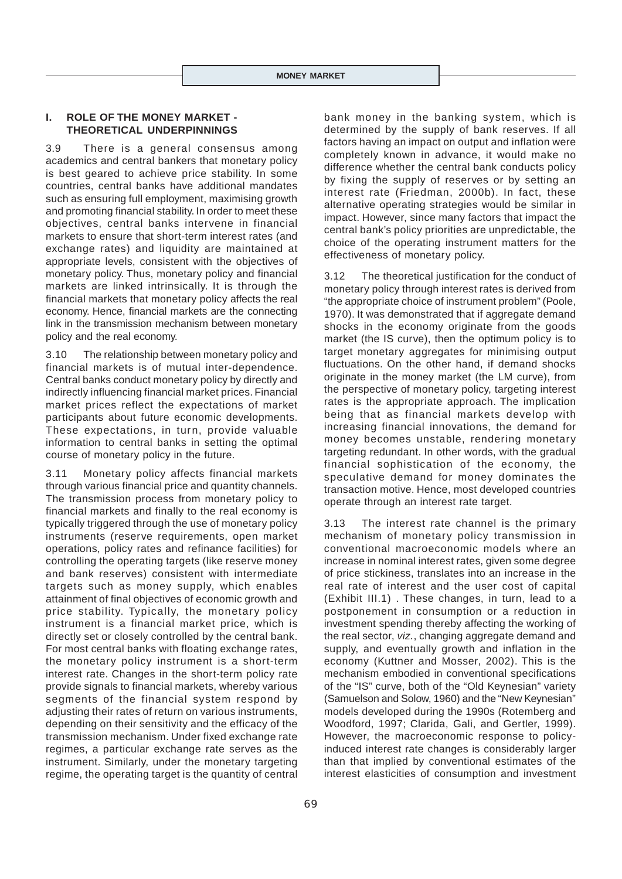## I. ROLE OF THE MONEY MARKET - THEORETICAL UNDERPINNINGS

3.9 There is a general consensus among academics and central bankers that monetary policy is best geared to achieve price stability. In some countries, central banks have additional mandates such as ensuring full employment, maximising growth and promoting financial stability. In order to meet these objectives, central banks intervene in financial markets to ensure that short-term interest rates (and exchange rates) and liquidity are maintained at appropriate levels, consistent with the objectives of monetary policy. Thus, monetary policy and financial markets are linked intrinsically. It is through the financial markets that monetary policy affects the real economy. Hence, financial markets are the connecting link in the transmission mechanism between monetary policy and the real economy.

3.10 The relationship between monetary policy and financial markets is of mutual inter-dependence. Central banks conduct monetary policy by directly and indirectly influencing financial market prices. Financial market prices reflect the expectations of market participants about future economic developments. These expectations, in turn, provide valuable information to central banks in setting the optimal course of monetary policy in the future.

3.11 Monetary policy affects financial markets through various financial price and quantity channels. The transmission process from monetary policy to financial markets and finally to the real economy is typically triggered through the use of monetary policy instruments (reserve requirements, open market operations, policy rates and refinance facilities) for controlling the operating targets (like reserve money and bank reserves) consistent with intermediate targets such as money supply, which enables attainment of final objectives of economic growth and price stability. Typically, the monetary policy instrument is a financial market price, which is directly set or closely controlled by the central bank. For most central banks with floating exchange rates, the monetary policy instrument is a short-term interest rate. Changes in the short-term policy rate provide signals to financial markets, whereby various segments of the financial system respond by adjusting their rates of return on various instruments, depending on their sensitivity and the efficacy of the transmission mechanism. Under fixed exchange rate regimes, a particular exchange rate serves as the instrument. Similarly, under the monetary targeting regime, the operating target is the quantity of central bank money in the banking system, which is determined by the supply of bank reserves. If all factors having an impact on output and inflation were completely known in advance, it would make no difference whether the central bank conducts policy by fixing the supply of reserves or by setting an interest rate (Friedman, 2000b). In fact, these alternative operating strategies would be similar in impact. However, since many factors that impact the central bank's policy priorities are unpredictable, the choice of the operating instrument matters for the effectiveness of monetary policy.

3.12 The theoretical justification for the conduct of monetary policy through interest rates is derived from "the appropriate choice of instrument problem" (Poole, 1970). It was demonstrated that if aggregate demand shocks in the economy originate from the goods market (the IS curve), then the optimum policy is to target monetary aggregates for minimising output fluctuations. On the other hand, if demand shocks originate in the money market (the LM curve), from the perspective of monetary policy, targeting interest rates is the appropriate approach. The implication being that as financial markets develop with increasing financial innovations, the demand for money becomes unstable, rendering monetary targeting redundant. In other words, with the gradual financial sophistication of the economy, the speculative demand for money dominates the transaction motive. Hence, most developed countries operate through an interest rate target.

3.13 The interest rate channel is the primary mechanism of monetary policy transmission in conventional macroeconomic models where an increase in nominal interest rates, given some degree of price stickiness, translates into an increase in the real rate of interest and the user cost of capital (Exhibit III.1) . These changes, in turn, lead to a postponement in consumption or a reduction in investment spending thereby affecting the working of the real sector, *viz.*, changing aggregate demand and supply, and eventually growth and inflation in the economy (Kuttner and Mosser, 2002). This is the mechanism embodied in conventional specifications of the "IS" curve, both of the "Old Keynesian" variety (Samuelson and Solow, 1960) and the "New Keynesian" models developed during the 1990s (Rotemberg and Woodford, 1997; Clarida, Gali, and Gertler, 1999). However, the macroeconomic response to policy-induced interest rate changes is considerably larger than that implied by conventional estimates of the interest elasticities of consumption and investment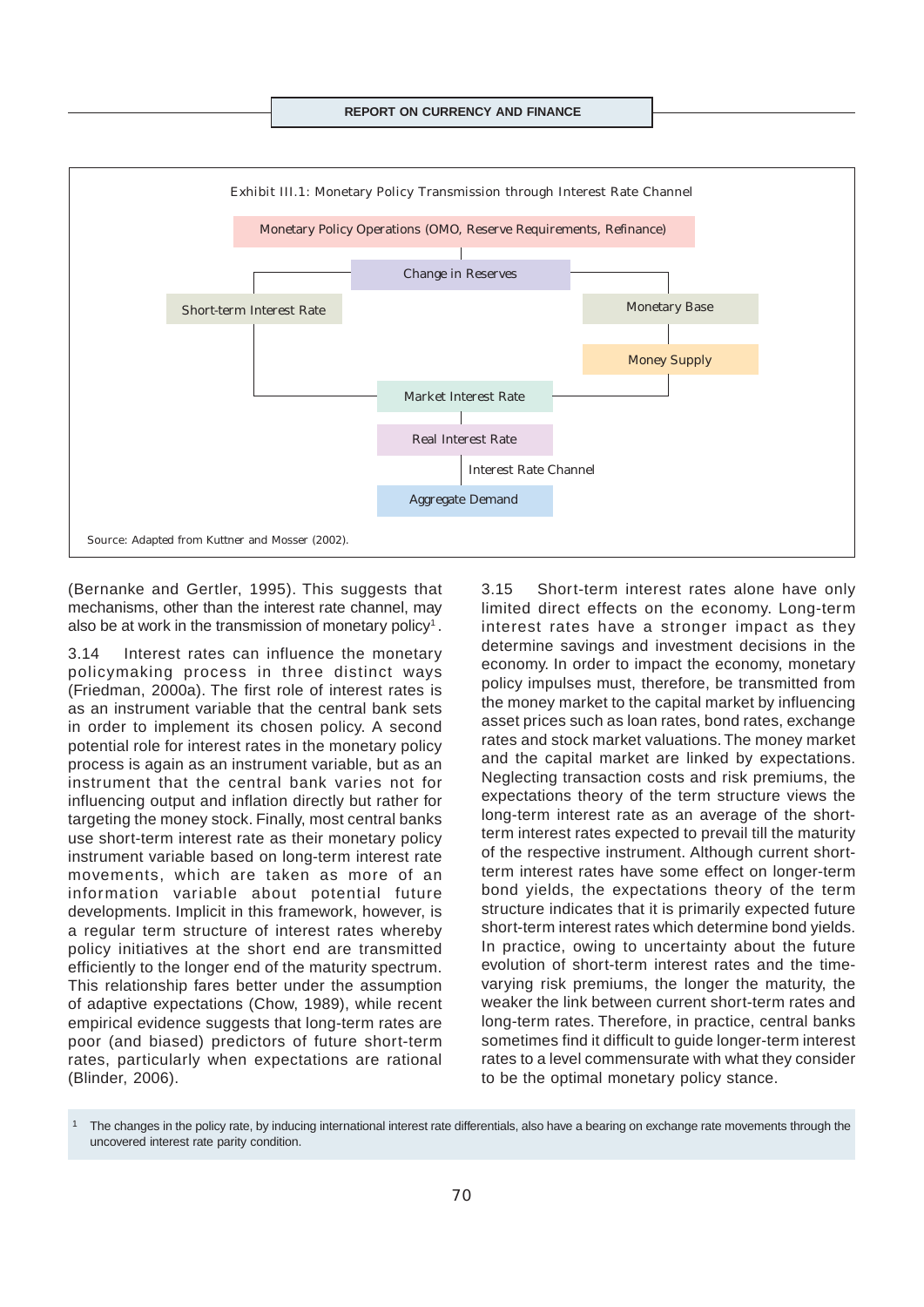Exhibit III.1: Monetary Policy Transmission through Interest Rate Channel

Monetary Policy Operations (OMO, Reserve Requirements, Refinance)

Change in Reserves

Short-term Interest Rate

Monetary Base

Money Supply

Market Interest Rate

Real Interest Rate

Interest Rate Channel

Aggregate Demand

Source: Adapted from Kuttner and Mosser (2002).

(Bernanke and Gertler, 1995). This suggests that mechanisms, other than the interest rate channel, may also be at work in the transmission of monetary policy[1].

3.14 Interest rates can influence the monetary policymaking process in three distinct ways (Friedman, 2000a). The first role of interest rates is as an instrument variable that the central bank sets in order to implement its chosen policy. A second potential role for interest rates in the monetary policy process is again as an instrument variable, but as an instrument that the central bank varies not for influencing output and inflation directly but rather for targeting the money stock. Finally, most central banks use short-term interest rate as their monetary policy instrument variable based on long-term interest rate movements, which are taken as more of an information variable about potential future developments. Implicit in this framework, however, is a regular term structure of interest rates whereby policy initiatives at the short end are transmitted efficiently to the longer end of the maturity spectrum. This relationship fares better under the assumption of adaptive expectations (Chow, 1989), while recent empirical evidence suggests that long-term rates are poor (and biased) predictors of future short-term rates, particularly when expectations are rational (Blinder, 2006).

3.15 Short-term interest rates alone have only limited direct effects on the economy. Long-term interest rates have a stronger impact as they determine savings and investment decisions in the economy. In order to impact the economy, monetary policy impulses must, therefore, be transmitted from the money market to the capital market by influencing asset prices such as loan rates, bond rates, exchange rates and stock market valuations. The money market and the capital market are linked by expectations. Neglecting transaction costs and risk premiums, the expectations theory of the term structure views the long-term interest rate as an average of the short-term interest rates expected to prevail till the maturity of the respective instrument. Although current short-term interest rates have some effect on longer-term bond yields, the expectations theory of the term structure indicates that it is primarily expected future short-term interest rates which determine bond yields. In practice, owing to uncertainty about the future evolution of short-term interest rates and the time-varying risk premiums, the longer the maturity, the weaker the link between current short-term rates and long-term rates. Therefore, in practice, central banks sometimes find it difficult to guide longer-term interest rates to a level commensurate with what they consider to be the optimal monetary policy stance.

[1] The changes in the policy rate, by inducing international interest rate differentials, also have a bearing on exchange rate movements through the uncovered interest rate parity condition.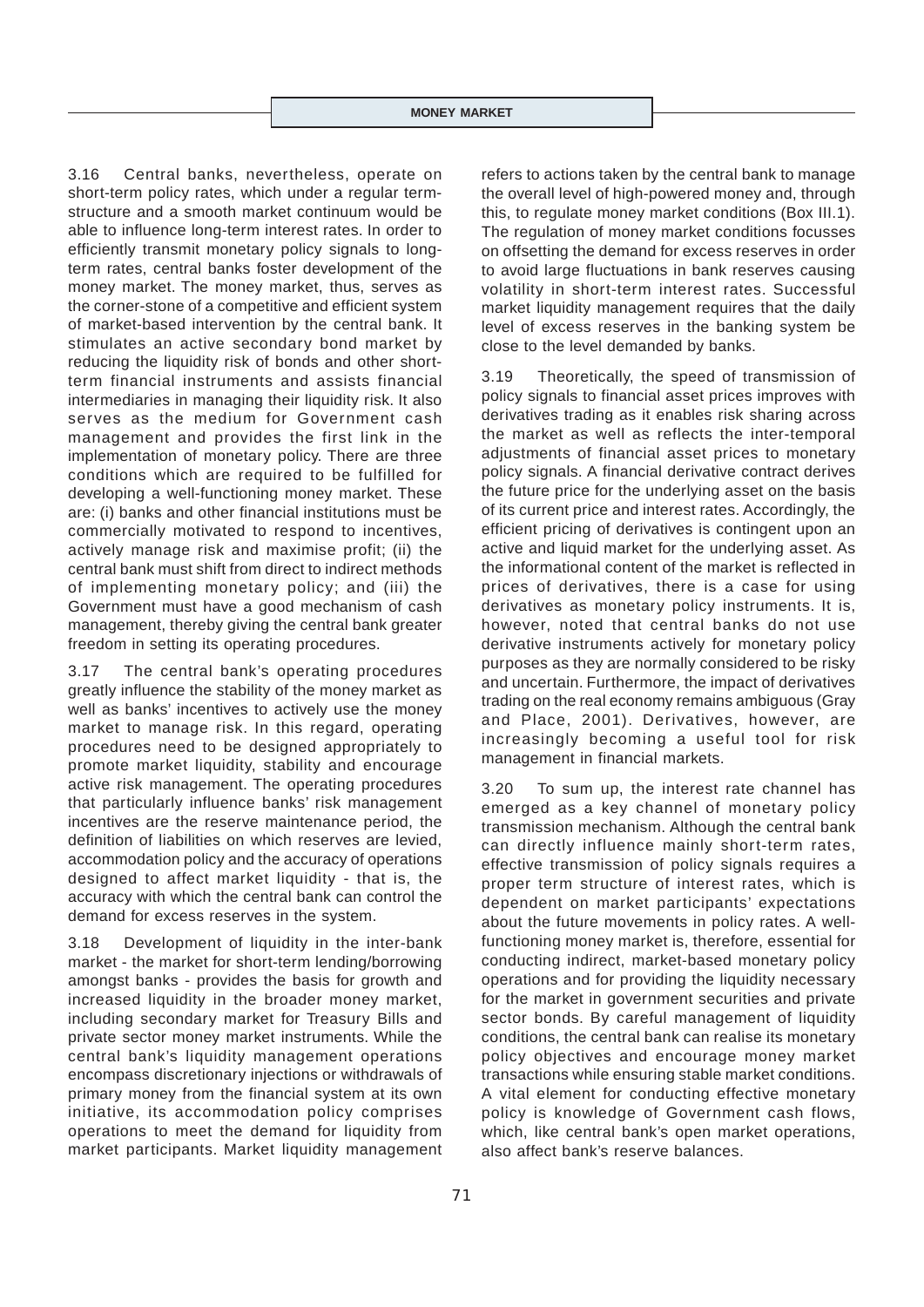3.16 Central banks, nevertheless, operate on short-term policy rates, which under a regular term-structure and a smooth market continuum would be able to influence long-term interest rates. In order to efficiently transmit monetary policy signals to long-term rates, central banks foster development of the money market. The money market, thus, serves as the corner-stone of a competitive and efficient system of market-based intervention by the central bank. It stimulates an active secondary bond market by reducing the liquidity risk of bonds and other short-term financial instruments and assists financial intermediaries in managing their liquidity risk. It also serves as the medium for Government cash management and provides the first link in the implementation of monetary policy. There are three conditions which are required to be fulfilled for developing a well-functioning money market. These are: (i) banks and other financial institutions must be commercially motivated to respond to incentives, actively manage risk and maximise profit; (ii) the central bank must shift from direct to indirect methods of implementing monetary policy; and (iii) the Government must have a good mechanism of cash management, thereby giving the central bank greater freedom in setting its operating procedures.

3.17 The central bank's operating procedures greatly influence the stability of the money market as well as banks' incentives to actively use the money market to manage risk. In this regard, operating procedures need to be designed appropriately to promote market liquidity, stability and encourage active risk management. The operating procedures that particularly influence banks' risk management incentives are the reserve maintenance period, the definition of liabilities on which reserves are levied, accommodation policy and the accuracy of operations designed to affect market liquidity - that is, the accuracy with which the central bank can control the demand for excess reserves in the system.

3.18 Development of liquidity in the inter-bank market - the market for short-term lending/borrowing amongst banks - provides the basis for growth and increased liquidity in the broader money market, including secondary market for Treasury Bills and private sector money market instruments. While the central bank's liquidity management operations encompass discretionary injections or withdrawals of primary money from the financial system at its own initiative, its accommodation policy comprises operations to meet the demand for liquidity from market participants. Market liquidity management refers to actions taken by the central bank to manage the overall level of high-powered money and, through this, to regulate money market conditions (Box III.1). The regulation of money market conditions focusses on offsetting the demand for excess reserves in order to avoid large fluctuations in bank reserves causing volatility in short-term interest rates. Successful market liquidity management requires that the daily level of excess reserves in the banking system be close to the level demanded by banks.

3.19 Theoretically, the speed of transmission of policy signals to financial asset prices improves with derivatives trading as it enables risk sharing across the market as well as reflects the inter-temporal adjustments of financial asset prices to monetary policy signals. A financial derivative contract derives the future price for the underlying asset on the basis of its current price and interest rates. Accordingly, the efficient pricing of derivatives is contingent upon an active and liquid market for the underlying asset. As the informational content of the market is reflected in prices of derivatives, there is a case for using derivatives as monetary policy instruments. It is, however, noted that central banks do not use derivative instruments actively for monetary policy purposes as they are normally considered to be risky and uncertain. Furthermore, the impact of derivatives trading on the real economy remains ambiguous (Gray and Place, 2001). Derivatives, however, are increasingly becoming a useful tool for risk management in financial markets.

3.20 To sum up, the interest rate channel has emerged as a key channel of monetary policy transmission mechanism. Although the central bank can directly influence mainly short-term rates, effective transmission of policy signals requires a proper term structure of interest rates, which is dependent on market participants' expectations about the future movements in policy rates. A well-functioning money market is, therefore, essential for conducting indirect, market-based monetary policy operations and for providing the liquidity necessary for the market in government securities and private sector bonds. By careful management of liquidity conditions, the central bank can realise its monetary policy objectives and encourage money market transactions while ensuring stable market conditions. A vital element for conducting effective monetary policy is knowledge of Government cash flows, which, like central bank's open market operations, also affect bank's reserve balances.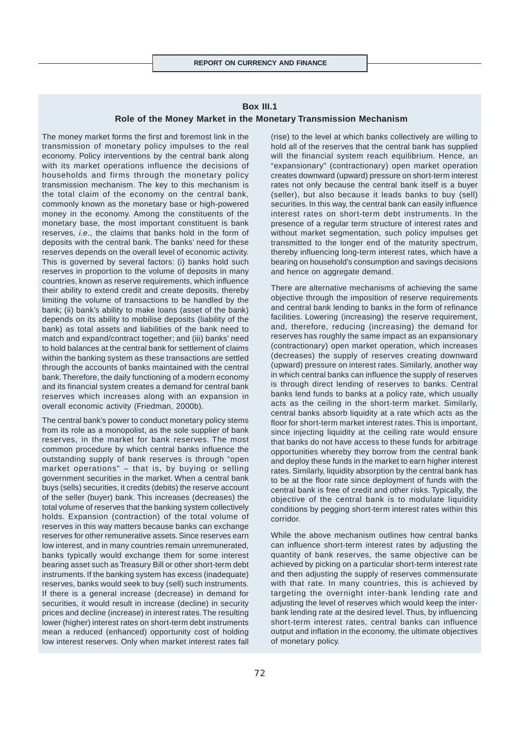### Box III.1
### Role of the Money Market in the Monetary Transmission Mechanism

The money market forms the first and foremost link in the transmission of monetary policy impulses to the real economy. Policy interventions by the central bank along with its market operations influence the decisions of households and firms through the monetary policy transmission mechanism. The key to this mechanism is the total claim of the economy on the central bank, commonly known as the monetary base or high-powered money in the economy. Among the constituents of the monetary base, the most important constituent is bank reserves, *i.e.*, the claims that banks hold in the form of deposits with the central bank. The banks' need for these reserves depends on the overall level of economic activity. This is governed by several factors: (i) banks hold such reserves in proportion to the volume of deposits in many countries, known as reserve requirements, which influence their ability to extend credit and create deposits, thereby limiting the volume of transactions to be handled by the bank; (ii) bank's ability to make loans (asset of the bank) depends on its ability to mobilise deposits (liability of the bank) as total assets and liabilities of the bank need to match and expand/contract together; and (iii) banks' need to hold balances at the central bank for settlement of claims within the banking system as these transactions are settled through the accounts of banks maintained with the central bank. Therefore, the daily functioning of a modern economy and its financial system creates a demand for central bank reserves which increases along with an expansion in overall economic activity (Friedman, 2000b).

The central bank's power to conduct monetary policy stems from its role as a monopolist, as the sole supplier of bank reserves, in the market for bank reserves. The most common procedure by which central banks influence the outstanding supply of bank reserves is through "open market operations" – that is, by buying or selling government securities in the market. When a central bank buys (sells) securities, it credits (debits) the reserve account of the seller (buyer) bank. This increases (decreases) the total volume of reserves that the banking system collectively holds. Expansion (contraction) of the total volume of reserves in this way matters because banks can exchange reserves for other remunerative assets. Since reserves earn low interest, and in many countries remain unremunerated, banks typically would exchange them for some interest bearing asset such as Treasury Bill or other short-term debt instruments. If the banking system has excess (inadequate) reserves, banks would seek to buy (sell) such instruments. If there is a general increase (decrease) in demand for securities, it would result in increase (decline) in security prices and decline (increase) in interest rates. The resulting lower (higher) interest rates on short-term debt instruments mean a reduced (enhanced) opportunity cost of holding low interest reserves. Only when market interest rates fall (rise) to the level at which banks collectively are willing to hold all of the reserves that the central bank has supplied will the financial system reach equilibrium. Hence, an "expansionary" (contractionary) open market operation creates downward (upward) pressure on short-term interest rates not only because the central bank itself is a buyer (seller), but also because it leads banks to buy (sell) securities. In this way, the central bank can easily influence interest rates on short-term debt instruments. In the presence of a regular term structure of interest rates and without market segmentation, such policy impulses get transmitted to the longer end of the maturity spectrum, thereby influencing long-term interest rates, which have a bearing on household's consumption and savings decisions and hence on aggregate demand.

There are alternative mechanisms of achieving the same objective through the imposition of reserve requirements and central bank lending to banks in the form of refinance facilities. Lowering (increasing) the reserve requirement, and, therefore, reducing (increasing) the demand for reserves has roughly the same impact as an expansionary (contractionary) open market operation, which increases (decreases) the supply of reserves creating downward (upward) pressure on interest rates. Similarly, another way in which central banks can influence the supply of reserves is through direct lending of reserves to banks. Central banks lend funds to banks at a policy rate, which usually acts as the ceiling in the short-term market. Similarly, central banks absorb liquidity at a rate which acts as the floor for short-term market interest rates. This is important, since injecting liquidity at the ceiling rate would ensure that banks do not have access to these funds for arbitrage opportunities whereby they borrow from the central bank and deploy these funds in the market to earn higher interest rates. Similarly, liquidity absorption by the central bank has to be at the floor rate since deployment of funds with the central bank is free of credit and other risks. Typically, the objective of the central bank is to modulate liquidity conditions by pegging short-term interest rates within this corridor.

While the above mechanism outlines how central banks can influence short-term interest rates by adjusting the quantity of bank reserves, the same objective can be achieved by picking on a particular short-term interest rate and then adjusting the supply of reserves commensurate with that rate. In many countries, this is achieved by targeting the overnight inter-bank lending rate and adjusting the level of reserves which would keep the inter-bank lending rate at the desired level. Thus, by influencing short-term interest rates, central banks can influence output and inflation in the economy, the ultimate objectives of monetary policy.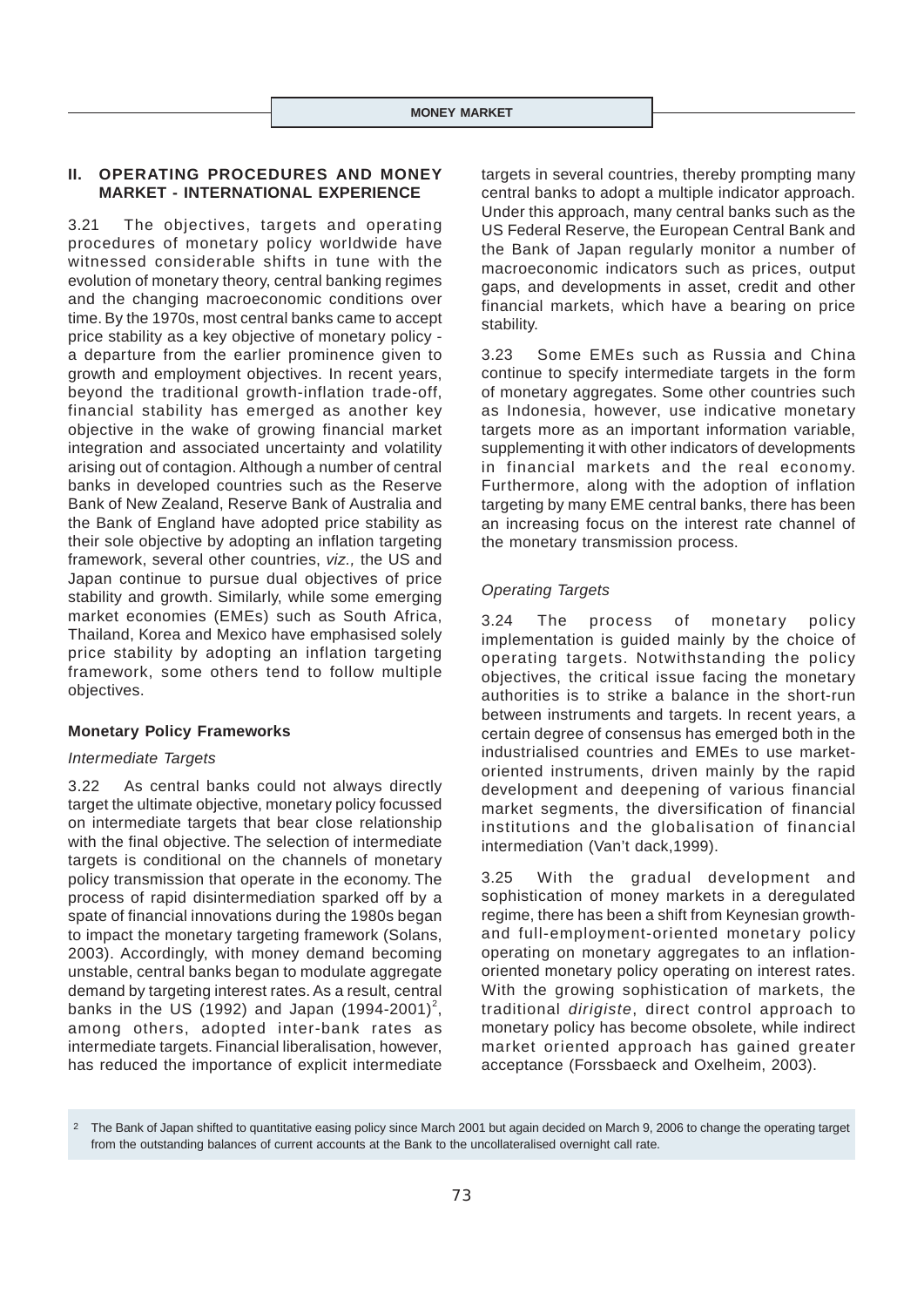## II. OPERATING PROCEDURES AND MONEY MARKET - INTERNATIONAL EXPERIENCE

3.21 The objectives, targets and operating procedures of monetary policy worldwide have witnessed considerable shifts in tune with the evolution of monetary theory, central banking regimes and the changing macroeconomic conditions over time. By the 1970s, most central banks came to accept price stability as a key objective of monetary policy - a departure from the earlier prominence given to growth and employment objectives. In recent years, beyond the traditional growth-inflation trade-off, financial stability has emerged as another key objective in the wake of growing financial market integration and associated uncertainty and volatility arising out of contagion. Although a number of central banks in developed countries such as the Reserve Bank of New Zealand, Reserve Bank of Australia and the Bank of England have adopted price stability as their sole objective by adopting an inflation targeting framework, several other countries, *viz.,* the US and Japan continue to pursue dual objectives of price stability and growth. Similarly, while some emerging market economies (EMEs) such as South Africa, Thailand, Korea and Mexico have emphasised solely price stability by adopting an inflation targeting framework, some others tend to follow multiple objectives.

### Monetary Policy Frameworks

#### *Intermediate Targets*

3.22 As central banks could not always directly target the ultimate objective, monetary policy focussed on intermediate targets that bear close relationship with the final objective. The selection of intermediate targets is conditional on the channels of monetary policy transmission that operate in the economy. The process of rapid disintermediation sparked off by a spate of financial innovations during the 1980s began to impact the monetary targeting framework (Solans, 2003). Accordingly, with money demand becoming unstable, central banks began to modulate aggregate demand by targeting interest rates. As a result, central banks in the US (1992) and Japan (1994-2001)[2], among others, adopted inter-bank rates as intermediate targets. Financial liberalisation, however, has reduced the importance of explicit intermediate targets in several countries, thereby prompting many central banks to adopt a multiple indicator approach. Under this approach, many central banks such as the US Federal Reserve, the European Central Bank and the Bank of Japan regularly monitor a number of macroeconomic indicators such as prices, output gaps, and developments in asset, credit and other financial markets, which have a bearing on price stability.

3.23 Some EMEs such as Russia and China continue to specify intermediate targets in the form of monetary aggregates. Some other countries such as Indonesia, however, use indicative monetary targets more as an important information variable, supplementing it with other indicators of developments in financial markets and the real economy. Furthermore, along with the adoption of inflation targeting by many EME central banks, there has been an increasing focus on the interest rate channel of the monetary transmission process.

#### *Operating Targets*

3.24 The process of monetary policy implementation is guided mainly by the choice of operating targets. Notwithstanding the policy objectives, the critical issue facing the monetary authorities is to strike a balance in the short-run between instruments and targets. In recent years, a certain degree of consensus has emerged both in the industrialised countries and EMEs to use market-oriented instruments, driven mainly by the rapid development and deepening of various financial market segments, the diversification of financial institutions and the globalisation of financial intermediation (Van't dack,1999).

3.25 With the gradual development and sophistication of money markets in a deregulated regime, there has been a shift from Keynesian growth- and full-employment-oriented monetary policy operating on monetary aggregates to an inflation-oriented monetary policy operating on interest rates. With the growing sophistication of markets, the traditional *dirigiste*, direct control approach to monetary policy has become obsolete, while indirect market oriented approach has gained greater acceptance (Forssbaeck and Oxelheim, 2003).

[2] The Bank of Japan shifted to quantitative easing policy since March 2001 but again decided on March 9, 2006 to change the operating target from the outstanding balances of current accounts at the Bank to the uncollateralised overnight call rate.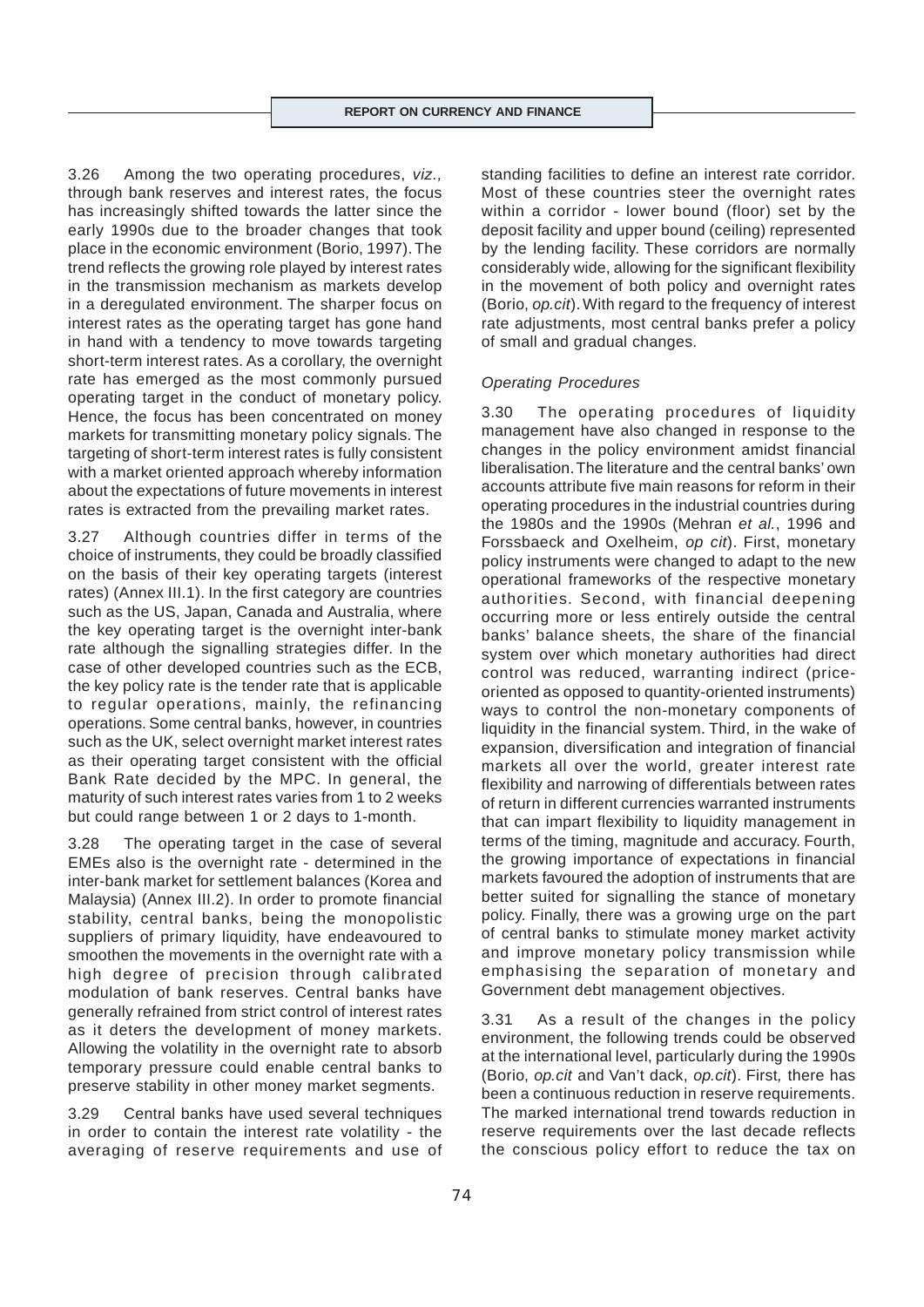3.26 Among the two operating procedures, *viz.,* through bank reserves and interest rates, the focus has increasingly shifted towards the latter since the early 1990s due to the broader changes that took place in the economic environment (Borio, 1997). The trend reflects the growing role played by interest rates in the transmission mechanism as markets develop in a deregulated environment. The sharper focus on interest rates as the operating target has gone hand in hand with a tendency to move towards targeting short-term interest rates. As a corollary, the overnight rate has emerged as the most commonly pursued operating target in the conduct of monetary policy. Hence, the focus has been concentrated on money markets for transmitting monetary policy signals. The targeting of short-term interest rates is fully consistent with a market oriented approach whereby information about the expectations of future movements in interest rates is extracted from the prevailing market rates.

3.27 Although countries differ in terms of the choice of instruments, they could be broadly classified on the basis of their key operating targets (interest rates) (Annex III.1). In the first category are countries such as the US, Japan, Canada and Australia, where the key operating target is the overnight inter-bank rate although the signalling strategies differ. In the case of other developed countries such as the ECB, the key policy rate is the tender rate that is applicable to regular operations, mainly, the refinancing operations. Some central banks, however, in countries such as the UK, select overnight market interest rates as their operating target consistent with the official Bank Rate decided by the MPC. In general, the maturity of such interest rates varies from 1 to 2 weeks but could range between 1 or 2 days to 1-month.

3.28 The operating target in the case of several EMEs also is the overnight rate - determined in the inter-bank market for settlement balances (Korea and Malaysia) (Annex III.2). In order to promote financial stability, central banks, being the monopolistic suppliers of primary liquidity, have endeavoured to smoothen the movements in the overnight rate with a high degree of precision through calibrated modulation of bank reserves. Central banks have generally refrained from strict control of interest rates as it deters the development of money markets. Allowing the volatility in the overnight rate to absorb temporary pressure could enable central banks to preserve stability in other money market segments.

3.29 Central banks have used several techniques in order to contain the interest rate volatility - the averaging of reserve requirements and use of standing facilities to define an interest rate corridor. Most of these countries steer the overnight rates within a corridor - lower bound (floor) set by the deposit facility and upper bound (ceiling) represented by the lending facility. These corridors are normally considerably wide, allowing for the significant flexibility in the movement of both policy and overnight rates (Borio, *op.cit*). With regard to the frequency of interest rate adjustments, most central banks prefer a policy of small and gradual changes.

*Operating Procedures*

3.30 The operating procedures of liquidity management have also changed in response to the changes in the policy environment amidst financial liberalisation. The literature and the central banks' own accounts attribute five main reasons for reform in their operating procedures in the industrial countries during the 1980s and the 1990s (Mehran *et al.*, 1996 and Forssbaeck and Oxelheim, *op cit*). First, monetary policy instruments were changed to adapt to the new operational frameworks of the respective monetary authorities. Second, with financial deepening occurring more or less entirely outside the central banks' balance sheets, the share of the financial system over which monetary authorities had direct control was reduced, warranting indirect (price-oriented as opposed to quantity-oriented instruments) ways to control the non-monetary components of liquidity in the financial system. Third, in the wake of expansion, diversification and integration of financial markets all over the world, greater interest rate flexibility and narrowing of differentials between rates of return in different currencies warranted instruments that can impart flexibility to liquidity management in terms of the timing, magnitude and accuracy. Fourth, the growing importance of expectations in financial markets favoured the adoption of instruments that are better suited for signalling the stance of monetary policy. Finally, there was a growing urge on the part of central banks to stimulate money market activity and improve monetary policy transmission while emphasising the separation of monetary and Government debt management objectives.

3.31 As a result of the changes in the policy environment, the following trends could be observed at the international level, particularly during the 1990s (Borio, *op.cit* and Van't dack, *op.cit*). First, there has been a continuous reduction in reserve requirements. The marked international trend towards reduction in reserve requirements over the last decade reflects the conscious policy effort to reduce the tax on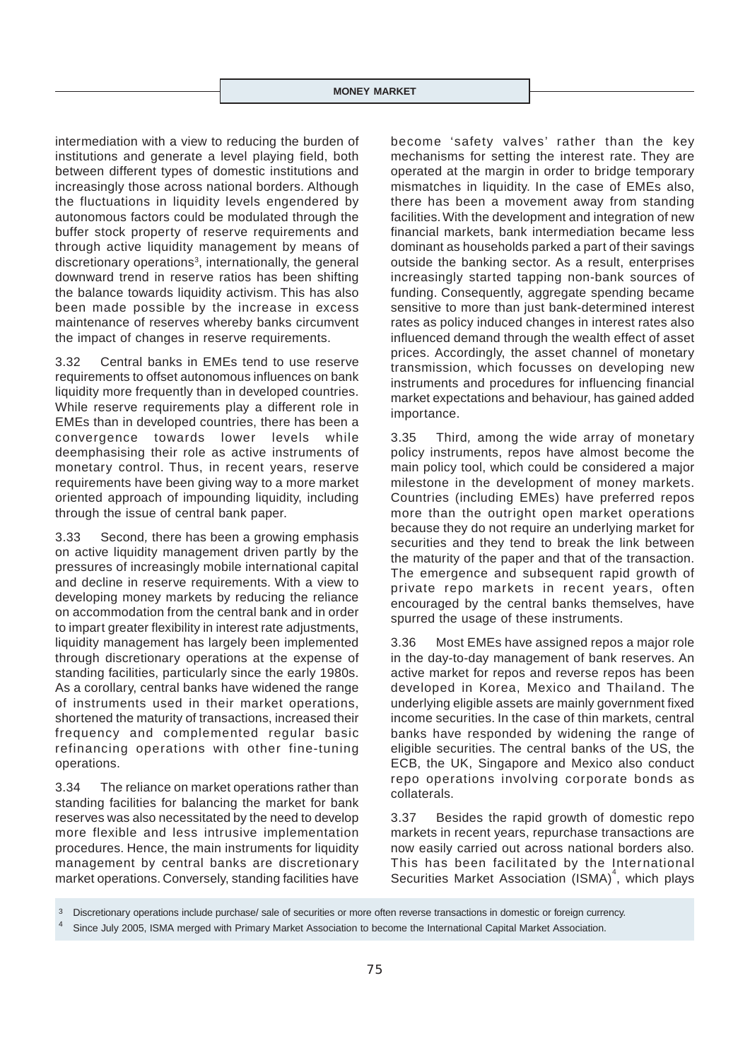intermediation with a view to reducing the burden of institutions and generate a level playing field, both between different types of domestic institutions and increasingly those across national borders. Although the fluctuations in liquidity levels engendered by autonomous factors could be modulated through the buffer stock property of reserve requirements and through active liquidity management by means of discretionary operations[3], internationally, the general downward trend in reserve ratios has been shifting the balance towards liquidity activism. This has also been made possible by the increase in excess maintenance of reserves whereby banks circumvent the impact of changes in reserve requirements.

3.32 Central banks in EMEs tend to use reserve requirements to offset autonomous influences on bank liquidity more frequently than in developed countries. While reserve requirements play a different role in EMEs than in developed countries, there has been a convergence towards lower levels while deemphasising their role as active instruments of monetary control. Thus, in recent years, reserve requirements have been giving way to a more market oriented approach of impounding liquidity, including through the issue of central bank paper.

3.33 Second, there has been a growing emphasis on active liquidity management driven partly by the pressures of increasingly mobile international capital and decline in reserve requirements. With a view to developing money markets by reducing the reliance on accommodation from the central bank and in order to impart greater flexibility in interest rate adjustments, liquidity management has largely been implemented through discretionary operations at the expense of standing facilities, particularly since the early 1980s. As a corollary, central banks have widened the range of instruments used in their market operations, shortened the maturity of transactions, increased their frequency and complemented regular basic refinancing operations with other fine-tuning operations.

3.34 The reliance on market operations rather than standing facilities for balancing the market for bank reserves was also necessitated by the need to develop more flexible and less intrusive implementation procedures. Hence, the main instruments for liquidity management by central banks are discretionary market operations. Conversely, standing facilities have become 'safety valves' rather than the key mechanisms for setting the interest rate. They are operated at the margin in order to bridge temporary mismatches in liquidity. In the case of EMEs also, there has been a movement away from standing facilities. With the development and integration of new financial markets, bank intermediation became less dominant as households parked a part of their savings outside the banking sector. As a result, enterprises increasingly started tapping non-bank sources of funding. Consequently, aggregate spending became sensitive to more than just bank-determined interest rates as policy induced changes in interest rates also influenced demand through the wealth effect of asset prices. Accordingly, the asset channel of monetary transmission, which focusses on developing new instruments and procedures for influencing financial market expectations and behaviour, has gained added importance.

3.35 Third, among the wide array of monetary policy instruments, repos have almost become the main policy tool, which could be considered a major milestone in the development of money markets. Countries (including EMEs) have preferred repos more than the outright open market operations because they do not require an underlying market for securities and they tend to break the link between the maturity of the paper and that of the transaction. The emergence and subsequent rapid growth of private repo markets in recent years, often encouraged by the central banks themselves, have spurred the usage of these instruments.

3.36 Most EMEs have assigned repos a major role in the day-to-day management of bank reserves. An active market for repos and reverse repos has been developed in Korea, Mexico and Thailand. The underlying eligible assets are mainly government fixed income securities. In the case of thin markets, central banks have responded by widening the range of eligible securities. The central banks of the US, the ECB, the UK, Singapore and Mexico also conduct repo operations involving corporate bonds as collaterals.

3.37 Besides the rapid growth of domestic repo markets in recent years, repurchase transactions are now easily carried out across national borders also. This has been facilitated by the International Securities Market Association (ISMA)[4], which plays

[3] Discretionary operations include purchase/ sale of securities or more often reverse transactions in domestic or foreign currency.

[4] Since July 2005, ISMA merged with Primary Market Association to become the International Capital Market Association.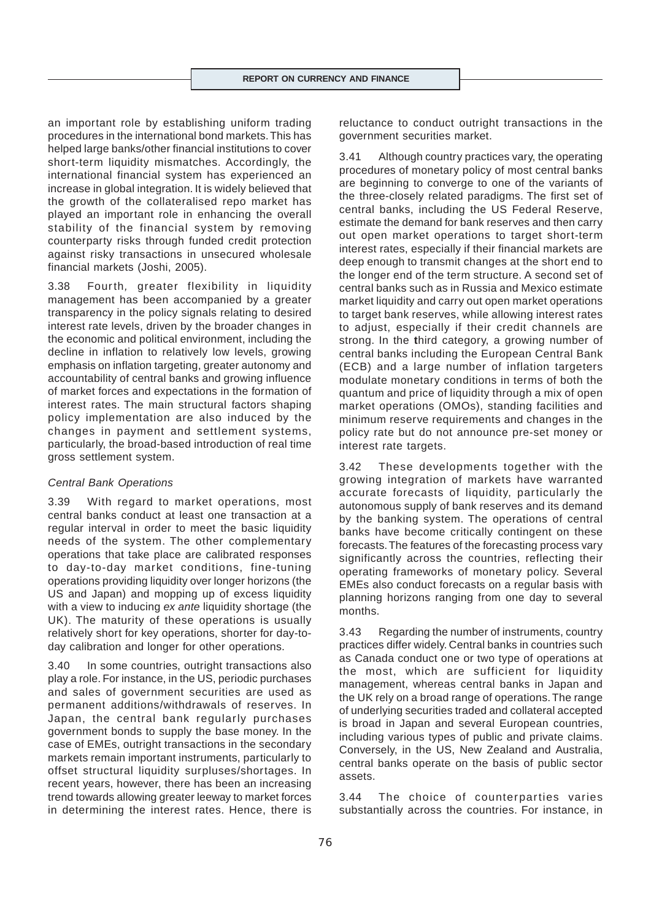an important role by establishing uniform trading procedures in the international bond markets. This has helped large banks/other financial institutions to cover short-term liquidity mismatches. Accordingly, the international financial system has experienced an increase in global integration. It is widely believed that the growth of the collateralised repo market has played an important role in enhancing the overall stability of the financial system by removing counterparty risks through funded credit protection against risky transactions in unsecured wholesale financial markets (Joshi, 2005).

3.38 Fourth, greater flexibility in liquidity management has been accompanied by a greater transparency in the policy signals relating to desired interest rate levels, driven by the broader changes in the economic and political environment, including the decline in inflation to relatively low levels, growing emphasis on inflation targeting, greater autonomy and accountability of central banks and growing influence of market forces and expectations in the formation of interest rates. The main structural factors shaping policy implementation are also induced by the changes in payment and settlement systems, particularly, the broad-based introduction of real time gross settlement system.

*Central Bank Operations*

3.39 With regard to market operations, most central banks conduct at least one transaction at a regular interval in order to meet the basic liquidity needs of the system. The other complementary operations that take place are calibrated responses to day-to-day market conditions, fine-tuning operations providing liquidity over longer horizons (the US and Japan) and mopping up of excess liquidity with a view to inducing *ex ante* liquidity shortage (the UK). The maturity of these operations is usually relatively short for key operations, shorter for day-to-day calibration and longer for other operations.

3.40 In some countries, outright transactions also play a role. For instance, in the US, periodic purchases and sales of government securities are used as permanent additions/withdrawals of reserves. In Japan, the central bank regularly purchases government bonds to supply the base money. In the case of EMEs, outright transactions in the secondary markets remain important instruments, particularly to offset structural liquidity surpluses/shortages. In recent years, however, there has been an increasing trend towards allowing greater leeway to market forces in determining the interest rates. Hence, there is reluctance to conduct outright transactions in the government securities market.

3.41 Although country practices vary, the operating procedures of monetary policy of most central banks are beginning to converge to one of the variants of the three-closely related paradigms. The first set of central banks, including the US Federal Reserve, estimate the demand for bank reserves and then carry out open market operations to target short-term interest rates, especially if their financial markets are deep enough to transmit changes at the short end to the longer end of the term structure. A second set of central banks such as in Russia and Mexico estimate market liquidity and carry out open market operations to target bank reserves, while allowing interest rates to adjust, especially if their credit channels are strong. In the third category, a growing number of central banks including the European Central Bank (ECB) and a large number of inflation targeters modulate monetary conditions in terms of both the quantum and price of liquidity through a mix of open market operations (OMOs), standing facilities and minimum reserve requirements and changes in the policy rate but do not announce pre-set money or interest rate targets.

3.42 These developments together with the growing integration of markets have warranted accurate forecasts of liquidity, particularly the autonomous supply of bank reserves and its demand by the banking system. The operations of central banks have become critically contingent on these forecasts. The features of the forecasting process vary significantly across the countries, reflecting their operating frameworks of monetary policy. Several EMEs also conduct forecasts on a regular basis with planning horizons ranging from one day to several months.

3.43 Regarding the number of instruments, country practices differ widely. Central banks in countries such as Canada conduct one or two type of operations at the most, which are sufficient for liquidity management, whereas central banks in Japan and the UK rely on a broad range of operations. The range of underlying securities traded and collateral accepted is broad in Japan and several European countries, including various types of public and private claims. Conversely, in the US, New Zealand and Australia, central banks operate on the basis of public sector assets.

3.44 The choice of counterparties varies substantially across the countries. For instance, in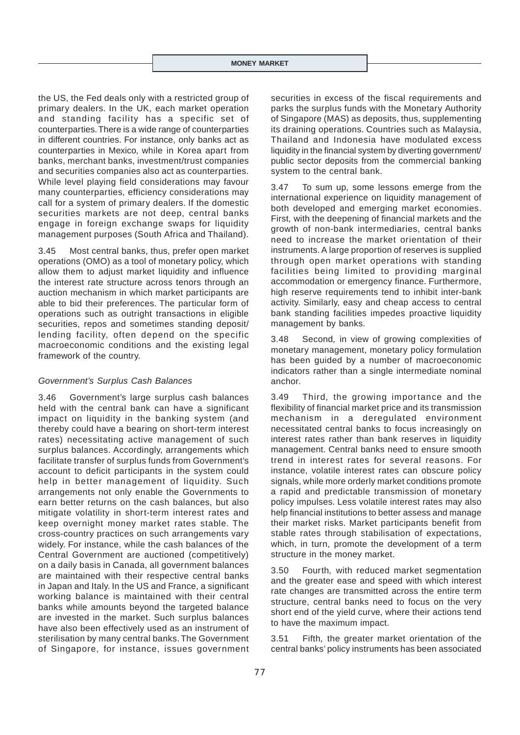the US, the Fed deals only with a restricted group of primary dealers. In the UK, each market operation and standing facility has a specific set of counterparties. There is a wide range of counterparties in different countries. For instance, only banks act as counterparties in Mexico, while in Korea apart from banks, merchant banks, investment/trust companies and securities companies also act as counterparties. While level playing field considerations may favour many counterparties, efficiency considerations may call for a system of primary dealers. If the domestic securities markets are not deep, central banks engage in foreign exchange swaps for liquidity management purposes (South Africa and Thailand).

3.45 Most central banks, thus, prefer open market operations (OMO) as a tool of monetary policy, which allow them to adjust market liquidity and influence the interest rate structure across tenors through an auction mechanism in which market participants are able to bid their preferences. The particular form of operations such as outright transactions in eligible securities, repos and sometimes standing deposit/ lending facility, often depend on the specific macroeconomic conditions and the existing legal framework of the country.

*Government's Surplus Cash Balances*

3.46 Government's large surplus cash balances held with the central bank can have a significant impact on liquidity in the banking system (and thereby could have a bearing on short-term interest rates) necessitating active management of such surplus balances. Accordingly, arrangements which facilitate transfer of surplus funds from Government's account to deficit participants in the system could help in better management of liquidity. Such arrangements not only enable the Governments to earn better returns on the cash balances, but also mitigate volatility in short-term interest rates and keep overnight money market rates stable. The cross-country practices on such arrangements vary widely. For instance, while the cash balances of the Central Government are auctioned (competitively) on a daily basis in Canada, all government balances are maintained with their respective central banks in Japan and Italy. In the US and France, a significant working balance is maintained with their central banks while amounts beyond the targeted balance are invested in the market. Such surplus balances have also been effectively used as an instrument of sterilisation by many central banks. The Government of Singapore, for instance, issues government securities in excess of the fiscal requirements and parks the surplus funds with the Monetary Authority of Singapore (MAS) as deposits, thus, supplementing its draining operations. Countries such as Malaysia, Thailand and Indonesia have modulated excess liquidity in the financial system by diverting government/ public sector deposits from the commercial banking system to the central bank.

3.47 To sum up, some lessons emerge from the international experience on liquidity management of both developed and emerging market economies. First*,* with the deepening of financial markets and the growth of non-bank intermediaries, central banks need to increase the market orientation of their instruments. A large proportion of reserves is supplied through open market operations with standing facilities being limited to providing marginal accommodation or emergency finance. Furthermore, high reserve requirements tend to inhibit inter-bank activity. Similarly, easy and cheap access to central bank standing facilities impedes proactive liquidity management by banks.

3.48 Second*,* in view of growing complexities of monetary management, monetary policy formulation has been guided by a number of macroeconomic indicators rather than a single intermediate nominal anchor.

3.49 Third*,* the growing importance and the flexibility of financial market price and its transmission mechanism in a deregulated environment necessitated central banks to focus increasingly on interest rates rather than bank reserves in liquidity management. Central banks need to ensure smooth trend in interest rates for several reasons. For instance, volatile interest rates can obscure policy signals, while more orderly market conditions promote a rapid and predictable transmission of monetary policy impulses. Less volatile interest rates may also help financial institutions to better assess and manage their market risks. Market participants benefit from stable rates through stabilisation of expectations, which, in turn, promote the development of a term structure in the money market.

3.50 Fourth*,* with reduced market segmentation and the greater ease and speed with which interest rate changes are transmitted across the entire term structure, central banks need to focus on the very short end of the yield curve, where their actions tend to have the maximum impact.

3.51 Fifth*,* the greater market orientation of the central banks' policy instruments has been associated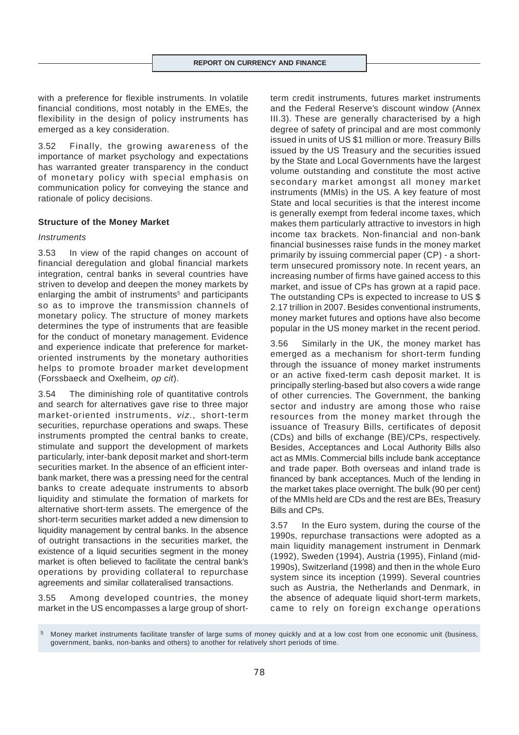with a preference for flexible instruments. In volatile financial conditions, most notably in the EMEs, the flexibility in the design of policy instruments has emerged as a key consideration.

3.52 Finally, the growing awareness of the importance of market psychology and expectations has warranted greater transparency in the conduct of monetary policy with special emphasis on communication policy for conveying the stance and rationale of policy decisions.

### Structure of the Money Market

*Instruments*

3.53 In view of the rapid changes on account of financial deregulation and global financial markets integration, central banks in several countries have striven to develop and deepen the money markets by enlarging the ambit of instruments[5] and participants so as to improve the transmission channels of monetary policy. The structure of money markets determines the type of instruments that are feasible for the conduct of monetary management. Evidence and experience indicate that preference for market-oriented instruments by the monetary authorities helps to promote broader market development (Forssbaeck and Oxelheim, *op cit*).

3.54 The diminishing role of quantitative controls and search for alternatives gave rise to three major market-oriented instruments, *viz.,* short-term securities, repurchase operations and swaps. These instruments prompted the central banks to create, stimulate and support the development of markets particularly, inter-bank deposit market and short-term securities market. In the absence of an efficient inter-bank market, there was a pressing need for the central banks to create adequate instruments to absorb liquidity and stimulate the formation of markets for alternative short-term assets. The emergence of the short-term securities market added a new dimension to liquidity management by central banks. In the absence of outright transactions in the securities market, the existence of a liquid securities segment in the money market is often believed to facilitate the central bank's operations by providing collateral to repurchase agreements and similar collateralised transactions.

3.55 Among developed countries, the money market in the US encompasses a large group of short-term credit instruments, futures market instruments and the Federal Reserve's discount window (Annex III.3). These are generally characterised by a high degree of safety of principal and are most commonly issued in units of US $1 million or more. Treasury Bills issued by the US Treasury and the securities issued by the State and Local Governments have the largest volume outstanding and constitute the most active secondary market amongst all money market instruments (MMIs) in the US. A key feature of most State and local securities is that the interest income is generally exempt from federal income taxes, which makes them particularly attractive to investors in high income tax brackets. Non-financial and non-bank financial businesses raise funds in the money market primarily by issuing commercial paper (CP) - a short-term unsecured promissory note. In recent years, an increasing number of firms have gained access to this market, and issue of CPs has grown at a rapid pace. The outstanding CPs is expected to increase to US $ 2.17 trillion in 2007. Besides conventional instruments, money market futures and options have also become popular in the US money market in the recent period.

3.56 Similarly in the UK, the money market has emerged as a mechanism for short-term funding through the issuance of money market instruments or an active fixed-term cash deposit market. It is principally sterling-based but also covers a wide range of other currencies. The Government, the banking sector and industry are among those who raise resources from the money market through the issuance of Treasury Bills, certificates of deposit (CDs) and bills of exchange (BE)/CPs, respectively. Besides, Acceptances and Local Authority Bills also act as MMIs. Commercial bills include bank acceptance and trade paper. Both overseas and inland trade is financed by bank acceptances. Much of the lending in the market takes place overnight. The bulk (90 per cent) of the MMIs held are CDs and the rest are BEs, Treasury Bills and CPs.

3.57 In the Euro system, during the course of the 1990s, repurchase transactions were adopted as a main liquidity management instrument in Denmark (1992), Sweden (1994), Austria (1995), Finland (mid-1990s), Switzerland (1998) and then in the whole Euro system since its inception (1999). Several countries such as Austria, the Netherlands and Denmark, in the absence of adequate liquid short-term markets, came to rely on foreign exchange operations

[5] Money market instruments facilitate transfer of large sums of money quickly and at a low cost from one economic unit (business, government, banks, non-banks and others) to another for relatively short periods of time.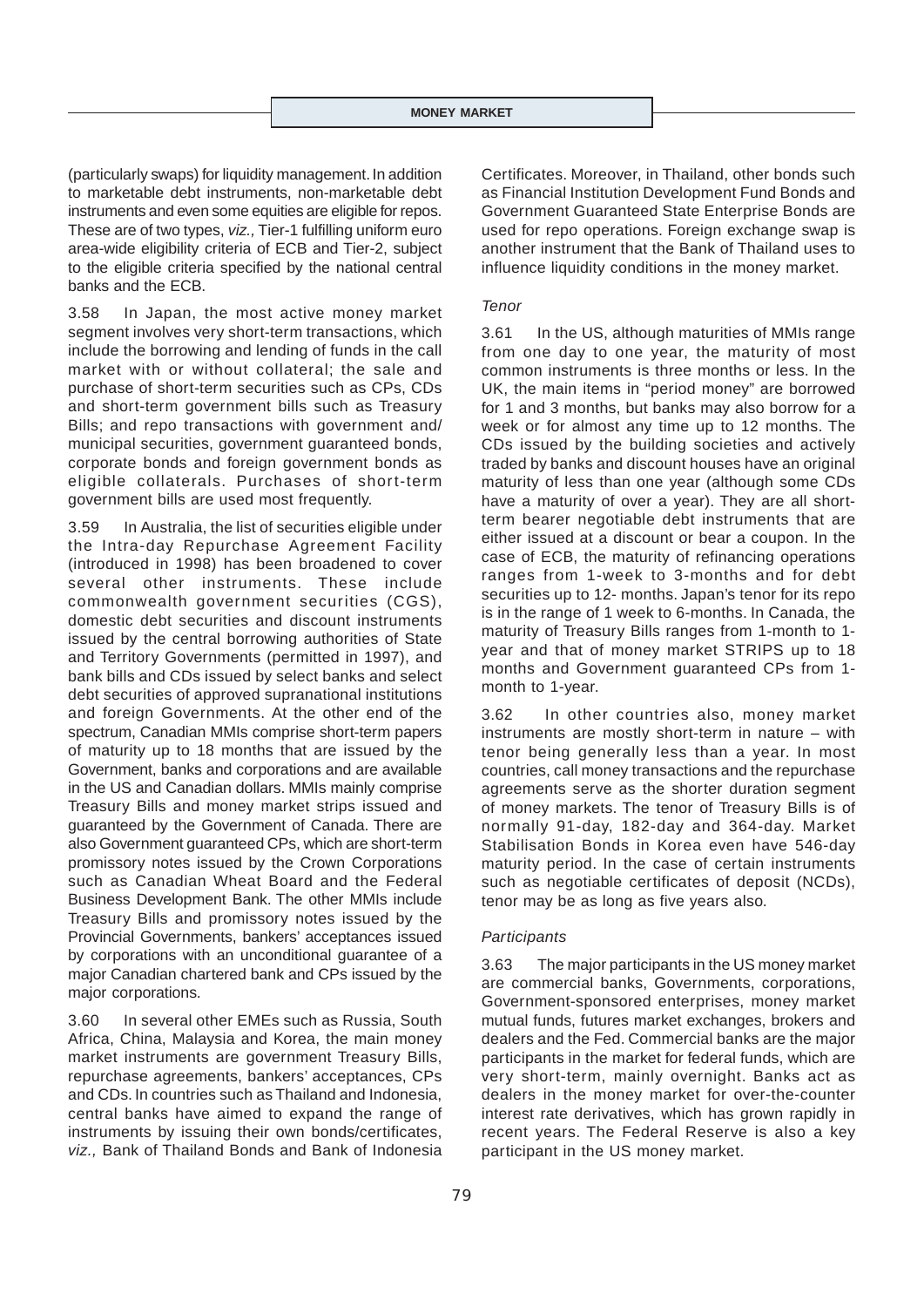(particularly swaps) for liquidity management. In addition to marketable debt instruments, non-marketable debt instruments and even some equities are eligible for repos. These are of two types, *viz.,* Tier-1 fulfilling uniform euro area-wide eligibility criteria of ECB and Tier-2, subject to the eligible criteria specified by the national central banks and the ECB.

3.58 In Japan, the most active money market segment involves very short-term transactions, which include the borrowing and lending of funds in the call market with or without collateral; the sale and purchase of short-term securities such as CPs, CDs and short-term government bills such as Treasury Bills; and repo transactions with government and/ municipal securities, government guaranteed bonds, corporate bonds and foreign government bonds as eligible collaterals. Purchases of short-term government bills are used most frequently.

3.59 In Australia, the list of securities eligible under the Intra-day Repurchase Agreement Facility (introduced in 1998) has been broadened to cover several other instruments. These include commonwealth government securities (CGS), domestic debt securities and discount instruments issued by the central borrowing authorities of State and Territory Governments (permitted in 1997), and bank bills and CDs issued by select banks and select debt securities of approved supranational institutions and foreign Governments. At the other end of the spectrum, Canadian MMIs comprise short-term papers of maturity up to 18 months that are issued by the Government, banks and corporations and are available in the US and Canadian dollars. MMIs mainly comprise Treasury Bills and money market strips issued and guaranteed by the Government of Canada. There are also Government guaranteed CPs, which are short-term promissory notes issued by the Crown Corporations such as Canadian Wheat Board and the Federal Business Development Bank. The other MMIs include Treasury Bills and promissory notes issued by the Provincial Governments, bankers' acceptances issued by corporations with an unconditional guarantee of a major Canadian chartered bank and CPs issued by the major corporations.

3.60 In several other EMEs such as Russia, South Africa, China, Malaysia and Korea, the main money market instruments are government Treasury Bills, repurchase agreements, bankers' acceptances, CPs and CDs. In countries such as Thailand and Indonesia, central banks have aimed to expand the range of instruments by issuing their own bonds/certificates, *viz.,* Bank of Thailand Bonds and Bank of Indonesia Certificates. Moreover, in Thailand, other bonds such as Financial Institution Development Fund Bonds and Government Guaranteed State Enterprise Bonds are used for repo operations. Foreign exchange swap is another instrument that the Bank of Thailand uses to influence liquidity conditions in the money market.

*Tenor*

3.61 In the US, although maturities of MMIs range from one day to one year, the maturity of most common instruments is three months or less. In the UK, the main items in "period money" are borrowed for 1 and 3 months, but banks may also borrow for a week or for almost any time up to 12 months. The CDs issued by the building societies and actively traded by banks and discount houses have an original maturity of less than one year (although some CDs have a maturity of over a year). They are all short-term bearer negotiable debt instruments that are either issued at a discount or bear a coupon. In the case of ECB, the maturity of refinancing operations ranges from 1-week to 3-months and for debt securities up to 12- months. Japan's tenor for its repo is in the range of 1 week to 6-months. In Canada, the maturity of Treasury Bills ranges from 1-month to 1-year and that of money market STRIPS up to 18 months and Government guaranteed CPs from 1-month to 1-year.

3.62 In other countries also, money market instruments are mostly short-term in nature – with tenor being generally less than a year. In most countries, call money transactions and the repurchase agreements serve as the shorter duration segment of money markets. The tenor of Treasury Bills is of normally 91-day, 182-day and 364-day. Market Stabilisation Bonds in Korea even have 546-day maturity period. In the case of certain instruments such as negotiable certificates of deposit (NCDs), tenor may be as long as five years also.

*Participants*

3.63 The major participants in the US money market are commercial banks, Governments, corporations, Government-sponsored enterprises, money market mutual funds, futures market exchanges, brokers and dealers and the Fed. Commercial banks are the major participants in the market for federal funds, which are very short-term, mainly overnight. Banks act as dealers in the money market for over-the-counter interest rate derivatives, which has grown rapidly in recent years. The Federal Reserve is also a key participant in the US money market.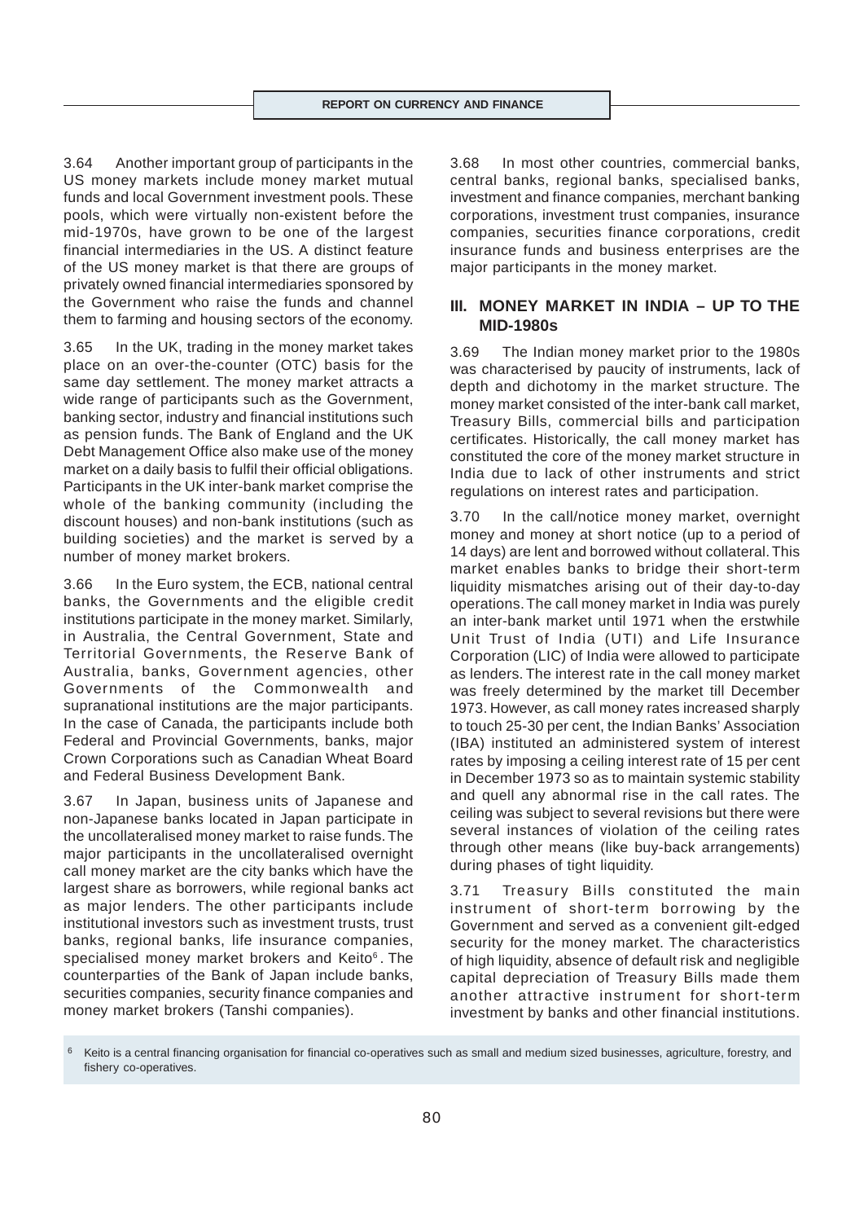3.64 Another important group of participants in the US money markets include money market mutual funds and local Government investment pools. These pools, which were virtually non-existent before the mid-1970s, have grown to be one of the largest financial intermediaries in the US. A distinct feature of the US money market is that there are groups of privately owned financial intermediaries sponsored by the Government who raise the funds and channel them to farming and housing sectors of the economy.

3.65 In the UK, trading in the money market takes place on an over-the-counter (OTC) basis for the same day settlement. The money market attracts a wide range of participants such as the Government, banking sector, industry and financial institutions such as pension funds. The Bank of England and the UK Debt Management Office also make use of the money market on a daily basis to fulfil their official obligations. Participants in the UK inter-bank market comprise the whole of the banking community (including the discount houses) and non-bank institutions (such as building societies) and the market is served by a number of money market brokers.

3.66 In the Euro system, the ECB, national central banks, the Governments and the eligible credit institutions participate in the money market. Similarly, in Australia, the Central Government, State and Territorial Governments, the Reserve Bank of Australia, banks, Government agencies, other Governments of the Commonwealth and supranational institutions are the major participants. In the case of Canada, the participants include both Federal and Provincial Governments, banks, major Crown Corporations such as Canadian Wheat Board and Federal Business Development Bank.

3.67 In Japan, business units of Japanese and non-Japanese banks located in Japan participate in the uncollateralised money market to raise funds. The major participants in the uncollateralised overnight call money market are the city banks which have the largest share as borrowers, while regional banks act as major lenders. The other participants include institutional investors such as investment trusts, trust banks, regional banks, life insurance companies, specialised money market brokers and Keito[6]. The counterparties of the Bank of Japan include banks, securities companies, security finance companies and money market brokers (Tanshi companies).

3.68 In most other countries, commercial banks, central banks, regional banks, specialised banks, investment and finance companies, merchant banking corporations, investment trust companies, insurance companies, securities finance corporations, credit insurance funds and business enterprises are the major participants in the money market.

## III. MONEY MARKET IN INDIA – UP TO THE MID-1980s

3.69 The Indian money market prior to the 1980s was characterised by paucity of instruments, lack of depth and dichotomy in the market structure. The money market consisted of the inter-bank call market, Treasury Bills, commercial bills and participation certificates. Historically, the call money market has constituted the core of the money market structure in India due to lack of other instruments and strict regulations on interest rates and participation.

3.70 In the call/notice money market, overnight money and money at short notice (up to a period of 14 days) are lent and borrowed without collateral. This market enables banks to bridge their short-term liquidity mismatches arising out of their day-to-day operations. The call money market in India was purely an inter-bank market until 1971 when the erstwhile Unit Trust of India (UTI) and Life Insurance Corporation (LIC) of India were allowed to participate as lenders. The interest rate in the call money market was freely determined by the market till December 1973. However, as call money rates increased sharply to touch 25-30 per cent, the Indian Banks' Association (IBA) instituted an administered system of interest rates by imposing a ceiling interest rate of 15 per cent in December 1973 so as to maintain systemic stability and quell any abnormal rise in the call rates. The ceiling was subject to several revisions but there were several instances of violation of the ceiling rates through other means (like buy-back arrangements) during phases of tight liquidity.

3.71 Treasury Bills constituted the main instrument of short-term borrowing by the Government and served as a convenient gilt-edged security for the money market. The characteristics of high liquidity, absence of default risk and negligible capital depreciation of Treasury Bills made them another attractive instrument for short-term investment by banks and other financial institutions.

[6] Keito is a central financing organisation for financial co-operatives such as small and medium sized businesses, agriculture, forestry, and fishery co-operatives.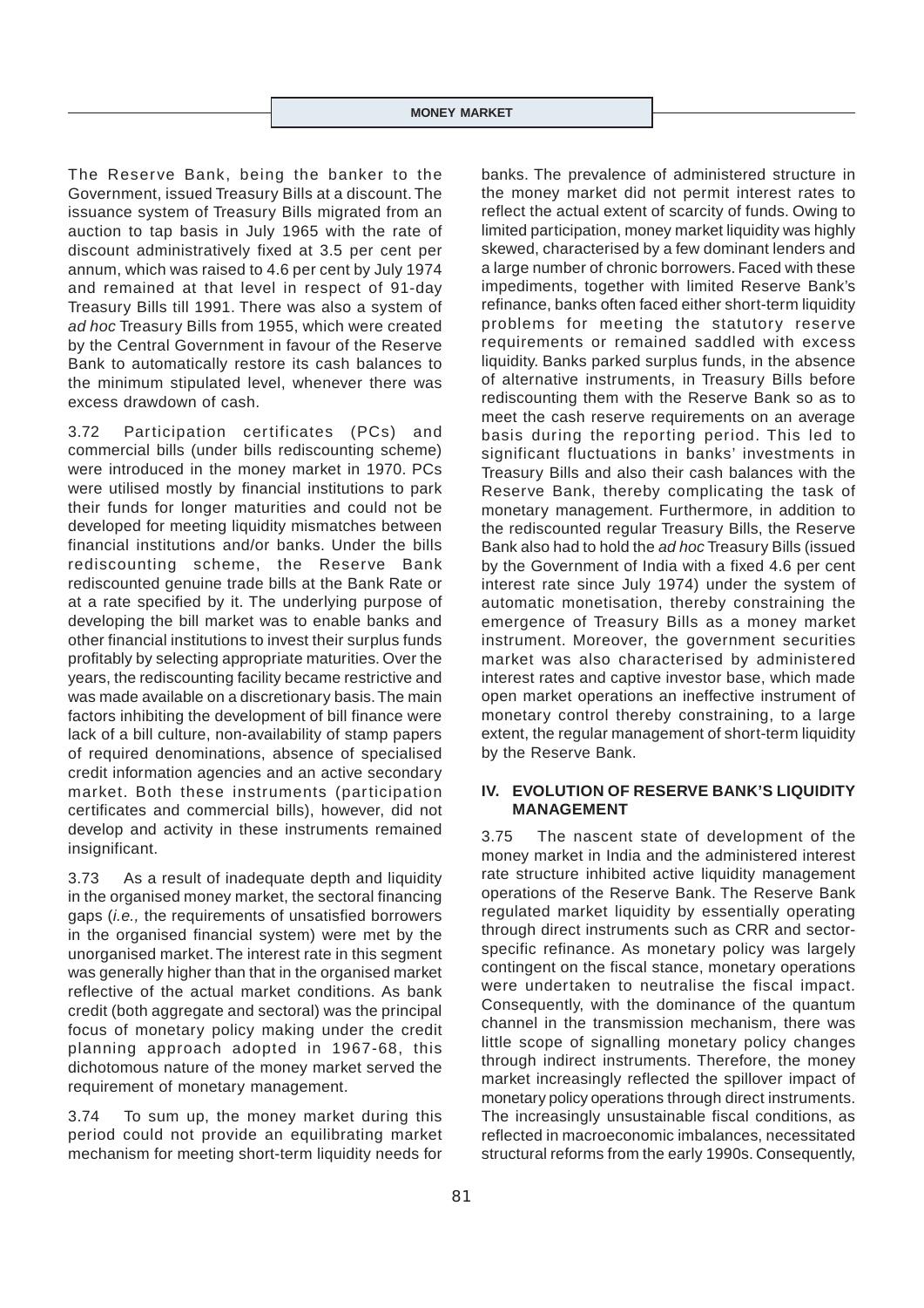The Reserve Bank, being the banker to the Government, issued Treasury Bills at a discount. The issuance system of Treasury Bills migrated from an auction to tap basis in July 1965 with the rate of discount administratively fixed at 3.5 per cent per annum, which was raised to 4.6 per cent by July 1974 and remained at that level in respect of 91-day Treasury Bills till 1991. There was also a system of *ad hoc* Treasury Bills from 1955, which were created by the Central Government in favour of the Reserve Bank to automatically restore its cash balances to the minimum stipulated level, whenever there was excess drawdown of cash.

3.72 Participation certificates (PCs) and commercial bills (under bills rediscounting scheme) were introduced in the money market in 1970. PCs were utilised mostly by financial institutions to park their funds for longer maturities and could not be developed for meeting liquidity mismatches between financial institutions and/or banks. Under the bills rediscounting scheme, the Reserve Bank rediscounted genuine trade bills at the Bank Rate or at a rate specified by it. The underlying purpose of developing the bill market was to enable banks and other financial institutions to invest their surplus funds profitably by selecting appropriate maturities. Over the years, the rediscounting facility became restrictive and was made available on a discretionary basis. The main factors inhibiting the development of bill finance were lack of a bill culture, non-availability of stamp papers of required denominations, absence of specialised credit information agencies and an active secondary market. Both these instruments (participation certificates and commercial bills), however, did not develop and activity in these instruments remained insignificant.

3.73 As a result of inadequate depth and liquidity in the organised money market, the sectoral financing gaps (*i.e.,* the requirements of unsatisfied borrowers in the organised financial system) were met by the unorganised market. The interest rate in this segment was generally higher than that in the organised market reflective of the actual market conditions. As bank credit (both aggregate and sectoral) was the principal focus of monetary policy making under the credit planning approach adopted in 1967-68, this dichotomous nature of the money market served the requirement of monetary management.

3.74 To sum up, the money market during this period could not provide an equilibrating market mechanism for meeting short-term liquidity needs for banks. The prevalence of administered structure in the money market did not permit interest rates to reflect the actual extent of scarcity of funds. Owing to limited participation, money market liquidity was highly skewed, characterised by a few dominant lenders and a large number of chronic borrowers. Faced with these impediments, together with limited Reserve Bank's refinance, banks often faced either short-term liquidity problems for meeting the statutory reserve requirements or remained saddled with excess liquidity. Banks parked surplus funds, in the absence of alternative instruments, in Treasury Bills before rediscounting them with the Reserve Bank so as to meet the cash reserve requirements on an average basis during the reporting period. This led to significant fluctuations in banks' investments in Treasury Bills and also their cash balances with the Reserve Bank, thereby complicating the task of monetary management. Furthermore, in addition to the rediscounted regular Treasury Bills, the Reserve Bank also had to hold the *ad hoc* Treasury Bills (issued by the Government of India with a fixed 4.6 per cent interest rate since July 1974) under the system of automatic monetisation, thereby constraining the emergence of Treasury Bills as a money market instrument. Moreover, the government securities market was also characterised by administered interest rates and captive investor base, which made open market operations an ineffective instrument of monetary control thereby constraining, to a large extent, the regular management of short-term liquidity by the Reserve Bank.

## IV. EVOLUTION OF RESERVE BANK'S LIQUIDITY MANAGEMENT

3.75 The nascent state of development of the money market in India and the administered interest rate structure inhibited active liquidity management operations of the Reserve Bank. The Reserve Bank regulated market liquidity by essentially operating through direct instruments such as CRR and sector-specific refinance. As monetary policy was largely contingent on the fiscal stance, monetary operations were undertaken to neutralise the fiscal impact. Consequently, with the dominance of the quantum channel in the transmission mechanism, there was little scope of signalling monetary policy changes through indirect instruments. Therefore, the money market increasingly reflected the spillover impact of monetary policy operations through direct instruments. The increasingly unsustainable fiscal conditions, as reflected in macroeconomic imbalances, necessitated structural reforms from the early 1990s. Consequently,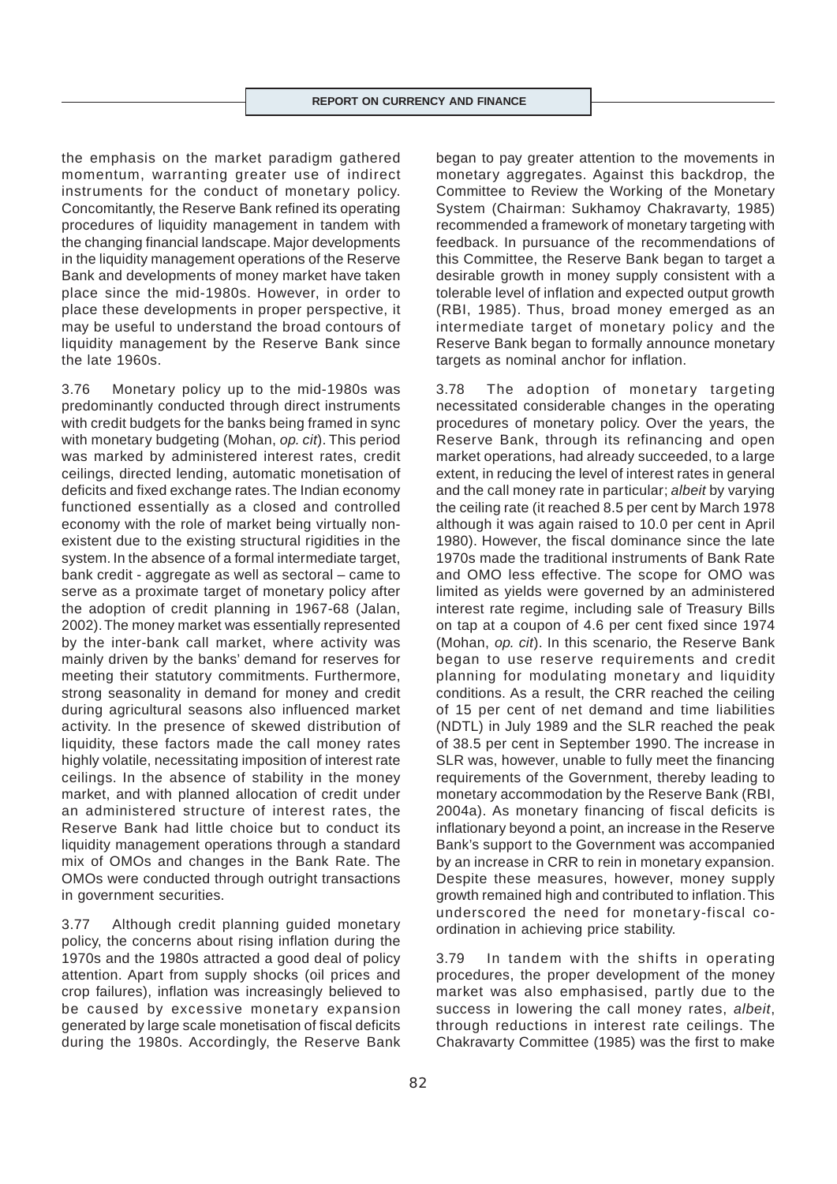the emphasis on the market paradigm gathered momentum, warranting greater use of indirect instruments for the conduct of monetary policy. Concomitantly, the Reserve Bank refined its operating procedures of liquidity management in tandem with the changing financial landscape. Major developments in the liquidity management operations of the Reserve Bank and developments of money market have taken place since the mid-1980s. However, in order to place these developments in proper perspective, it may be useful to understand the broad contours of liquidity management by the Reserve Bank since the late 1960s.

3.76 Monetary policy up to the mid-1980s was predominantly conducted through direct instruments with credit budgets for the banks being framed in sync with monetary budgeting (Mohan, *op. cit*). This period was marked by administered interest rates, credit ceilings, directed lending, automatic monetisation of deficits and fixed exchange rates. The Indian economy functioned essentially as a closed and controlled economy with the role of market being virtually non-existent due to the existing structural rigidities in the system. In the absence of a formal intermediate target, bank credit - aggregate as well as sectoral – came to serve as a proximate target of monetary policy after the adoption of credit planning in 1967-68 (Jalan, 2002). The money market was essentially represented by the inter-bank call market, where activity was mainly driven by the banks' demand for reserves for meeting their statutory commitments. Furthermore, strong seasonality in demand for money and credit during agricultural seasons also influenced market activity. In the presence of skewed distribution of liquidity, these factors made the call money rates highly volatile, necessitating imposition of interest rate ceilings. In the absence of stability in the money market, and with planned allocation of credit under an administered structure of interest rates, the Reserve Bank had little choice but to conduct its liquidity management operations through a standard mix of OMOs and changes in the Bank Rate. The OMOs were conducted through outright transactions in government securities.

3.77 Although credit planning guided monetary policy, the concerns about rising inflation during the 1970s and the 1980s attracted a good deal of policy attention. Apart from supply shocks (oil prices and crop failures), inflation was increasingly believed to be caused by excessive monetary expansion generated by large scale monetisation of fiscal deficits during the 1980s. Accordingly, the Reserve Bank began to pay greater attention to the movements in monetary aggregates. Against this backdrop, the Committee to Review the Working of the Monetary System (Chairman: Sukhamoy Chakravarty, 1985) recommended a framework of monetary targeting with feedback. In pursuance of the recommendations of this Committee, the Reserve Bank began to target a desirable growth in money supply consistent with a tolerable level of inflation and expected output growth (RBI, 1985). Thus, broad money emerged as an intermediate target of monetary policy and the Reserve Bank began to formally announce monetary targets as nominal anchor for inflation.

3.78 The adoption of monetary targeting necessitated considerable changes in the operating procedures of monetary policy. Over the years, the Reserve Bank, through its refinancing and open market operations, had already succeeded, to a large extent, in reducing the level of interest rates in general and the call money rate in particular; *albeit* by varying the ceiling rate (it reached 8.5 per cent by March 1978 although it was again raised to 10.0 per cent in April 1980). However, the fiscal dominance since the late 1970s made the traditional instruments of Bank Rate and OMO less effective. The scope for OMO was limited as yields were governed by an administered interest rate regime, including sale of Treasury Bills on tap at a coupon of 4.6 per cent fixed since 1974 (Mohan, *op. cit*). In this scenario, the Reserve Bank began to use reserve requirements and credit planning for modulating monetary and liquidity conditions. As a result, the CRR reached the ceiling of 15 per cent of net demand and time liabilities (NDTL) in July 1989 and the SLR reached the peak of 38.5 per cent in September 1990. The increase in SLR was, however, unable to fully meet the financing requirements of the Government, thereby leading to monetary accommodation by the Reserve Bank (RBI, 2004a). As monetary financing of fiscal deficits is inflationary beyond a point, an increase in the Reserve Bank's support to the Government was accompanied by an increase in CRR to rein in monetary expansion. Despite these measures, however, money supply growth remained high and contributed to inflation. This underscored the need for monetary-fiscal co-ordination in achieving price stability.

3.79 In tandem with the shifts in operating procedures, the proper development of the money market was also emphasised, partly due to the success in lowering the call money rates, *albeit*, through reductions in interest rate ceilings. The Chakravarty Committee (1985) was the first to make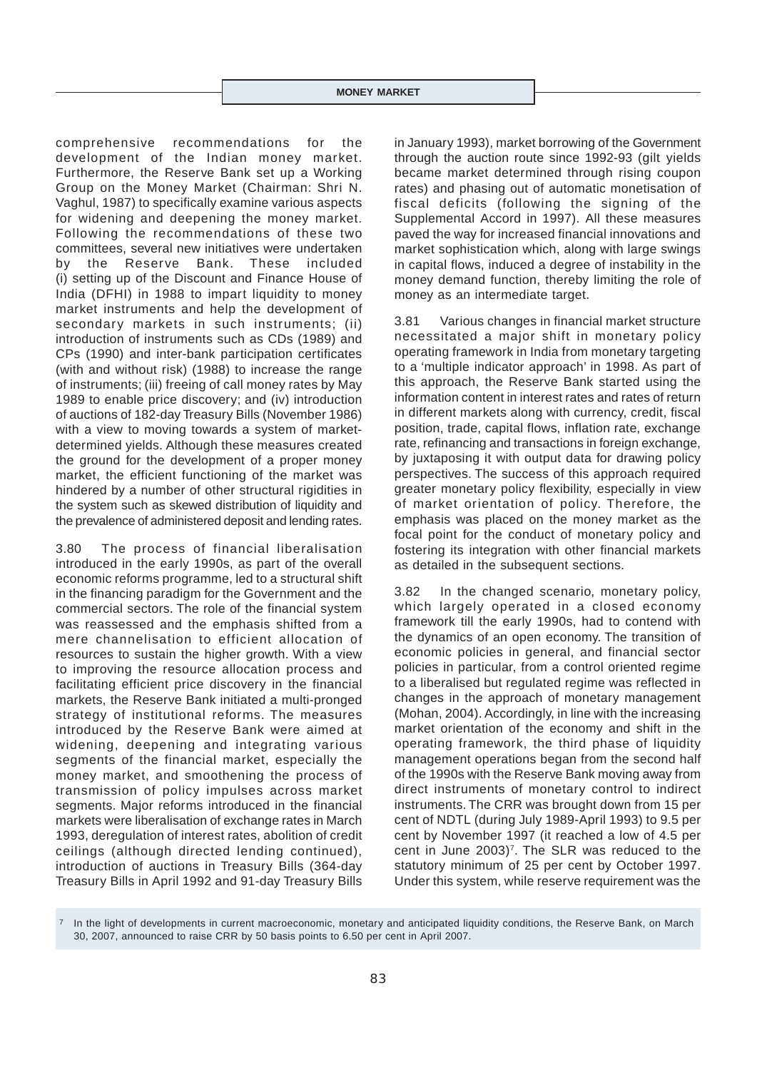comprehensive recommendations for the development of the Indian money market. Furthermore, the Reserve Bank set up a Working Group on the Money Market (Chairman: Shri N. Vaghul, 1987) to specifically examine various aspects for widening and deepening the money market. Following the recommendations of these two committees, several new initiatives were undertaken by the Reserve Bank. These included (i) setting up of the Discount and Finance House of India (DFHI) in 1988 to impart liquidity to money market instruments and help the development of secondary markets in such instruments; (ii) introduction of instruments such as CDs (1989) and CPs (1990) and inter-bank participation certificates (with and without risk) (1988) to increase the range of instruments; (iii) freeing of call money rates by May 1989 to enable price discovery; and (iv) introduction of auctions of 182-day Treasury Bills (November 1986) with a view to moving towards a system of market-determined yields. Although these measures created the ground for the development of a proper money market, the efficient functioning of the market was hindered by a number of other structural rigidities in the system such as skewed distribution of liquidity and the prevalence of administered deposit and lending rates.

3.80 The process of financial liberalisation introduced in the early 1990s, as part of the overall economic reforms programme, led to a structural shift in the financing paradigm for the Government and the commercial sectors. The role of the financial system was reassessed and the emphasis shifted from a mere channelisation to efficient allocation of resources to sustain the higher growth. With a view to improving the resource allocation process and facilitating efficient price discovery in the financial markets, the Reserve Bank initiated a multi-pronged strategy of institutional reforms. The measures introduced by the Reserve Bank were aimed at widening, deepening and integrating various segments of the financial market, especially the money market, and smoothening the process of transmission of policy impulses across market segments. Major reforms introduced in the financial markets were liberalisation of exchange rates in March 1993, deregulation of interest rates, abolition of credit ceilings (although directed lending continued), introduction of auctions in Treasury Bills (364-day Treasury Bills in April 1992 and 91-day Treasury Bills in January 1993), market borrowing of the Government through the auction route since 1992-93 (gilt yields became market determined through rising coupon rates) and phasing out of automatic monetisation of fiscal deficits (following the signing of the Supplemental Accord in 1997). All these measures paved the way for increased financial innovations and market sophistication which, along with large swings in capital flows, induced a degree of instability in the money demand function, thereby limiting the role of money as an intermediate target.

3.81 Various changes in financial market structure necessitated a major shift in monetary policy operating framework in India from monetary targeting to a 'multiple indicator approach' in 1998. As part of this approach, the Reserve Bank started using the information content in interest rates and rates of return in different markets along with currency, credit, fiscal position, trade, capital flows, inflation rate, exchange rate, refinancing and transactions in foreign exchange, by juxtaposing it with output data for drawing policy perspectives. The success of this approach required greater monetary policy flexibility, especially in view of market orientation of policy. Therefore, the emphasis was placed on the money market as the focal point for the conduct of monetary policy and fostering its integration with other financial markets as detailed in the subsequent sections.

3.82 In the changed scenario, monetary policy, which largely operated in a closed economy framework till the early 1990s, had to contend with the dynamics of an open economy. The transition of economic policies in general, and financial sector policies in particular, from a control oriented regime to a liberalised but regulated regime was reflected in changes in the approach of monetary management (Mohan, 2004). Accordingly, in line with the increasing market orientation of the economy and shift in the operating framework, the third phase of liquidity management operations began from the second half of the 1990s with the Reserve Bank moving away from direct instruments of monetary control to indirect instruments. The CRR was brought down from 15 per cent of NDTL (during July 1989-April 1993) to 9.5 per cent by November 1997 (it reached a low of 4.5 per cent in June 2003)[7]. The SLR was reduced to the statutory minimum of 25 per cent by October 1997. Under this system, while reserve requirement was the

[7] In the light of developments in current macroeconomic, monetary and anticipated liquidity conditions, the Reserve Bank, on March 30, 2007, announced to raise CRR by 50 basis points to 6.50 per cent in April 2007.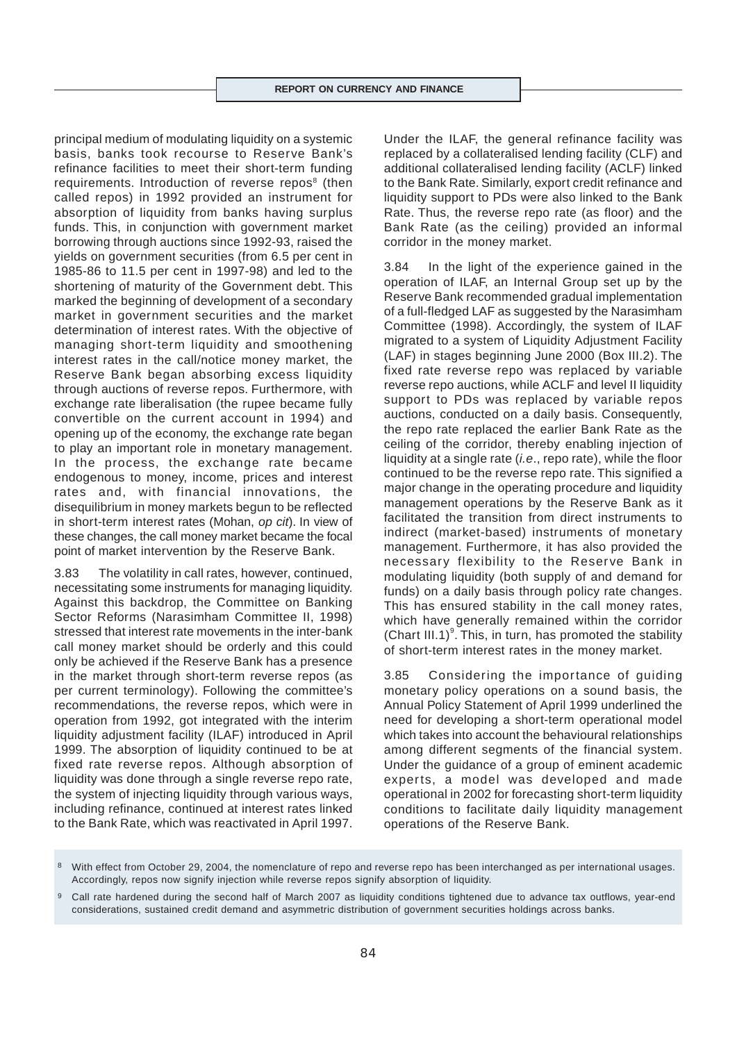principal medium of modulating liquidity on a systemic basis, banks took recourse to Reserve Bank's refinance facilities to meet their short-term funding requirements. Introduction of reverse repos[8] (then called repos) in 1992 provided an instrument for absorption of liquidity from banks having surplus funds. This, in conjunction with government market borrowing through auctions since 1992-93, raised the yields on government securities (from 6.5 per cent in 1985-86 to 11.5 per cent in 1997-98) and led to the shortening of maturity of the Government debt. This marked the beginning of development of a secondary market in government securities and the market determination of interest rates. With the objective of managing short-term liquidity and smoothening interest rates in the call/notice money market, the Reserve Bank began absorbing excess liquidity through auctions of reverse repos. Furthermore, with exchange rate liberalisation (the rupee became fully convertible on the current account in 1994) and opening up of the economy, the exchange rate began to play an important role in monetary management. In the process, the exchange rate became endogenous to money, income, prices and interest rates and, with financial innovations, the disequilibrium in money markets begun to be reflected in short-term interest rates (Mohan, *op cit*). In view of these changes, the call money market became the focal point of market intervention by the Reserve Bank.

3.83 The volatility in call rates, however, continued, necessitating some instruments for managing liquidity. Against this backdrop, the Committee on Banking Sector Reforms (Narasimham Committee II, 1998) stressed that interest rate movements in the inter-bank call money market should be orderly and this could only be achieved if the Reserve Bank has a presence in the market through short-term reverse repos (as per current terminology). Following the committee's recommendations, the reverse repos, which were in operation from 1992, got integrated with the interim liquidity adjustment facility (ILAF) introduced in April 1999. The absorption of liquidity continued to be at fixed rate reverse repos. Although absorption of liquidity was done through a single reverse repo rate, the system of injecting liquidity through various ways, including refinance, continued at interest rates linked to the Bank Rate, which was reactivated in April 1997. Under the ILAF, the general refinance facility was replaced by a collateralised lending facility (CLF) and additional collateralised lending facility (ACLF) linked to the Bank Rate. Similarly, export credit refinance and liquidity support to PDs were also linked to the Bank Rate. Thus, the reverse repo rate (as floor) and the Bank Rate (as the ceiling) provided an informal corridor in the money market.

3.84 In the light of the experience gained in the operation of ILAF, an Internal Group set up by the Reserve Bank recommended gradual implementation of a full-fledged LAF as suggested by the Narasimham Committee (1998). Accordingly, the system of ILAF migrated to a system of Liquidity Adjustment Facility (LAF) in stages beginning June 2000 (Box III.2). The fixed rate reverse repo was replaced by variable reverse repo auctions, while ACLF and level II liquidity support to PDs was replaced by variable repos auctions, conducted on a daily basis. Consequently, the repo rate replaced the earlier Bank Rate as the ceiling of the corridor, thereby enabling injection of liquidity at a single rate (*i.e.*, repo rate), while the floor continued to be the reverse repo rate. This signified a major change in the operating procedure and liquidity management operations by the Reserve Bank as it facilitated the transition from direct instruments to indirect (market-based) instruments of monetary management. Furthermore, it has also provided the necessary flexibility to the Reserve Bank in modulating liquidity (both supply of and demand for funds) on a daily basis through policy rate changes. This has ensured stability in the call money rates, which have generally remained within the corridor (Chart III.1)[9]. This, in turn, has promoted the stability of short-term interest rates in the money market.

3.85 Considering the importance of guiding monetary policy operations on a sound basis, the Annual Policy Statement of April 1999 underlined the need for developing a short-term operational model which takes into account the behavioural relationships among different segments of the financial system. Under the guidance of a group of eminent academic experts, a model was developed and made operational in 2002 for forecasting short-term liquidity conditions to facilitate daily liquidity management operations of the Reserve Bank.

[8] With effect from October 29, 2004, the nomenclature of repo and reverse repo has been interchanged as per international usages. Accordingly, repos now signify injection while reverse repos signify absorption of liquidity.

[9] Call rate hardened during the second half of March 2007 as liquidity conditions tightened due to advance tax outflows, year-end considerations, sustained credit demand and asymmetric distribution of government securities holdings across banks.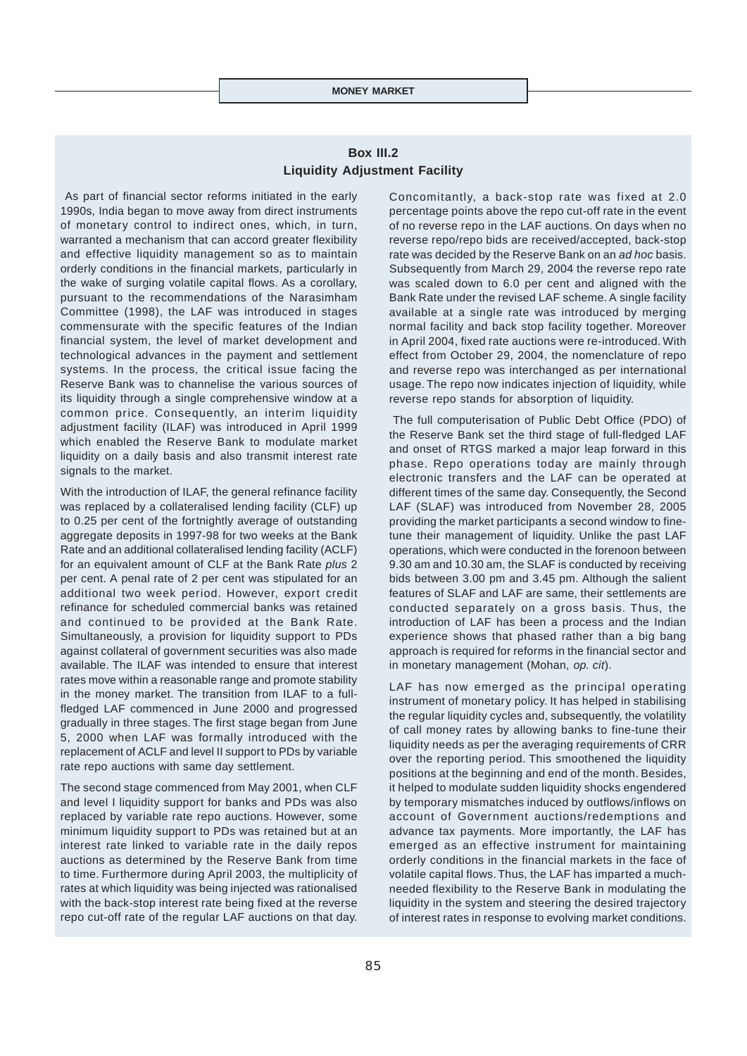## Box III.2
## Liquidity Adjustment Facility

As part of financial sector reforms initiated in the early 1990s, India began to move away from direct instruments of monetary control to indirect ones, which, in turn, warranted a mechanism that can accord greater flexibility and effective liquidity management so as to maintain orderly conditions in the financial markets, particularly in the wake of surging volatile capital flows. As a corollary, pursuant to the recommendations of the Narasimham Committee (1998), the LAF was introduced in stages commensurate with the specific features of the Indian financial system, the level of market development and technological advances in the payment and settlement systems. In the process, the critical issue facing the Reserve Bank was to channelise the various sources of its liquidity through a single comprehensive window at a common price. Consequently, an interim liquidity adjustment facility (ILAF) was introduced in April 1999 which enabled the Reserve Bank to modulate market liquidity on a daily basis and also transmit interest rate signals to the market.

With the introduction of ILAF, the general refinance facility was replaced by a collateralised lending facility (CLF) up to 0.25 per cent of the fortnightly average of outstanding aggregate deposits in 1997-98 for two weeks at the Bank Rate and an additional collateralised lending facility (ACLF) for an equivalent amount of CLF at the Bank Rate *plus* 2 per cent. A penal rate of 2 per cent was stipulated for an additional two week period. However, export credit refinance for scheduled commercial banks was retained and continued to be provided at the Bank Rate. Simultaneously, a provision for liquidity support to PDs against collateral of government securities was also made available. The ILAF was intended to ensure that interest rates move within a reasonable range and promote stability in the money market. The transition from ILAF to a full-fledged LAF commenced in June 2000 and progressed gradually in three stages. The first stage began from June 5, 2000 when LAF was formally introduced with the replacement of ACLF and level II support to PDs by variable rate repo auctions with same day settlement.

The second stage commenced from May 2001, when CLF and level I liquidity support for banks and PDs was also replaced by variable rate repo auctions. However, some minimum liquidity support to PDs was retained but at an interest rate linked to variable rate in the daily repos auctions as determined by the Reserve Bank from time to time. Furthermore during April 2003, the multiplicity of rates at which liquidity was being injected was rationalised with the back-stop interest rate being fixed at the reverse repo cut-off rate of the regular LAF auctions on that day. Concomitantly, a back-stop rate was fixed at 2.0 percentage points above the repo cut-off rate in the event of no reverse repo in the LAF auctions. On days when no reverse repo/repo bids are received/accepted, back-stop rate was decided by the Reserve Bank on an *ad hoc* basis. Subsequently from March 29, 2004 the reverse repo rate was scaled down to 6.0 per cent and aligned with the Bank Rate under the revised LAF scheme. A single facility available at a single rate was introduced by merging normal facility and back stop facility together. Moreover in April 2004, fixed rate auctions were re-introduced. With effect from October 29, 2004, the nomenclature of repo and reverse repo was interchanged as per international usage. The repo now indicates injection of liquidity, while reverse repo stands for absorption of liquidity.

The full computerisation of Public Debt Office (PDO) of the Reserve Bank set the third stage of full-fledged LAF and onset of RTGS marked a major leap forward in this phase. Repo operations today are mainly through electronic transfers and the LAF can be operated at different times of the same day. Consequently, the Second LAF (SLAF) was introduced from November 28, 2005 providing the market participants a second window to fine-tune their management of liquidity. Unlike the past LAF operations, which were conducted in the forenoon between 9.30 am and 10.30 am, the SLAF is conducted by receiving bids between 3.00 pm and 3.45 pm. Although the salient features of SLAF and LAF are same, their settlements are conducted separately on a gross basis. Thus, the introduction of LAF has been a process and the Indian experience shows that phased rather than a big bang approach is required for reforms in the financial sector and in monetary management (Mohan, *op. cit*).

LAF has now emerged as the principal operating instrument of monetary policy. It has helped in stabilising the regular liquidity cycles and, subsequently, the volatility of call money rates by allowing banks to fine-tune their liquidity needs as per the averaging requirements of CRR over the reporting period. This smoothened the liquidity positions at the beginning and end of the month. Besides, it helped to modulate sudden liquidity shocks engendered by temporary mismatches induced by outflows/inflows on account of Government auctions/redemptions and advance tax payments. More importantly, the LAF has emerged as an effective instrument for maintaining orderly conditions in the financial markets in the face of volatile capital flows. Thus, the LAF has imparted a much-needed flexibility to the Reserve Bank in modulating the liquidity in the system and steering the desired trajectory of interest rates in response to evolving market conditions.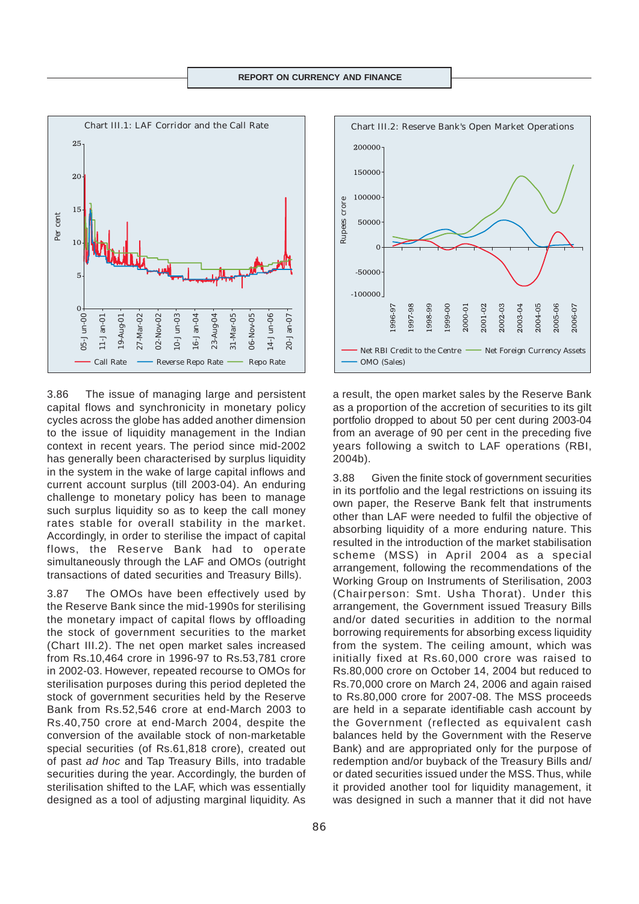Chart III.1: LAF Corridor and the Call Rate

Chart III.2: Reserve Bank's Open Market Operations

3.86 The issue of managing large and persistent capital flows and synchronicity in monetary policy cycles across the globe has added another dimension to the issue of liquidity management in the Indian context in recent years. The period since mid-2002 has generally been characterised by surplus liquidity in the system in the wake of large capital inflows and current account surplus (till 2003-04). An enduring challenge to monetary policy has been to manage such surplus liquidity so as to keep the call money rates stable for overall stability in the market. Accordingly, in order to sterilise the impact of capital flows, the Reserve Bank had to operate simultaneously through the LAF and OMOs (outright transactions of dated securities and Treasury Bills).

3.87 The OMOs have been effectively used by the Reserve Bank since the mid-1990s for sterilising the monetary impact of capital flows by offloading the stock of government securities to the market (Chart III.2). The net open market sales increased from Rs.10,464 crore in 1996-97 to Rs.53,781 crore in 2002-03. However, repeated recourse to OMOs for sterilisation purposes during this period depleted the stock of government securities held by the Reserve Bank from Rs.52,546 crore at end-March 2003 to Rs.40,750 crore at end-March 2004, despite the conversion of the available stock of non-marketable special securities (of Rs.61,818 crore), created out of past *ad hoc* and Tap Treasury Bills, into tradable securities during the year. Accordingly, the burden of sterilisation shifted to the LAF, which was essentially designed as a tool of adjusting marginal liquidity. As a result, the open market sales by the Reserve Bank as a proportion of the accretion of securities to its gilt portfolio dropped to about 50 per cent during 2003-04 from an average of 90 per cent in the preceding five years following a switch to LAF operations (RBI, 2004b).

3.88 Given the finite stock of government securities in its portfolio and the legal restrictions on issuing its own paper, the Reserve Bank felt that instruments other than LAF were needed to fulfil the objective of absorbing liquidity of a more enduring nature. This resulted in the introduction of the market stabilisation scheme (MSS) in April 2004 as a special arrangement, following the recommendations of the Working Group on Instruments of Sterilisation, 2003 (Chairperson: Smt. Usha Thorat). Under this arrangement, the Government issued Treasury Bills and/or dated securities in addition to the normal borrowing requirements for absorbing excess liquidity from the system. The ceiling amount, which was initially fixed at Rs.60,000 crore was raised to Rs.80,000 crore on October 14, 2004 but reduced to Rs.70,000 crore on March 24, 2006 and again raised to Rs.80,000 crore for 2007-08. The MSS proceeds are held in a separate identifiable cash account by the Government (reflected as equivalent cash balances held by the Government with the Reserve Bank) and are appropriated only for the purpose of redemption and/or buyback of the Treasury Bills and/or dated securities issued under the MSS. Thus, while it provided another tool for liquidity management, it was designed in such a manner that it did not have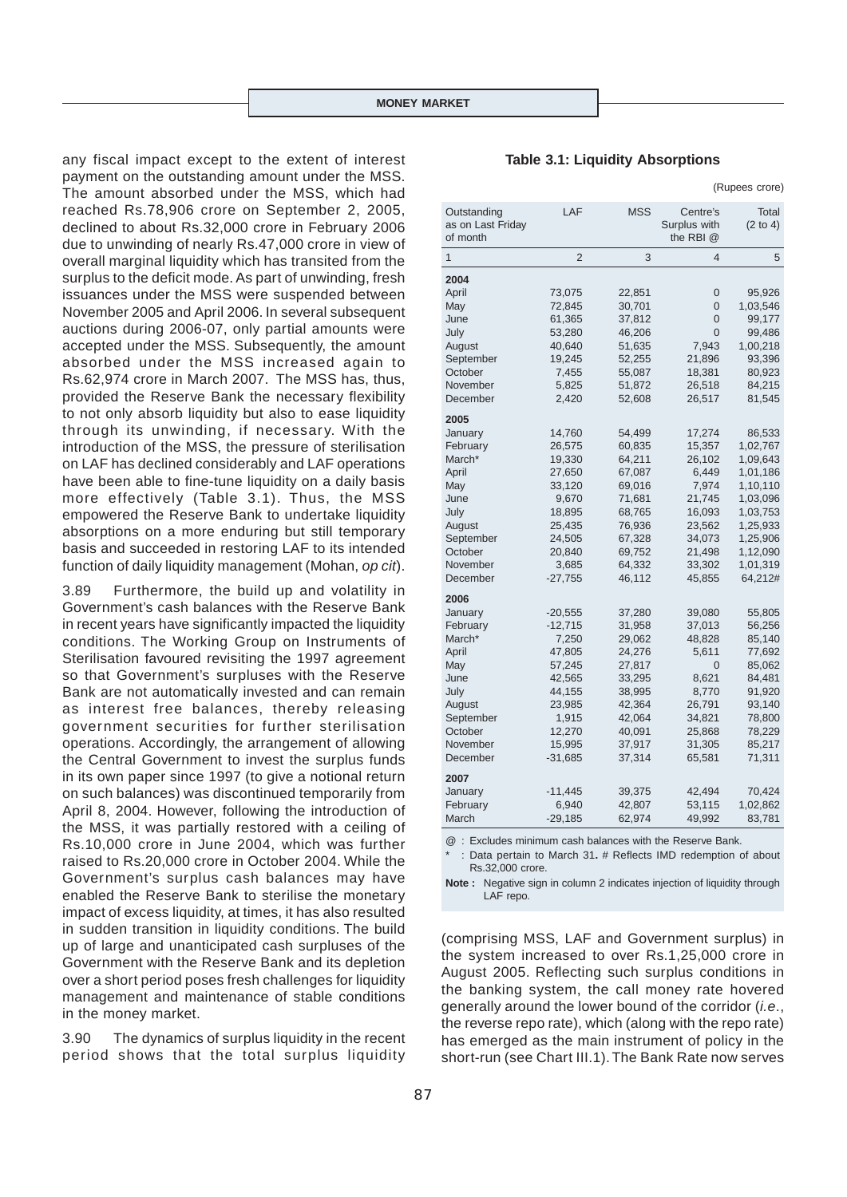any fiscal impact except to the extent of interest payment on the outstanding amount under the MSS. The amount absorbed under the MSS, which had reached Rs.78,906 crore on September 2, 2005, declined to about Rs.32,000 crore in February 2006 due to unwinding of nearly Rs.47,000 crore in view of overall marginal liquidity which has transited from the surplus to the deficit mode. As part of unwinding, fresh issuances under the MSS were suspended between November 2005 and April 2006. In several subsequent auctions during 2006-07, only partial amounts were accepted under the MSS. Subsequently, the amount absorbed under the MSS increased again to Rs.62,974 crore in March 2007. The MSS has, thus, provided the Reserve Bank the necessary flexibility to not only absorb liquidity but also to ease liquidity through its unwinding, if necessary. With the introduction of the MSS, the pressure of sterilisation on LAF has declined considerably and LAF operations have been able to fine-tune liquidity on a daily basis more effectively (Table 3.1). Thus, the MSS empowered the Reserve Bank to undertake liquidity absorptions on a more enduring but still temporary basis and succeeded in restoring LAF to its intended function of daily liquidity management (Mohan, *op cit*).

3.89 Furthermore, the build up and volatility in Government's cash balances with the Reserve Bank in recent years have significantly impacted the liquidity conditions. The Working Group on Instruments of Sterilisation favoured revisiting the 1997 agreement so that Government's surpluses with the Reserve Bank are not automatically invested and can remain as interest free balances, thereby releasing government securities for further sterilisation operations. Accordingly, the arrangement of allowing the Central Government to invest the surplus funds in its own paper since 1997 (to give a notional return on such balances) was discontinued temporarily from April 8, 2004. However, following the introduction of the MSS, it was partially restored with a ceiling of Rs.10,000 crore in June 2004, which was further raised to Rs.20,000 crore in October 2004. While the Government's surplus cash balances may have enabled the Reserve Bank to sterilise the monetary impact of excess liquidity, at times, it has also resulted in sudden transition in liquidity conditions. The build up of large and unanticipated cash surpluses of the Government with the Reserve Bank and its depletion over a short period poses fresh challenges for liquidity management and maintenance of stable conditions in the money market.

3.90 The dynamics of surplus liquidity in the recent period shows that the total surplus liquidity (comprising MSS, LAF and Government surplus) in the system increased to over Rs.1,25,000 crore in August 2005. Reflecting such surplus conditions in the banking system, the call money rate hovered generally around the lower bound of the corridor (*i.e.*, the reverse repo rate), which (along with the repo rate) has emerged as the main instrument of policy in the short-run (see Chart III.1). The Bank Rate now serves

**Table 3.1: Liquidity Absorptions**

(Rupees crore)

| Outstanding as on Last Friday of month | LAF | MSS | Centre's Surplus with the RBI @ | Total (2 to 4) |
|---|---|---|---|---|
| 1 | 2 | 3 | 4 | 5 |
| **2004** | | | | |
| April | 73,075 | 22,851 | 0 | 95,926 |
| May | 72,845 | 30,701 | 0 | 1,03,546 |
| June | 61,365 | 37,812 | 0 | 99,177 |
| July | 53,280 | 46,206 | 0 | 99,486 |
| August | 40,640 | 51,635 | 7,943 | 1,00,218 |
| September | 19,245 | 52,255 | 21,896 | 93,396 |
| October | 7,455 | 55,087 | 18,381 | 80,923 |
| November | 5,825 | 51,872 | 26,518 | 84,215 |
| December | 2,420 | 52,608 | 26,517 | 81,545 |
| **2005** | | | | |
| January | 14,760 | 54,499 | 17,274 | 86,533 |
| February | 26,575 | 60,835 | 15,357 | 1,02,767 |
| March* | 19,330 | 64,211 | 26,102 | 1,09,643 |
| April | 27,650 | 67,087 | 6,449 | 1,01,186 |
| May | 33,120 | 69,016 | 7,974 | 1,10,110 |
| June | 9,670 | 71,681 | 21,745 | 1,03,096 |
| July | 18,895 | 68,765 | 16,093 | 1,03,753 |
| August | 25,435 | 76,936 | 23,562 | 1,25,933 |
| September | 24,505 | 67,328 | 34,073 | 1,25,906 |
| October | 20,840 | 69,752 | 21,498 | 1,12,090 |
| November | 3,685 | 64,332 | 33,302 | 1,01,319 |
| December | -27,755 | 46,112 | 45,855 | 64,212# |
| **2006** | | | | |
| January | -20,555 | 37,280 | 39,080 | 55,805 |
| February | -12,715 | 31,958 | 37,013 | 56,256 |
| March* | 7,250 | 29,062 | 48,828 | 85,140 |
| April | 47,805 | 24,276 | 5,611 | 77,692 |
| May | 57,245 | 27,817 | 0 | 85,062 |
| June | 42,565 | 33,295 | 8,621 | 84,481 |
| July | 44,155 | 38,995 | 8,770 | 91,920 |
| August | 23,985 | 42,364 | 26,791 | 93,140 |
| September | 1,915 | 42,064 | 34,821 | 78,800 |
| October | 12,270 | 40,091 | 25,868 | 78,229 |
| November | 15,995 | 37,917 | 31,305 | 85,217 |
| December | -31,685 | 37,314 | 65,581 | 71,311 |
| **2007** | | | | |
| January | -11,445 | 39,375 | 42,494 | 70,424 |
| February | 6,940 | 42,807 | 53,115 | 1,02,862 |
| March | -29,185 | 62,974 | 49,992 | 83,781 |

@ : Excludes minimum cash balances with the Reserve Bank.

\* : Data pertain to March 31. # Reflects IMD redemption of about Rs.32,000 crore.

**Note :** Negative sign in column 2 indicates injection of liquidity through LAF repo.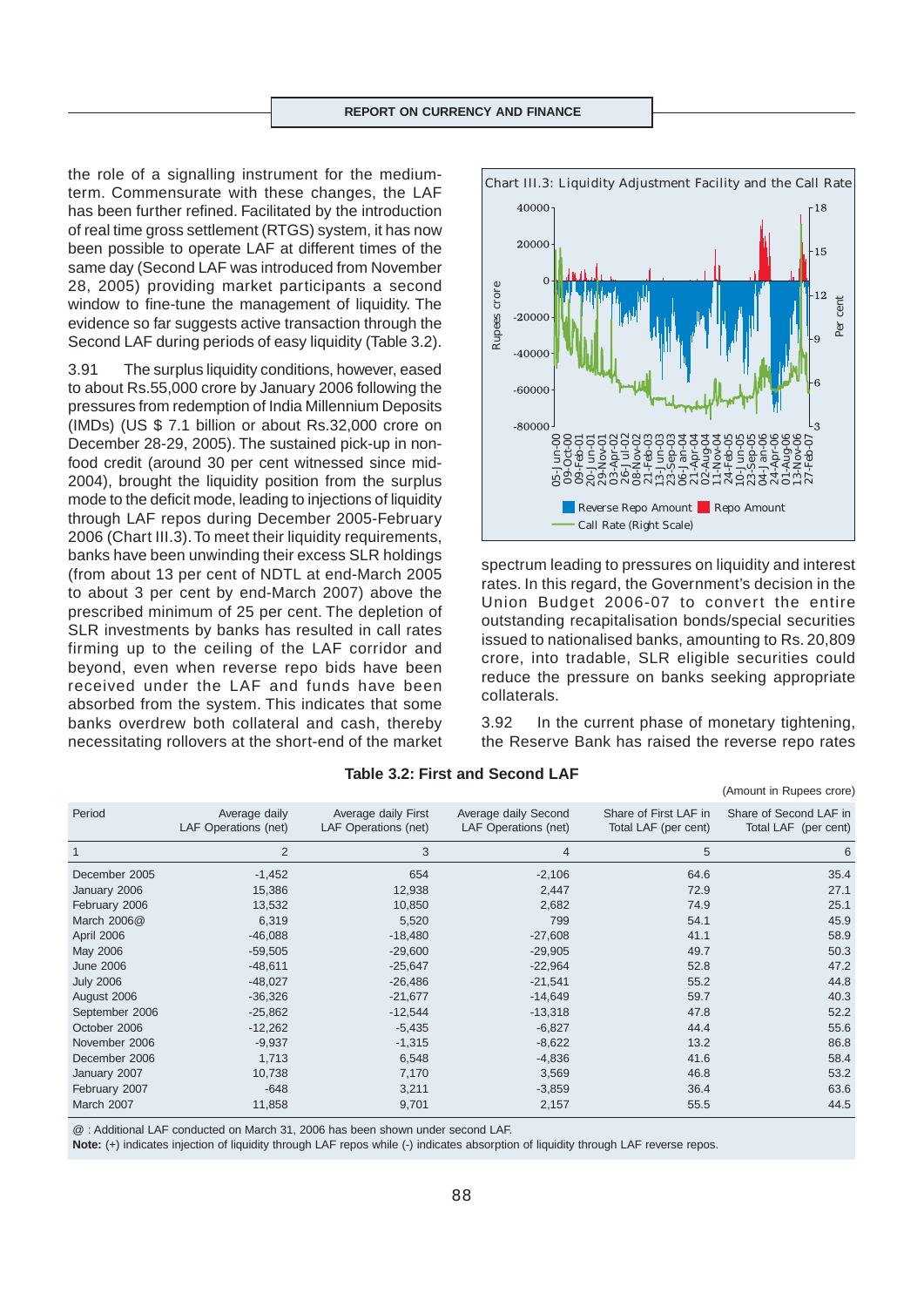the role of a signalling instrument for the medium-term. Commensurate with these changes, the LAF has been further refined. Facilitated by the introduction of real time gross settlement (RTGS) system, it has now been possible to operate LAF at different times of the same day (Second LAF was introduced from November 28, 2005) providing market participants a second window to fine-tune the management of liquidity. The evidence so far suggests active transaction through the Second LAF during periods of easy liquidity (Table 3.2).

3.91 The surplus liquidity conditions, however, eased to about Rs.55,000 crore by January 2006 following the pressures from redemption of India Millennium Deposits (IMDs) (US $ 7.1 billion or about Rs.32,000 crore on December 28-29, 2005). The sustained pick-up in non-food credit (around 30 per cent witnessed since mid-2004), brought the liquidity position from the surplus mode to the deficit mode, leading to injections of liquidity through LAF repos during December 2005-February 2006 (Chart III.3). To meet their liquidity requirements, banks have been unwinding their excess SLR holdings (from about 13 per cent of NDTL at end-March 2005 to about 3 per cent by end-March 2007) above the prescribed minimum of 25 per cent. The depletion of SLR investments by banks has resulted in call rates firming up to the ceiling of the LAF corridor and beyond, even when reverse repo bids have been received under the LAF and funds have been absorbed from the system. This indicates that some banks overdrew both collateral and cash, thereby necessitating rollovers at the short-end of the market spectrum leading to pressures on liquidity and interest rates. In this regard, the Government's decision in the Union Budget 2006-07 to convert the entire outstanding recapitalisation bonds/special securities issued to nationalised banks, amounting to Rs. 20,809 crore, into tradable, SLR eligible securities could reduce the pressure on banks seeking appropriate collaterals.

Chart III.3: Liquidity Adjustment Facility and the Call Rate

3.92 In the current phase of monetary tightening, the Reserve Bank has raised the reverse repo rates

**Table 3.2: First and Second LAF**

(Amount in Rupees crore)

| Period | Average daily LAF Operations (net) | Average daily First LAF Operations (net) | Average daily Second LAF Operations (net) | Share of First LAF in Total LAF (per cent) | Share of Second LAF in Total LAF (per cent) |
|---|---|---|---|---|---|
| 1 | 2 | 3 | 4 | 5 | 6 |
| December 2005 | -1,452 | 654 | -2,106 | 64.6 | 35.4 |
| January 2006 | 15,386 | 12,938 | 2,447 | 72.9 | 27.1 |
| February 2006 | 13,532 | 10,850 | 2,682 | 74.9 | 25.1 |
| March 2006@ | 6,319 | 5,520 | 799 | 54.1 | 45.9 |
| April 2006 | -46,088 | -18,480 | -27,608 | 41.1 | 58.9 |
| May 2006 | -59,505 | -29,600 | -29,905 | 49.7 | 50.3 |
| June 2006 | -48,611 | -25,647 | -22,964 | 52.8 | 47.2 |
| July 2006 | -48,027 | -26,486 | -21,541 | 55.2 | 44.8 |
| August 2006 | -36,326 | -21,677 | -14,649 | 59.7 | 40.3 |
| September 2006 | -25,862 | -12,544 | -13,318 | 47.8 | 52.2 |
| October 2006 | -12,262 | -5,435 | -6,827 | 44.4 | 55.6 |
| November 2006 | -9,937 | -1,315 | -8,622 | 13.2 | 86.8 |
| December 2006 | 1,713 | 6,548 | -4,836 | 41.6 | 58.4 |
| January 2007 | 10,738 | 7,170 | 3,569 | 46.8 | 53.2 |
| February 2007 | -648 | 3,211 | -3,859 | 36.4 | 63.6 |
| March 2007 | 11,858 | 9,701 | 2,157 | 55.5 | 44.5 |

@ : Additional LAF conducted on March 31, 2006 has been shown under second LAF.

**Note:** (+) indicates injection of liquidity through LAF repos while (-) indicates absorption of liquidity through LAF reverse repos.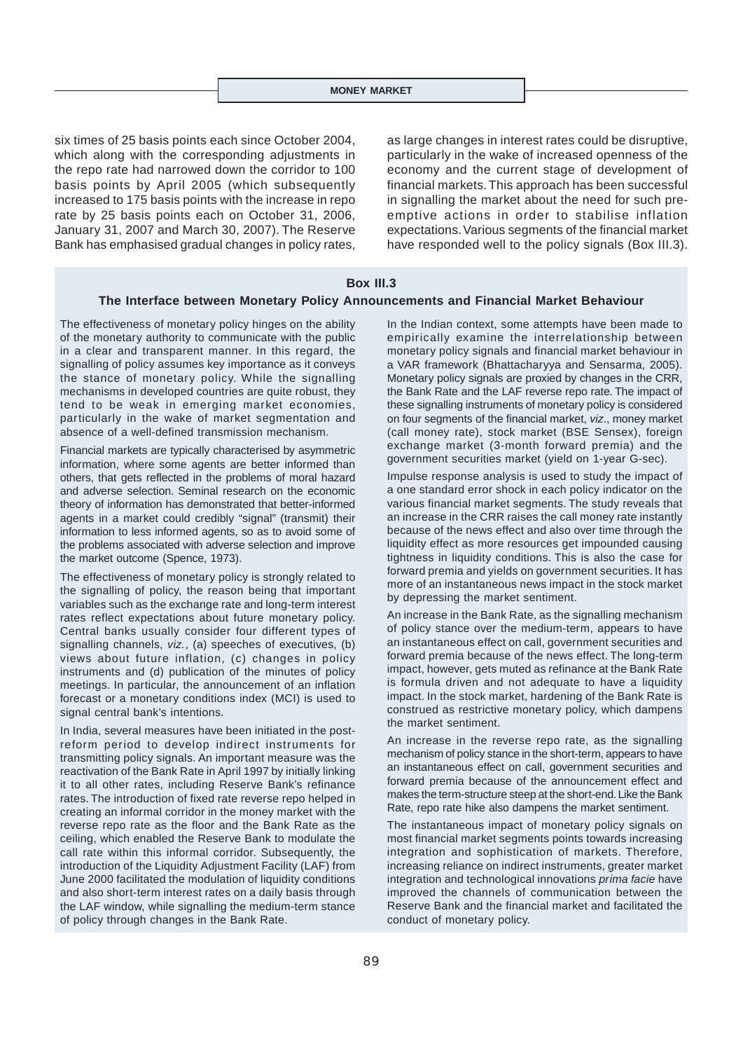six times of 25 basis points each since October 2004, which along with the corresponding adjustments in the repo rate had narrowed down the corridor to 100 basis points by April 2005 (which subsequently increased to 175 basis points with the increase in repo rate by 25 basis points each on October 31, 2006, January 31, 2007 and March 30, 2007). The Reserve Bank has emphasised gradual changes in policy rates, as large changes in interest rates could be disruptive, particularly in the wake of increased openness of the economy and the current stage of development of financial markets. This approach has been successful in signalling the market about the need for such pre-emptive actions in order to stabilise inflation expectations. Various segments of the financial market have responded well to the policy signals (Box III.3).

### Box III.3
### The Interface between Monetary Policy Announcements and Financial Market Behaviour

The effectiveness of monetary policy hinges on the ability of the monetary authority to communicate with the public in a clear and transparent manner. In this regard, the signalling of policy assumes key importance as it conveys the stance of monetary policy. While the signalling mechanisms in developed countries are quite robust, they tend to be weak in emerging market economies, particularly in the wake of market segmentation and absence of a well-defined transmission mechanism.

Financial markets are typically characterised by asymmetric information, where some agents are better informed than others, that gets reflected in the problems of moral hazard and adverse selection. Seminal research on the economic theory of information has demonstrated that better-informed agents in a market could credibly "signal" (transmit) their information to less informed agents, so as to avoid some of the problems associated with adverse selection and improve the market outcome (Spence, 1973).

The effectiveness of monetary policy is strongly related to the signalling of policy, the reason being that important variables such as the exchange rate and long-term interest rates reflect expectations about future monetary policy. Central banks usually consider four different types of signalling channels, *viz.*, (a) speeches of executives, (b) views about future inflation, (c) changes in policy instruments and (d) publication of the minutes of policy meetings. In particular, the announcement of an inflation forecast or a monetary conditions index (MCI) is used to signal central bank's intentions.

In India, several measures have been initiated in the post-reform period to develop indirect instruments for transmitting policy signals. An important measure was the reactivation of the Bank Rate in April 1997 by initially linking it to all other rates, including Reserve Bank's refinance rates. The introduction of fixed rate reverse repo helped in creating an informal corridor in the money market with the reverse repo rate as the floor and the Bank Rate as the ceiling, which enabled the Reserve Bank to modulate the call rate within this informal corridor. Subsequently, the introduction of the Liquidity Adjustment Facility (LAF) from June 2000 facilitated the modulation of liquidity conditions and also short-term interest rates on a daily basis through the LAF window, while signalling the medium-term stance of policy through changes in the Bank Rate.

In the Indian context, some attempts have been made to empirically examine the interrelationship between monetary policy signals and financial market behaviour in a VAR framework (Bhattacharyya and Sensarma, 2005). Monetary policy signals are proxied by changes in the CRR, the Bank Rate and the LAF reverse repo rate. The impact of these signalling instruments of monetary policy is considered on four segments of the financial market, *viz*., money market (call money rate), stock market (BSE Sensex), foreign exchange market (3-month forward premia) and the government securities market (yield on 1-year G-sec).

Impulse response analysis is used to study the impact of a one standard error shock in each policy indicator on the various financial market segments. The study reveals that an increase in the CRR raises the call money rate instantly because of the news effect and also over time through the liquidity effect as more resources get impounded causing tightness in liquidity conditions. This is also the case for forward premia and yields on government securities. It has more of an instantaneous news impact in the stock market by depressing the market sentiment.

An increase in the Bank Rate, as the signalling mechanism of policy stance over the medium-term, appears to have an instantaneous effect on call, government securities and forward premia because of the news effect. The long-term impact, however, gets muted as refinance at the Bank Rate is formula driven and not adequate to have a liquidity impact. In the stock market, hardening of the Bank Rate is construed as restrictive monetary policy, which dampens the market sentiment.

An increase in the reverse repo rate, as the signalling mechanism of policy stance in the short-term, appears to have an instantaneous effect on call, government securities and forward premia because of the announcement effect and makes the term-structure steep at the short-end. Like the Bank Rate, repo rate hike also dampens the market sentiment.

The instantaneous impact of monetary policy signals on most financial market segments points towards increasing integration and sophistication of markets. Therefore, increasing reliance on indirect instruments, greater market integration and technological innovations *prima facie* have improved the channels of communication between the Reserve Bank and the financial market and facilitated the conduct of monetary policy.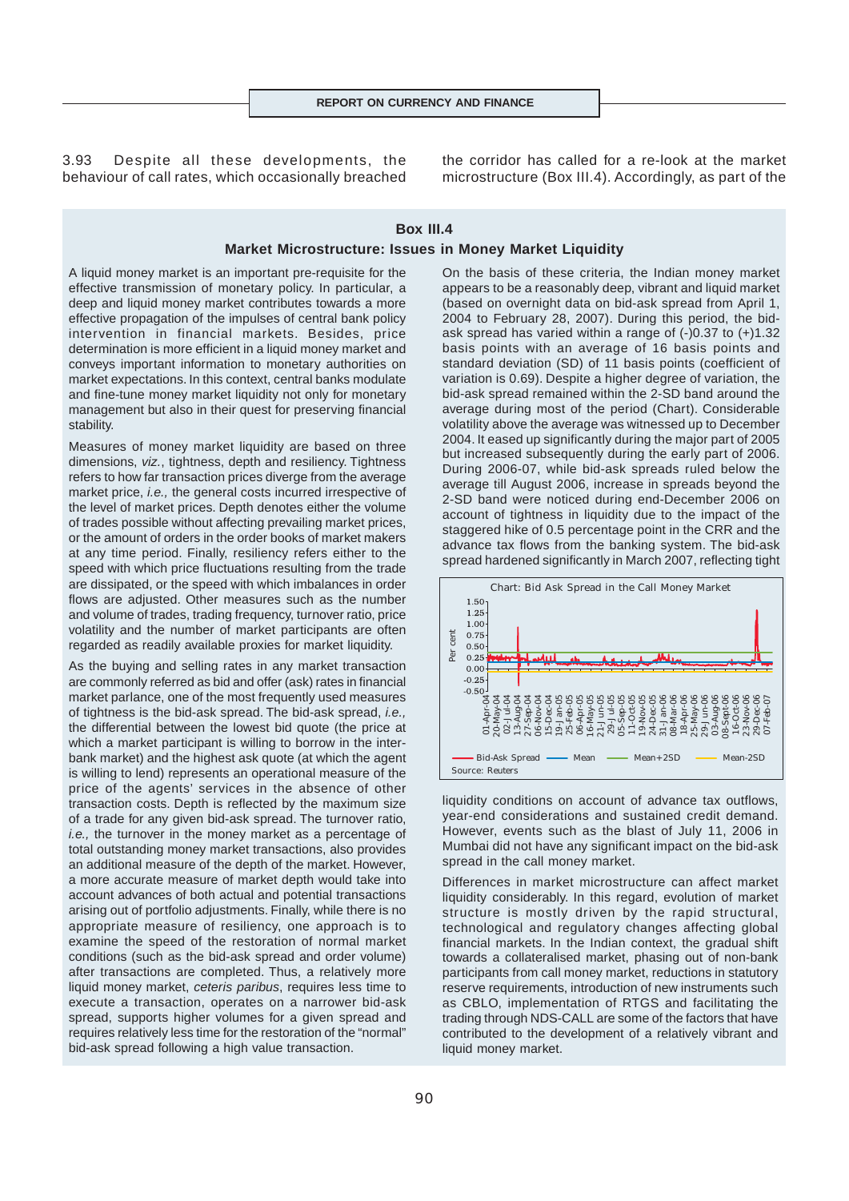3.93 Despite all these developments, the behaviour of call rates, which occasionally breached the corridor has called for a re-look at the market microstructure (Box III.4). Accordingly, as part of the

## Box III.4

### Market Microstructure: Issues in Money Market Liquidity

A liquid money market is an important pre-requisite for the effective transmission of monetary policy. In particular, a deep and liquid money market contributes towards a more effective propagation of the impulses of central bank policy intervention in financial markets. Besides, price determination is more efficient in a liquid money market and conveys important information to monetary authorities on market expectations. In this context, central banks modulate and fine-tune money market liquidity not only for monetary management but also in their quest for preserving financial stability.

Measures of money market liquidity are based on three dimensions, *viz.*, tightness, depth and resiliency. Tightness refers to how far transaction prices diverge from the average market price, *i.e.,* the general costs incurred irrespective of the level of market prices. Depth denotes either the volume of trades possible without affecting prevailing market prices, or the amount of orders in the order books of market makers at any time period. Finally, resiliency refers either to the speed with which price fluctuations resulting from the trade are dissipated, or the speed with which imbalances in order flows are adjusted. Other measures such as the number and volume of trades, trading frequency, turnover ratio, price volatility and the number of market participants are often regarded as readily available proxies for market liquidity.

As the buying and selling rates in any market transaction are commonly referred as bid and offer (ask) rates in financial market parlance, one of the most frequently used measures of tightness is the bid-ask spread. The bid-ask spread, *i.e.,* the differential between the lowest bid quote (the price at which a market participant is willing to borrow in the inter-bank market) and the highest ask quote (at which the agent is willing to lend) represents an operational measure of the price of the agents' services in the absence of other transaction costs. Depth is reflected by the maximum size of a trade for any given bid-ask spread. The turnover ratio, *i.e.,* the turnover in the money market as a percentage of total outstanding money market transactions, also provides an additional measure of the depth of the market. However, a more accurate measure of market depth would take into account advances of both actual and potential transactions arising out of portfolio adjustments. Finally, while there is no appropriate measure of resiliency, one approach is to examine the speed of the restoration of normal market conditions (such as the bid-ask spread and order volume) after transactions are completed. Thus, a relatively more liquid money market, *ceteris paribus*, requires less time to execute a transaction, operates on a narrower bid-ask spread, supports higher volumes for a given spread and requires relatively less time for the restoration of the "normal" bid-ask spread following a high value transaction.

On the basis of these criteria, the Indian money market appears to be a reasonably deep, vibrant and liquid market (based on overnight data on bid-ask spread from April 1, 2004 to February 28, 2007). During this period, the bid-ask spread has varied within a range of (-)0.37 to (+)1.32 basis points with an average of 16 basis points and standard deviation (SD) of 11 basis points (coefficient of variation is 0.69). Despite a higher degree of variation, the bid-ask spread remained within the 2-SD band around the average during most of the period (Chart). Considerable volatility above the average was witnessed up to December 2004. It eased up significantly during the major part of 2005 but increased subsequently during the early part of 2006. During 2006-07, while bid-ask spreads ruled below the average till August 2006, increase in spreads beyond the 2-SD band were noticed during end-December 2006 on account of tightness in liquidity due to the impact of the staggered hike of 0.5 percentage point in the CRR and the advance tax flows from the banking system. The bid-ask spread hardened significantly in March 2007, reflecting tight liquidity conditions on account of advance tax outflows, year-end considerations and sustained credit demand. However, events such as the blast of July 11, 2006 in Mumbai did not have any significant impact on the bid-ask spread in the call money market.

Chart: Bid Ask Spread in the Call Money Market

Source: Reuters

Differences in market microstructure can affect market liquidity considerably. In this regard, evolution of market structure is mostly driven by the rapid structural, technological and regulatory changes affecting global financial markets. In the Indian context, the gradual shift towards a collateralised market, phasing out of non-bank participants from call money market, reductions in statutory reserve requirements, introduction of new instruments such as CBLO, implementation of RTGS and facilitating the trading through NDS-CALL are some of the factors that have contributed to the development of a relatively vibrant and liquid money market.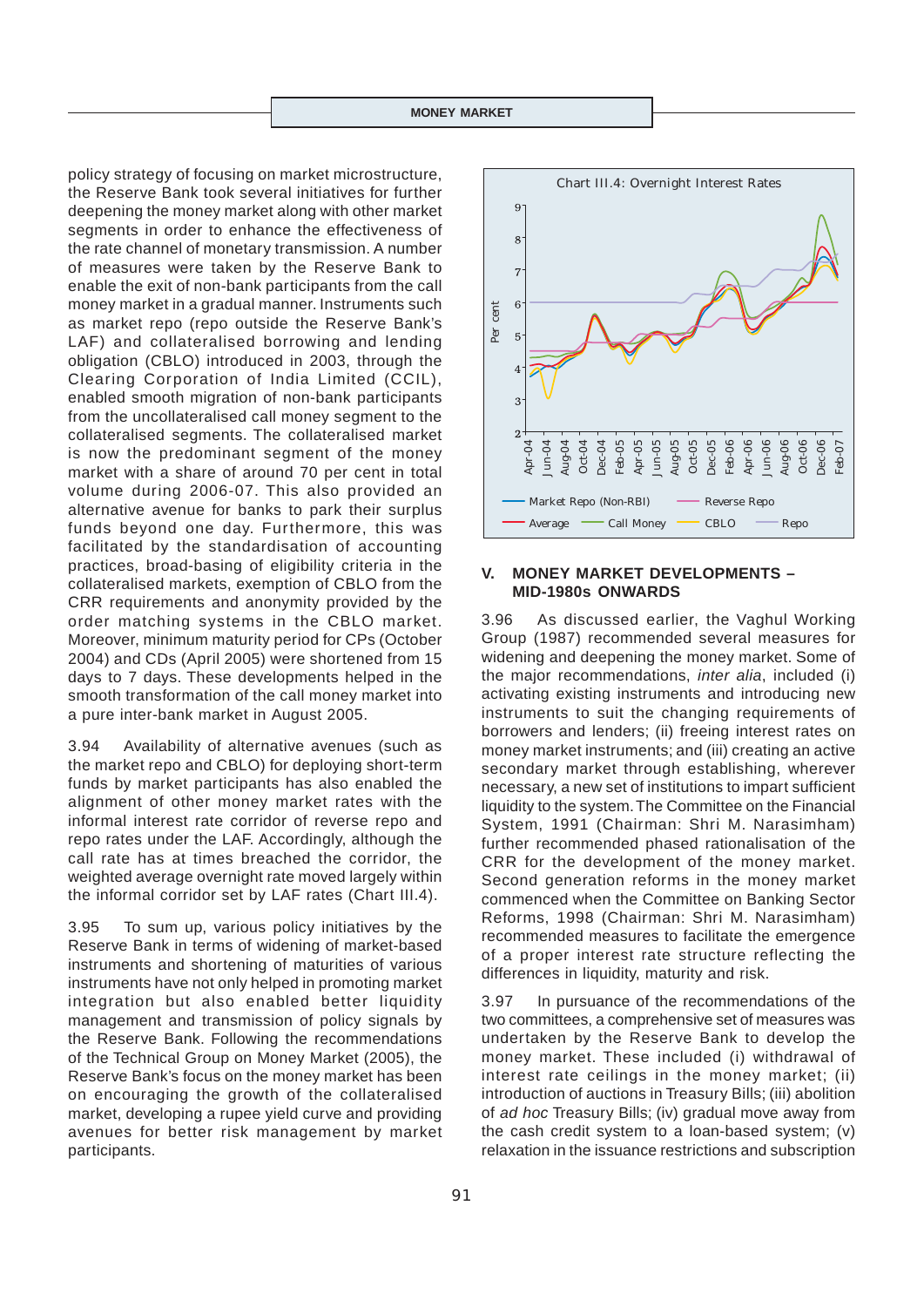policy strategy of focusing on market microstructure, the Reserve Bank took several initiatives for further deepening the money market along with other market segments in order to enhance the effectiveness of the rate channel of monetary transmission. A number of measures were taken by the Reserve Bank to enable the exit of non-bank participants from the call money market in a gradual manner. Instruments such as market repo (repo outside the Reserve Bank's LAF) and collateralised borrowing and lending obligation (CBLO) introduced in 2003, through the Clearing Corporation of India Limited (CCIL), enabled smooth migration of non-bank participants from the uncollateralised call money segment to the collateralised segments. The collateralised market is now the predominant segment of the money market with a share of around 70 per cent in total volume during 2006-07. This also provided an alternative avenue for banks to park their surplus funds beyond one day. Furthermore, this was facilitated by the standardisation of accounting practices, broad-basing of eligibility criteria in the collateralised markets, exemption of CBLO from the CRR requirements and anonymity provided by the order matching systems in the CBLO market. Moreover, minimum maturity period for CPs (October 2004) and CDs (April 2005) were shortened from 15 days to 7 days. These developments helped in the smooth transformation of the call money market into a pure inter-bank market in August 2005.

3.94 Availability of alternative avenues (such as the market repo and CBLO) for deploying short-term funds by market participants has also enabled the alignment of other money market rates with the informal interest rate corridor of reverse repo and repo rates under the LAF. Accordingly, although the call rate has at times breached the corridor, the weighted average overnight rate moved largely within the informal corridor set by LAF rates (Chart III.4).

3.95 To sum up, various policy initiatives by the Reserve Bank in terms of widening of market-based instruments and shortening of maturities of various instruments have not only helped in promoting market integration but also enabled better liquidity management and transmission of policy signals by the Reserve Bank. Following the recommendations of the Technical Group on Money Market (2005), the Reserve Bank's focus on the money market has been on encouraging the growth of the collateralised market, developing a rupee yield curve and providing avenues for better risk management by market participants.

Chart III.4: Overnight Interest Rates

## V. MONEY MARKET DEVELOPMENTS – MID-1980s ONWARDS

3.96 As discussed earlier, the Vaghul Working Group (1987) recommended several measures for widening and deepening the money market. Some of the major recommendations, *inter alia*, included (i) activating existing instruments and introducing new instruments to suit the changing requirements of borrowers and lenders; (ii) freeing interest rates on money market instruments; and (iii) creating an active secondary market through establishing, wherever necessary, a new set of institutions to impart sufficient liquidity to the system. The Committee on the Financial System, 1991 (Chairman: Shri M. Narasimham) further recommended phased rationalisation of the CRR for the development of the money market. Second generation reforms in the money market commenced when the Committee on Banking Sector Reforms, 1998 (Chairman: Shri M. Narasimham) recommended measures to facilitate the emergence of a proper interest rate structure reflecting the differences in liquidity, maturity and risk.

3.97 In pursuance of the recommendations of the two committees, a comprehensive set of measures was undertaken by the Reserve Bank to develop the money market. These included (i) withdrawal of interest rate ceilings in the money market; (ii) introduction of auctions in Treasury Bills; (iii) abolition of *ad hoc* Treasury Bills; (iv) gradual move away from the cash credit system to a loan-based system; (v) relaxation in the issuance restrictions and subscription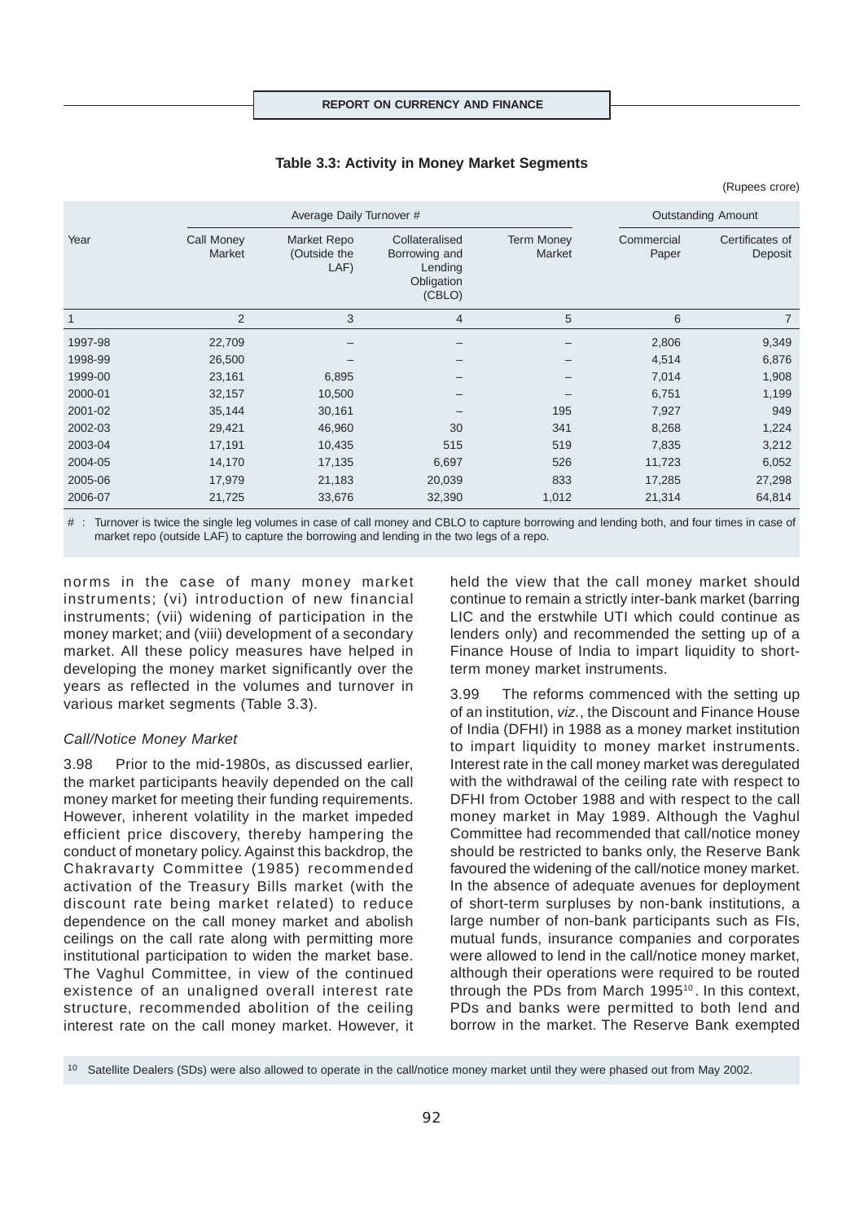**Table 3.3: Activity in Money Market Segments**

(Rupees crore)

| Year | Average Daily Turnover # | | | | Outstanding Amount | |
|---|---|---|---|---|---|---|
| | Call Money Market | Market Repo (Outside the LAF) | Collateralised Borrowing and Lending Obligation (CBLO) | Term Money Market | Commercial Paper | Certificates of Deposit |
| 1 | 2 | 3 | 4 | 5 | 6 | 7 |
| 1997-98 | 22,709 | – | – | – | 2,806 | 9,349 |
| 1998-99 | 26,500 | – | – | – | 4,514 | 6,876 |
| 1999-00 | 23,161 | 6,895 | – | – | 7,014 | 1,908 |
| 2000-01 | 32,157 | 10,500 | – | – | 6,751 | 1,199 |
| 2001-02 | 35,144 | 30,161 | – | 195 | 7,927 | 949 |
| 2002-03 | 29,421 | 46,960 | 30 | 341 | 8,268 | 1,224 |
| 2003-04 | 17,191 | 10,435 | 515 | 519 | 7,835 | 3,212 |
| 2004-05 | 14,170 | 17,135 | 6,697 | 526 | 11,723 | 6,052 |
| 2005-06 | 17,979 | 21,183 | 20,039 | 833 | 17,285 | 27,298 |
| 2006-07 | 21,725 | 33,676 | 32,390 | 1,012 | 21,314 | 64,814 |

# : Turnover is twice the single leg volumes in case of call money and CBLO to capture borrowing and lending both, and four times in case of market repo (outside LAF) to capture the borrowing and lending in the two legs of a repo.

norms in the case of many money market instruments; (vi) introduction of new financial instruments; (vii) widening of participation in the money market; and (viii) development of a secondary market. All these policy measures have helped in developing the money market significantly over the years as reflected in the volumes and turnover in various market segments (Table 3.3).

*Call/Notice Money Market*

3.98 Prior to the mid-1980s, as discussed earlier, the market participants heavily depended on the call money market for meeting their funding requirements. However, inherent volatility in the market impeded efficient price discovery, thereby hampering the conduct of monetary policy. Against this backdrop, the Chakravarty Committee (1985) recommended activation of the Treasury Bills market (with the discount rate being market related) to reduce dependence on the call money market and abolish ceilings on the call rate along with permitting more institutional participation to widen the market base. The Vaghul Committee, in view of the continued existence of an unaligned overall interest rate structure, recommended abolition of the ceiling interest rate on the call money market. However, it held the view that the call money market should continue to remain a strictly inter-bank market (barring LIC and the erstwhile UTI which could continue as lenders only) and recommended the setting up of a Finance House of India to impart liquidity to short-term money market instruments.

3.99 The reforms commenced with the setting up of an institution, *viz.*, the Discount and Finance House of India (DFHI) in 1988 as a money market institution to impart liquidity to money market instruments. Interest rate in the call money market was deregulated with the withdrawal of the ceiling rate with respect to DFHI from October 1988 and with respect to the call money market in May 1989. Although the Vaghul Committee had recommended that call/notice money should be restricted to banks only, the Reserve Bank favoured the widening of the call/notice money market. In the absence of adequate avenues for deployment of short-term surpluses by non-bank institutions, a large number of non-bank participants such as FIs, mutual funds, insurance companies and corporates were allowed to lend in the call/notice money market, although their operations were required to be routed through the PDs from March 1995[10]. In this context, PDs and banks were permitted to both lend and borrow in the market. The Reserve Bank exempted

[10] Satellite Dealers (SDs) were also allowed to operate in the call/notice money market until they were phased out from May 2002.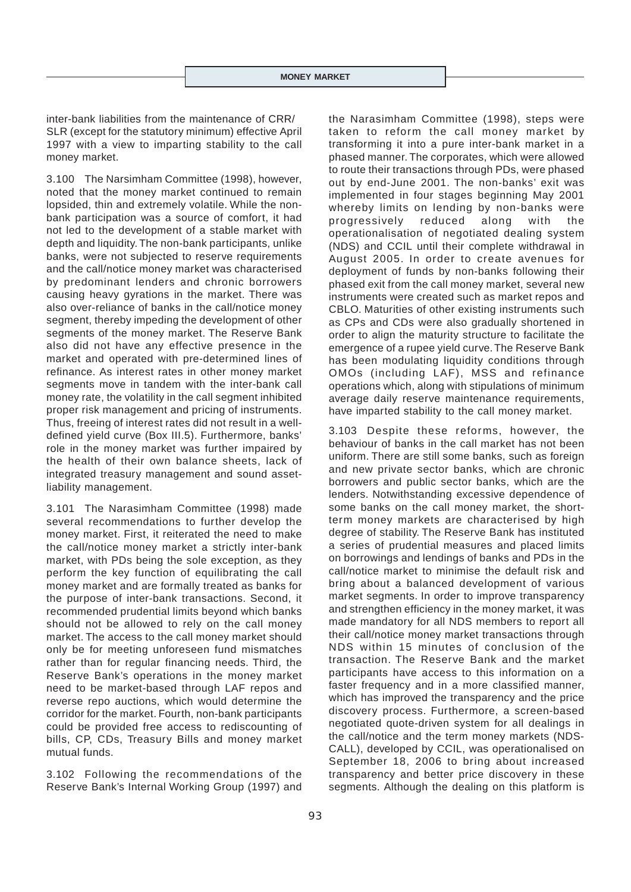inter-bank liabilities from the maintenance of CRR/ SLR (except for the statutory minimum) effective April 1997 with a view to imparting stability to the call money market.

3.100 The Narsimham Committee (1998), however, noted that the money market continued to remain lopsided, thin and extremely volatile. While the non-bank participation was a source of comfort, it had not led to the development of a stable market with depth and liquidity. The non-bank participants, unlike banks, were not subjected to reserve requirements and the call/notice money market was characterised by predominant lenders and chronic borrowers causing heavy gyrations in the market. There was also over-reliance of banks in the call/notice money segment, thereby impeding the development of other segments of the money market. The Reserve Bank also did not have any effective presence in the market and operated with pre-determined lines of refinance. As interest rates in other money market segments move in tandem with the inter-bank call money rate, the volatility in the call segment inhibited proper risk management and pricing of instruments. Thus, freeing of interest rates did not result in a well-defined yield curve (Box III.5). Furthermore, banks' role in the money market was further impaired by the health of their own balance sheets, lack of integrated treasury management and sound asset-liability management.

3.101 The Narasimham Committee (1998) made several recommendations to further develop the money market. First, it reiterated the need to make the call/notice money market a strictly inter-bank market, with PDs being the sole exception, as they perform the key function of equilibrating the call money market and are formally treated as banks for the purpose of inter-bank transactions. Second, it recommended prudential limits beyond which banks should not be allowed to rely on the call money market. The access to the call money market should only be for meeting unforeseen fund mismatches rather than for regular financing needs. Third, the Reserve Bank's operations in the money market need to be market-based through LAF repos and reverse repo auctions, which would determine the corridor for the market. Fourth, non-bank participants could be provided free access to rediscounting of bills, CP, CDs, Treasury Bills and money market mutual funds.

3.102 Following the recommendations of the Reserve Bank's Internal Working Group (1997) and the Narasimham Committee (1998), steps were taken to reform the call money market by transforming it into a pure inter-bank market in a phased manner. The corporates, which were allowed to route their transactions through PDs, were phased out by end-June 2001. The non-banks' exit was implemented in four stages beginning May 2001 whereby limits on lending by non-banks were progressively reduced along with the operationalisation of negotiated dealing system (NDS) and CCIL until their complete withdrawal in August 2005. In order to create avenues for deployment of funds by non-banks following their phased exit from the call money market, several new instruments were created such as market repos and CBLO. Maturities of other existing instruments such as CPs and CDs were also gradually shortened in order to align the maturity structure to facilitate the emergence of a rupee yield curve. The Reserve Bank has been modulating liquidity conditions through OMOs (including LAF), MSS and refinance operations which, along with stipulations of minimum average daily reserve maintenance requirements, have imparted stability to the call money market.

3.103 Despite these reforms, however, the behaviour of banks in the call market has not been uniform. There are still some banks, such as foreign and new private sector banks, which are chronic borrowers and public sector banks, which are the lenders. Notwithstanding excessive dependence of some banks on the call money market, the short-term money markets are characterised by high degree of stability. The Reserve Bank has instituted a series of prudential measures and placed limits on borrowings and lendings of banks and PDs in the call/notice market to minimise the default risk and bring about a balanced development of various market segments. In order to improve transparency and strengthen efficiency in the money market, it was made mandatory for all NDS members to report all their call/notice money market transactions through NDS within 15 minutes of conclusion of the transaction. The Reserve Bank and the market participants have access to this information on a faster frequency and in a more classified manner, which has improved the transparency and the price discovery process. Furthermore, a screen-based negotiated quote-driven system for all dealings in the call/notice and the term money markets (NDS-CALL), developed by CCIL, was operationalised on September 18, 2006 to bring about increased transparency and better price discovery in these segments. Although the dealing on this platform is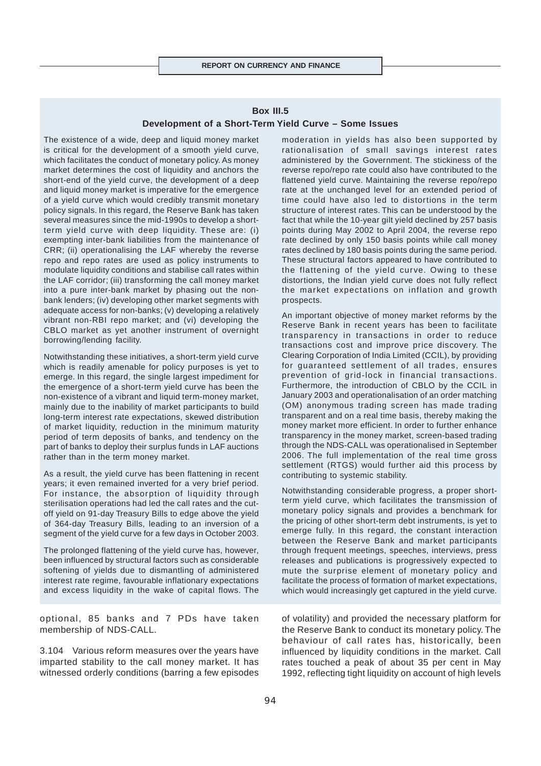### Box III.5
### Development of a Short-Term Yield Curve – Some Issues

The existence of a wide, deep and liquid money market is critical for the development of a smooth yield curve, which facilitates the conduct of monetary policy. As money market determines the cost of liquidity and anchors the short-end of the yield curve, the development of a deep and liquid money market is imperative for the emergence of a yield curve which would credibly transmit monetary policy signals. In this regard, the Reserve Bank has taken several measures since the mid-1990s to develop a short-term yield curve with deep liquidity. These are: (i) exempting inter-bank liabilities from the maintenance of CRR; (ii) operationalising the LAF whereby the reverse repo and repo rates are used as policy instruments to modulate liquidity conditions and stabilise call rates within the LAF corridor; (iii) transforming the call money market into a pure inter-bank market by phasing out the non-bank lenders; (iv) developing other market segments with adequate access for non-banks; (v) developing a relatively vibrant non-RBI repo market; and (vi) developing the CBLO market as yet another instrument of overnight borrowing/lending facility.

Notwithstanding these initiatives, a short-term yield curve which is readily amenable for policy purposes is yet to emerge. In this regard, the single largest impediment for the emergence of a short-term yield curve has been the non-existence of a vibrant and liquid term-money market, mainly due to the inability of market participants to build long-term interest rate expectations, skewed distribution of market liquidity, reduction in the minimum maturity period of term deposits of banks, and tendency on the part of banks to deploy their surplus funds in LAF auctions rather than in the term money market.

As a result, the yield curve has been flattening in recent years; it even remained inverted for a very brief period. For instance, the absorption of liquidity through sterilisation operations had led the call rates and the cut-off yield on 91-day Treasury Bills to edge above the yield of 364-day Treasury Bills, leading to an inversion of a segment of the yield curve for a few days in October 2003.

The prolonged flattening of the yield curve has, however, been influenced by structural factors such as considerable softening of yields due to dismantling of administered interest rate regime, favourable inflationary expectations and excess liquidity in the wake of capital flows. The moderation in yields has also been supported by rationalisation of small savings interest rates administered by the Government. The stickiness of the reverse repo/repo rate could also have contributed to the flattened yield curve. Maintaining the reverse repo/repo rate at the unchanged level for an extended period of time could have also led to distortions in the term structure of interest rates. This can be understood by the fact that while the 10-year gilt yield declined by 257 basis points during May 2002 to April 2004, the reverse repo rate declined by only 150 basis points while call money rates declined by 180 basis points during the same period. These structural factors appeared to have contributed to the flattening of the yield curve. Owing to these distortions, the Indian yield curve does not fully reflect the market expectations on inflation and growth prospects.

An important objective of money market reforms by the Reserve Bank in recent years has been to facilitate transparency in transactions in order to reduce transactions cost and improve price discovery. The Clearing Corporation of India Limited (CCIL), by providing for guaranteed settlement of all trades, ensures prevention of grid-lock in financial transactions. Furthermore, the introduction of CBLO by the CCIL in January 2003 and operationalisation of an order matching (OM) anonymous trading screen has made trading transparent and on a real time basis, thereby making the money market more efficient. In order to further enhance transparency in the money market, screen-based trading through the NDS-CALL was operationalised in September 2006. The full implementation of the real time gross settlement (RTGS) would further aid this process by contributing to systemic stability.

Notwithstanding considerable progress, a proper short-term yield curve, which facilitates the transmission of monetary policy signals and provides a benchmark for the pricing of other short-term debt instruments, is yet to emerge fully. In this regard, the constant interaction between the Reserve Bank and market participants through frequent meetings, speeches, interviews, press releases and publications is progressively expected to mute the surprise element of monetary policy and facilitate the process of formation of market expectations, which would increasingly get captured in the yield curve.

---

optional, 85 banks and 7 PDs have taken membership of NDS-CALL.

3.104 Various reform measures over the years have imparted stability to the call money market. It has witnessed orderly conditions (barring a few episodes of volatility) and provided the necessary platform for the Reserve Bank to conduct its monetary policy. The behaviour of call rates has, historically, been influenced by liquidity conditions in the market. Call rates touched a peak of about 35 per cent in May 1992, reflecting tight liquidity on account of high levels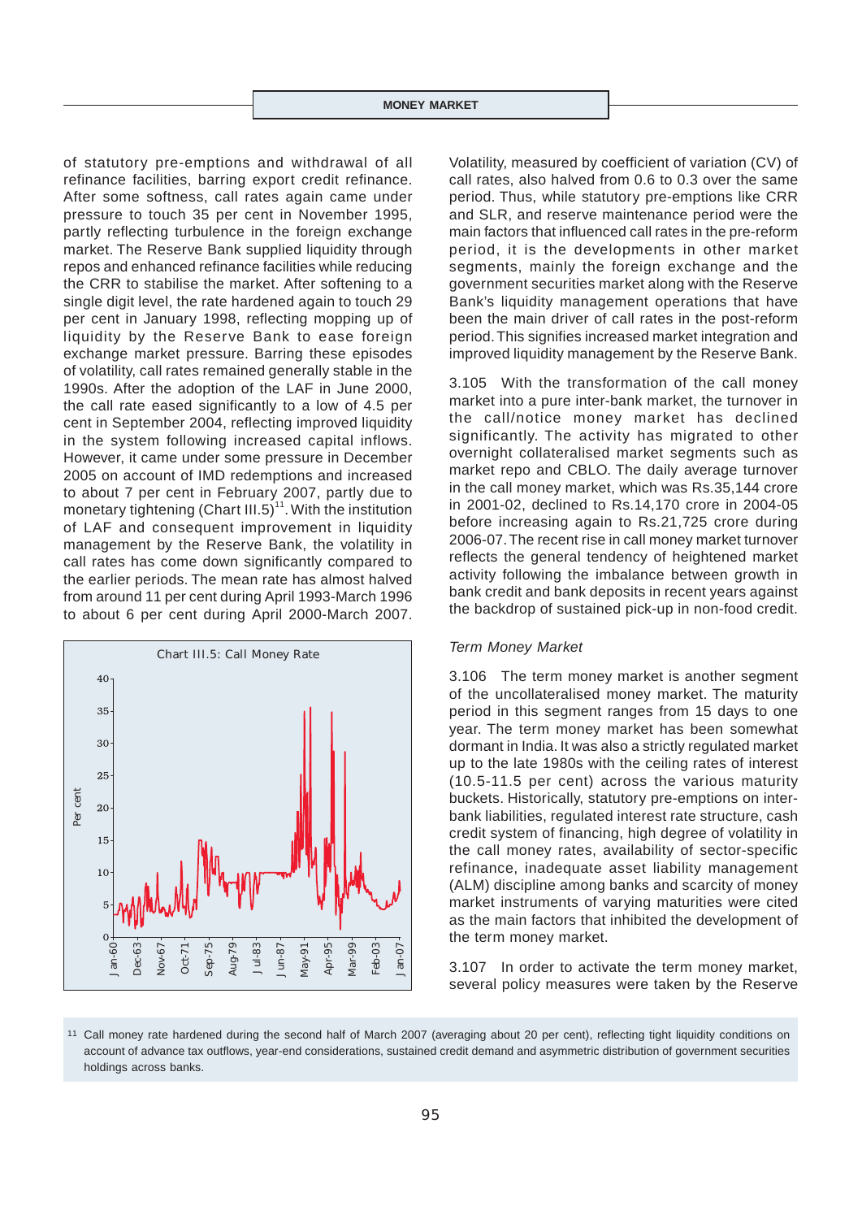of statutory pre-emptions and withdrawal of all refinance facilities, barring export credit refinance. After some softness, call rates again came under pressure to touch 35 per cent in November 1995, partly reflecting turbulence in the foreign exchange market. The Reserve Bank supplied liquidity through repos and enhanced refinance facilities while reducing the CRR to stabilise the market. After softening to a single digit level, the rate hardened again to touch 29 per cent in January 1998, reflecting mopping up of liquidity by the Reserve Bank to ease foreign exchange market pressure. Barring these episodes of volatility, call rates remained generally stable in the 1990s. After the adoption of the LAF in June 2000, the call rate eased significantly to a low of 4.5 per cent in September 2004, reflecting improved liquidity in the system following increased capital inflows. However, it came under some pressure in December 2005 on account of IMD redemptions and increased to about 7 per cent in February 2007, partly due to monetary tightening (Chart III.5)[11]. With the institution of LAF and consequent improvement in liquidity management by the Reserve Bank, the volatility in call rates has come down significantly compared to the earlier periods. The mean rate has almost halved from around 11 per cent during April 1993-March 1996 to about 6 per cent during April 2000-March 2007.

Chart III.5: Call Money Rate

Volatility, measured by coefficient of variation (CV) of call rates, also halved from 0.6 to 0.3 over the same period. Thus, while statutory pre-emptions like CRR and SLR, and reserve maintenance period were the main factors that influenced call rates in the pre-reform period, it is the developments in other market segments, mainly the foreign exchange and the government securities market along with the Reserve Bank's liquidity management operations that have been the main driver of call rates in the post-reform period. This signifies increased market integration and improved liquidity management by the Reserve Bank.

3.105 With the transformation of the call money market into a pure inter-bank market, the turnover in the call/notice money market has declined significantly. The activity has migrated to other overnight collateralised market segments such as market repo and CBLO. The daily average turnover in the call money market, which was Rs.35,144 crore in 2001-02, declined to Rs.14,170 crore in 2004-05 before increasing again to Rs.21,725 crore during 2006-07. The recent rise in call money market turnover reflects the general tendency of heightened market activity following the imbalance between growth in bank credit and bank deposits in recent years against the backdrop of sustained pick-up in non-food credit.

### *Term Money Market*

3.106 The term money market is another segment of the uncollateralised money market. The maturity period in this segment ranges from 15 days to one year. The term money market has been somewhat dormant in India. It was also a strictly regulated market up to the late 1980s with the ceiling rates of interest (10.5-11.5 per cent) across the various maturity buckets. Historically, statutory pre-emptions on inter-bank liabilities, regulated interest rate structure, cash credit system of financing, high degree of volatility in the call money rates, availability of sector-specific refinance, inadequate asset liability management (ALM) discipline among banks and scarcity of money market instruments of varying maturities were cited as the main factors that inhibited the development of the term money market.

3.107 In order to activate the term money market, several policy measures were taken by the Reserve

[11] Call money rate hardened during the second half of March 2007 (averaging about 20 per cent), reflecting tight liquidity conditions on account of advance tax outflows, year-end considerations, sustained credit demand and asymmetric distribution of government securities holdings across banks.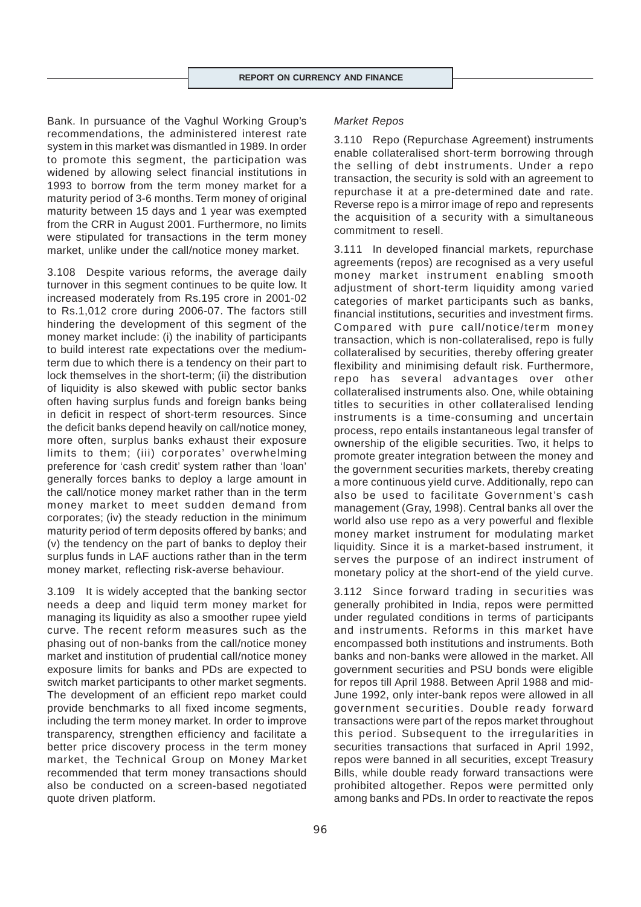Bank. In pursuance of the Vaghul Working Group's recommendations, the administered interest rate system in this market was dismantled in 1989. In order to promote this segment, the participation was widened by allowing select financial institutions in 1993 to borrow from the term money market for a maturity period of 3-6 months. Term money of original maturity between 15 days and 1 year was exempted from the CRR in August 2001. Furthermore, no limits were stipulated for transactions in the term money market, unlike under the call/notice money market.

3.108 Despite various reforms, the average daily turnover in this segment continues to be quite low. It increased moderately from Rs.195 crore in 2001-02 to Rs.1,012 crore during 2006-07. The factors still hindering the development of this segment of the money market include: (i) the inability of participants to build interest rate expectations over the medium-term due to which there is a tendency on their part to lock themselves in the short-term; (ii) the distribution of liquidity is also skewed with public sector banks often having surplus funds and foreign banks being in deficit in respect of short-term resources. Since the deficit banks depend heavily on call/notice money, more often, surplus banks exhaust their exposure limits to them; (iii) corporates' overwhelming preference for 'cash credit' system rather than 'loan' generally forces banks to deploy a large amount in the call/notice money market rather than in the term money market to meet sudden demand from corporates; (iv) the steady reduction in the minimum maturity period of term deposits offered by banks; and (v) the tendency on the part of banks to deploy their surplus funds in LAF auctions rather than in the term money market, reflecting risk-averse behaviour.

3.109 It is widely accepted that the banking sector needs a deep and liquid term money market for managing its liquidity as also a smoother rupee yield curve. The recent reform measures such as the phasing out of non-banks from the call/notice money market and institution of prudential call/notice money exposure limits for banks and PDs are expected to switch market participants to other market segments. The development of an efficient repo market could provide benchmarks to all fixed income segments, including the term money market. In order to improve transparency, strengthen efficiency and facilitate a better price discovery process in the term money market, the Technical Group on Money Market recommended that term money transactions should also be conducted on a screen-based negotiated quote driven platform.

*Market Repos*

3.110 Repo (Repurchase Agreement) instruments enable collateralised short-term borrowing through the selling of debt instruments. Under a repo transaction, the security is sold with an agreement to repurchase it at a pre-determined date and rate. Reverse repo is a mirror image of repo and represents the acquisition of a security with a simultaneous commitment to resell.

3.111 In developed financial markets, repurchase agreements (repos) are recognised as a very useful money market instrument enabling smooth adjustment of short-term liquidity among varied categories of market participants such as banks, financial institutions, securities and investment firms. Compared with pure call/notice/term money transaction, which is non-collateralised, repo is fully collateralised by securities, thereby offering greater flexibility and minimising default risk. Furthermore, repo has several advantages over other collateralised instruments also. One, while obtaining titles to securities in other collateralised lending instruments is a time-consuming and uncertain process, repo entails instantaneous legal transfer of ownership of the eligible securities. Two, it helps to promote greater integration between the money and the government securities markets, thereby creating a more continuous yield curve. Additionally, repo can also be used to facilitate Government's cash management (Gray, 1998). Central banks all over the world also use repo as a very powerful and flexible money market instrument for modulating market liquidity. Since it is a market-based instrument, it serves the purpose of an indirect instrument of monetary policy at the short-end of the yield curve.

3.112 Since forward trading in securities was generally prohibited in India, repos were permitted under regulated conditions in terms of participants and instruments. Reforms in this market have encompassed both institutions and instruments. Both banks and non-banks were allowed in the market. All government securities and PSU bonds were eligible for repos till April 1988. Between April 1988 and mid-June 1992, only inter-bank repos were allowed in all government securities. Double ready forward transactions were part of the repos market throughout this period. Subsequent to the irregularities in securities transactions that surfaced in April 1992, repos were banned in all securities, except Treasury Bills, while double ready forward transactions were prohibited altogether. Repos were permitted only among banks and PDs. In order to reactivate the repos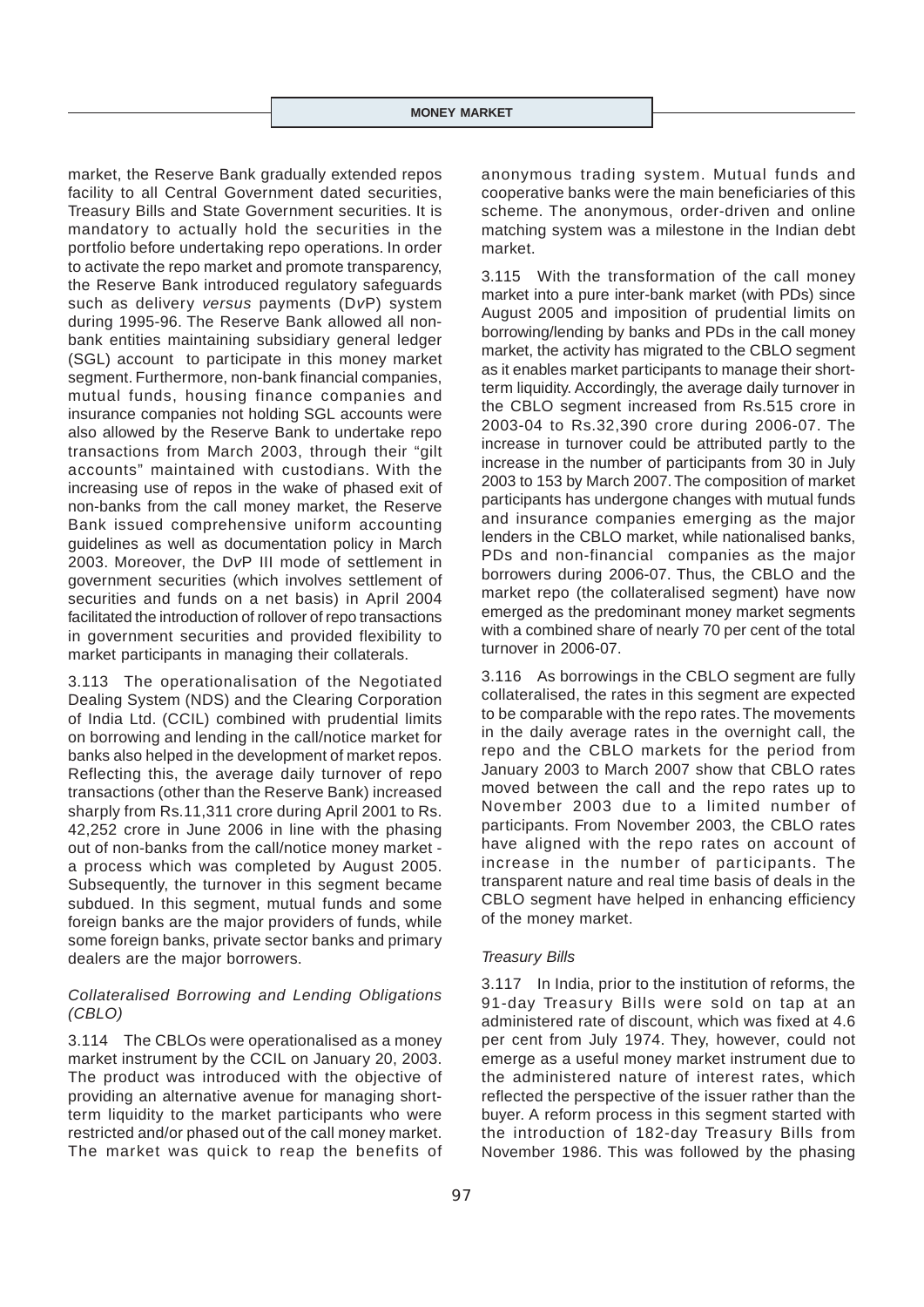market, the Reserve Bank gradually extended repos facility to all Central Government dated securities, Treasury Bills and State Government securities. It is mandatory to actually hold the securities in the portfolio before undertaking repo operations. In order to activate the repo market and promote transparency, the Reserve Bank introduced regulatory safeguards such as delivery *versus* payments (D*v*P) system during 1995-96. The Reserve Bank allowed all non-bank entities maintaining subsidiary general ledger (SGL) account to participate in this money market segment. Furthermore, non-bank financial companies, mutual funds, housing finance companies and insurance companies not holding SGL accounts were also allowed by the Reserve Bank to undertake repo transactions from March 2003, through their "gilt accounts" maintained with custodians. With the increasing use of repos in the wake of phased exit of non-banks from the call money market, the Reserve Bank issued comprehensive uniform accounting guidelines as well as documentation policy in March 2003. Moreover, the D*v*P III mode of settlement in government securities (which involves settlement of securities and funds on a net basis) in April 2004 facilitated the introduction of rollover of repo transactions in government securities and provided flexibility to market participants in managing their collaterals.

3.113 The operationalisation of the Negotiated Dealing System (NDS) and the Clearing Corporation of India Ltd. (CCIL) combined with prudential limits on borrowing and lending in the call/notice market for banks also helped in the development of market repos. Reflecting this, the average daily turnover of repo transactions (other than the Reserve Bank) increased sharply from Rs.11,311 crore during April 2001 to Rs. 42,252 crore in June 2006 in line with the phasing out of non-banks from the call/notice money market - a process which was completed by August 2005. Subsequently, the turnover in this segment became subdued. In this segment, mutual funds and some foreign banks are the major providers of funds, while some foreign banks, private sector banks and primary dealers are the major borrowers.

*Collateralised Borrowing and Lending Obligations (CBLO)*

3.114 The CBLOs were operationalised as a money market instrument by the CCIL on January 20, 2003. The product was introduced with the objective of providing an alternative avenue for managing short-term liquidity to the market participants who were restricted and/or phased out of the call money market. The market was quick to reap the benefits of anonymous trading system. Mutual funds and cooperative banks were the main beneficiaries of this scheme. The anonymous, order-driven and online matching system was a milestone in the Indian debt market.

3.115 With the transformation of the call money market into a pure inter-bank market (with PDs) since August 2005 and imposition of prudential limits on borrowing/lending by banks and PDs in the call money market, the activity has migrated to the CBLO segment as it enables market participants to manage their short-term liquidity. Accordingly, the average daily turnover in the CBLO segment increased from Rs.515 crore in 2003-04 to Rs.32,390 crore during 2006-07. The increase in turnover could be attributed partly to the increase in the number of participants from 30 in July 2003 to 153 by March 2007. The composition of market participants has undergone changes with mutual funds and insurance companies emerging as the major lenders in the CBLO market, while nationalised banks, PDs and non-financial companies as the major borrowers during 2006-07. Thus, the CBLO and the market repo (the collateralised segment) have now emerged as the predominant money market segments with a combined share of nearly 70 per cent of the total turnover in 2006-07.

3.116 As borrowings in the CBLO segment are fully collateralised, the rates in this segment are expected to be comparable with the repo rates. The movements in the daily average rates in the overnight call, the repo and the CBLO markets for the period from January 2003 to March 2007 show that CBLO rates moved between the call and the repo rates up to November 2003 due to a limited number of participants. From November 2003, the CBLO rates have aligned with the repo rates on account of increase in the number of participants. The transparent nature and real time basis of deals in the CBLO segment have helped in enhancing efficiency of the money market.

*Treasury Bills*

3.117 In India, prior to the institution of reforms, the 91-day Treasury Bills were sold on tap at an administered rate of discount, which was fixed at 4.6 per cent from July 1974. They, however, could not emerge as a useful money market instrument due to the administered nature of interest rates, which reflected the perspective of the issuer rather than the buyer. A reform process in this segment started with the introduction of 182-day Treasury Bills from November 1986. This was followed by the phasing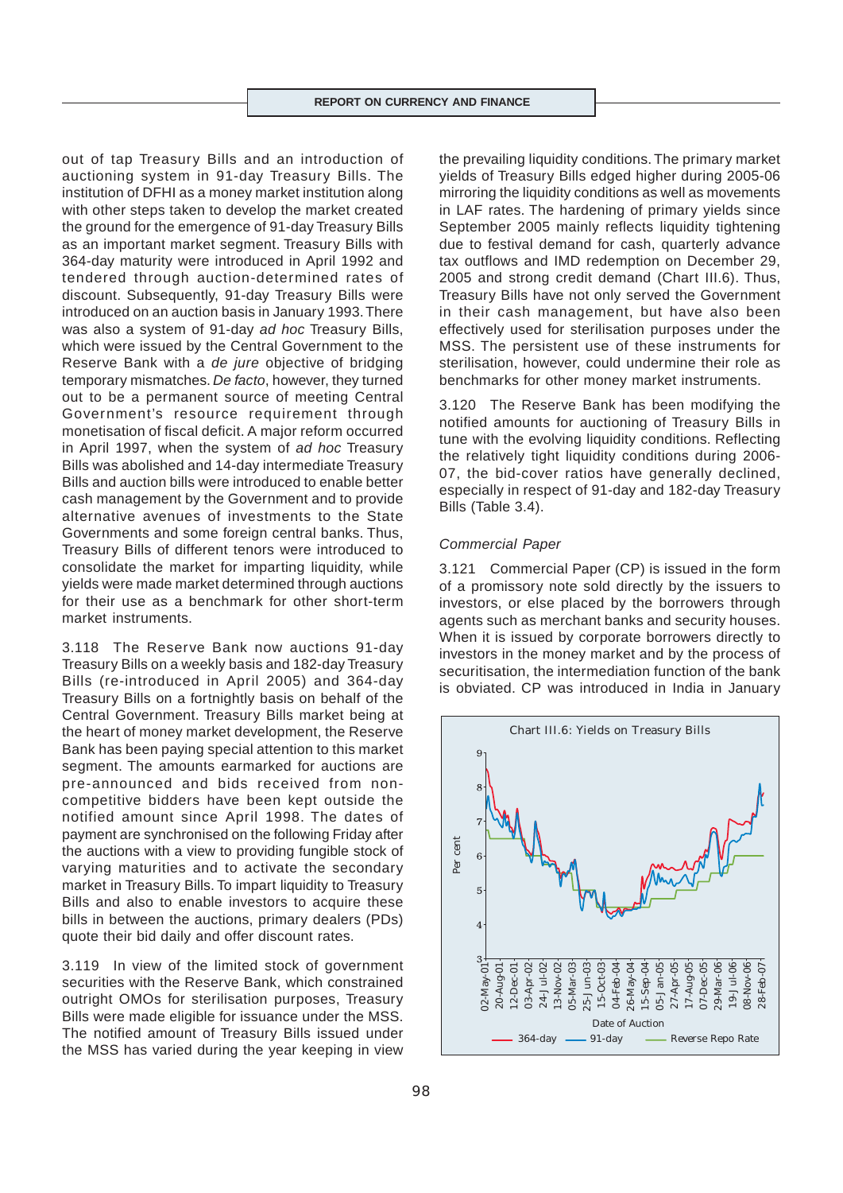out of tap Treasury Bills and an introduction of auctioning system in 91-day Treasury Bills. The institution of DFHI as a money market institution along with other steps taken to develop the market created the ground for the emergence of 91-day Treasury Bills as an important market segment. Treasury Bills with 364-day maturity were introduced in April 1992 and tendered through auction-determined rates of discount. Subsequently, 91-day Treasury Bills were introduced on an auction basis in January 1993. There was also a system of 91-day *ad hoc* Treasury Bills, which were issued by the Central Government to the Reserve Bank with a *de jure* objective of bridging temporary mismatches. *De facto*, however, they turned out to be a permanent source of meeting Central Government's resource requirement through monetisation of fiscal deficit. A major reform occurred in April 1997, when the system of *ad hoc* Treasury Bills was abolished and 14-day intermediate Treasury Bills and auction bills were introduced to enable better cash management by the Government and to provide alternative avenues of investments to the State Governments and some foreign central banks. Thus, Treasury Bills of different tenors were introduced to consolidate the market for imparting liquidity, while yields were made market determined through auctions for their use as a benchmark for other short-term market instruments.

3.118 The Reserve Bank now auctions 91-day Treasury Bills on a weekly basis and 182-day Treasury Bills (re-introduced in April 2005) and 364-day Treasury Bills on a fortnightly basis on behalf of the Central Government. Treasury Bills market being at the heart of money market development, the Reserve Bank has been paying special attention to this market segment. The amounts earmarked for auctions are pre-announced and bids received from non-competitive bidders have been kept outside the notified amount since April 1998. The dates of payment are synchronised on the following Friday after the auctions with a view to providing fungible stock of varying maturities and to activate the secondary market in Treasury Bills. To impart liquidity to Treasury Bills and also to enable investors to acquire these bills in between the auctions, primary dealers (PDs) quote their bid daily and offer discount rates.

3.119 In view of the limited stock of government securities with the Reserve Bank, which constrained outright OMOs for sterilisation purposes, Treasury Bills were made eligible for issuance under the MSS. The notified amount of Treasury Bills issued under the MSS has varied during the year keeping in view the prevailing liquidity conditions. The primary market yields of Treasury Bills edged higher during 2005-06 mirroring the liquidity conditions as well as movements in LAF rates. The hardening of primary yields since September 2005 mainly reflects liquidity tightening due to festival demand for cash, quarterly advance tax outflows and IMD redemption on December 29, 2005 and strong credit demand (Chart III.6). Thus, Treasury Bills have not only served the Government in their cash management, but have also been effectively used for sterilisation purposes under the MSS. The persistent use of these instruments for sterilisation, however, could undermine their role as benchmarks for other money market instruments.

3.120 The Reserve Bank has been modifying the notified amounts for auctioning of Treasury Bills in tune with the evolving liquidity conditions. Reflecting the relatively tight liquidity conditions during 2006-07, the bid-cover ratios have generally declined, especially in respect of 91-day and 182-day Treasury Bills (Table 3.4).

### *Commercial Paper*

3.121 Commercial Paper (CP) is issued in the form of a promissory note sold directly by the issuers to investors, or else placed by the borrowers through agents such as merchant banks and security houses. When it is issued by corporate borrowers directly to investors in the money market and by the process of securitisation, the intermediation function of the bank is obviated. CP was introduced in India in January

Chart III.6: Yields on Treasury Bills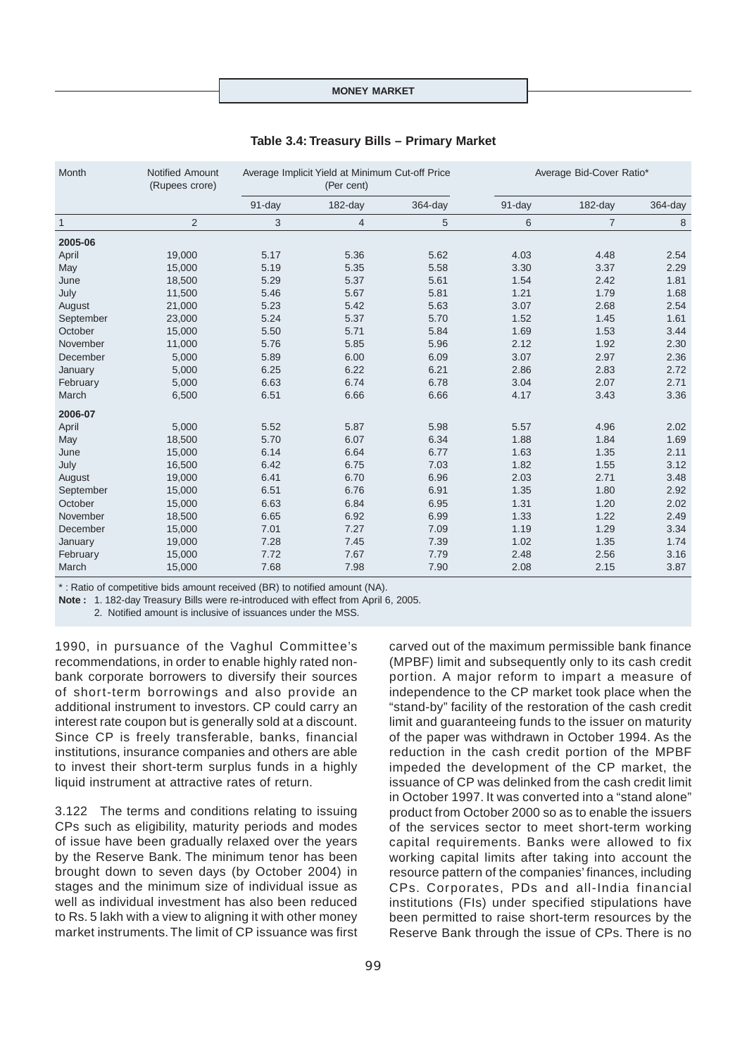**Table 3.4: Treasury Bills – Primary Market**

| Month | Notified Amount (Rupees crore) | Average Implicit Yield at Minimum Cut-off Price (Per cent) | | | Average Bid-Cover Ratio* | | |
|---|---|---|---|---|---|---|---|
| | | 91-day | 182-day | 364-day | 91-day | 182-day | 364-day |
| 1 | 2 | 3 | 4 | 5 | 6 | 7 | 8 |
| **2005-06** | | | | | | | |
| April | 19,000 | 5.17 | 5.36 | 5.62 | 4.03 | 4.48 | 2.54 |
| May | 15,000 | 5.19 | 5.35 | 5.58 | 3.30 | 3.37 | 2.29 |
| June | 18,500 | 5.29 | 5.37 | 5.61 | 1.54 | 2.42 | 1.81 |
| July | 11,500 | 5.46 | 5.67 | 5.81 | 1.21 | 1.79 | 1.68 |
| August | 21,000 | 5.23 | 5.42 | 5.63 | 3.07 | 2.68 | 2.54 |
| September | 23,000 | 5.24 | 5.37 | 5.70 | 1.52 | 1.45 | 1.61 |
| October | 15,000 | 5.50 | 5.71 | 5.84 | 1.69 | 1.53 | 3.44 |
| November | 11,000 | 5.76 | 5.85 | 5.96 | 2.12 | 1.92 | 2.30 |
| December | 5,000 | 5.89 | 6.00 | 6.09 | 3.07 | 2.97 | 2.36 |
| January | 5,000 | 6.25 | 6.22 | 6.21 | 2.86 | 2.83 | 2.72 |
| February | 5,000 | 6.63 | 6.74 | 6.78 | 3.04 | 2.07 | 2.71 |
| March | 6,500 | 6.51 | 6.66 | 6.66 | 4.17 | 3.43 | 3.36 |
| **2006-07** | | | | | | | |
| April | 5,000 | 5.52 | 5.87 | 5.98 | 5.57 | 4.96 | 2.02 |
| May | 18,500 | 5.70 | 6.07 | 6.34 | 1.88 | 1.84 | 1.69 |
| June | 15,000 | 6.14 | 6.64 | 6.77 | 1.63 | 1.35 | 2.11 |
| July | 16,500 | 6.42 | 6.75 | 7.03 | 1.82 | 1.55 | 3.12 |
| August | 19,000 | 6.41 | 6.70 | 6.96 | 2.03 | 2.71 | 3.48 |
| September | 15,000 | 6.51 | 6.76 | 6.91 | 1.35 | 1.80 | 2.92 |
| October | 15,000 | 6.63 | 6.84 | 6.95 | 1.31 | 1.20 | 2.02 |
| November | 18,500 | 6.65 | 6.92 | 6.99 | 1.33 | 1.22 | 2.49 |
| December | 15,000 | 7.01 | 7.27 | 7.09 | 1.19 | 1.29 | 3.34 |
| January | 19,000 | 7.28 | 7.45 | 7.39 | 1.02 | 1.35 | 1.74 |
| February | 15,000 | 7.72 | 7.67 | 7.79 | 2.48 | 2.56 | 3.16 |
| March | 15,000 | 7.68 | 7.98 | 7.90 | 2.08 | 2.15 | 3.87 |

* : Ratio of competitive bids amount received (BR) to notified amount (NA).

**Note :** 1. 182-day Treasury Bills were re-introduced with effect from April 6, 2005.

2. Notified amount is inclusive of issuances under the MSS.

1990, in pursuance of the Vaghul Committee's recommendations, in order to enable highly rated non-bank corporate borrowers to diversify their sources of short-term borrowings and also provide an additional instrument to investors. CP could carry an interest rate coupon but is generally sold at a discount. Since CP is freely transferable, banks, financial institutions, insurance companies and others are able to invest their short-term surplus funds in a highly liquid instrument at attractive rates of return.

3.122 The terms and conditions relating to issuing CPs such as eligibility, maturity periods and modes of issue have been gradually relaxed over the years by the Reserve Bank. The minimum tenor has been brought down to seven days (by October 2004) in stages and the minimum size of individual issue as well as individual investment has also been reduced to Rs. 5 lakh with a view to aligning it with other money market instruments. The limit of CP issuance was first carved out of the maximum permissible bank finance (MPBF) limit and subsequently only to its cash credit portion. A major reform to impart a measure of independence to the CP market took place when the "stand-by" facility of the restoration of the cash credit limit and guaranteeing funds to the issuer on maturity of the paper was withdrawn in October 1994. As the reduction in the cash credit portion of the MPBF impeded the development of the CP market, the issuance of CP was delinked from the cash credit limit in October 1997. It was converted into a "stand alone" product from October 2000 so as to enable the issuers of the services sector to meet short-term working capital requirements. Banks were allowed to fix working capital limits after taking into account the resource pattern of the companies' finances, including CPs. Corporates, PDs and all-India financial institutions (FIs) under specified stipulations have been permitted to raise short-term resources by the Reserve Bank through the issue of CPs. There is no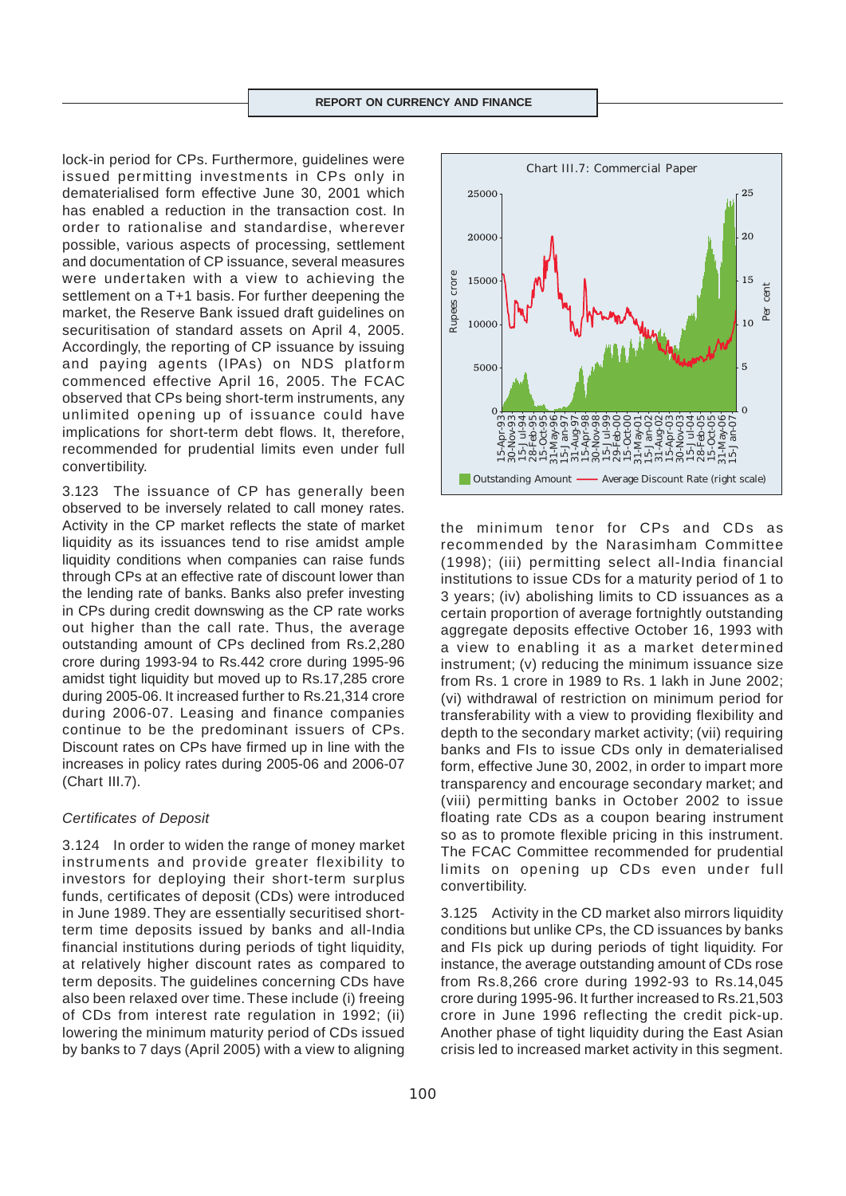lock-in period for CPs. Furthermore, guidelines were issued permitting investments in CPs only in dematerialised form effective June 30, 2001 which has enabled a reduction in the transaction cost. In order to rationalise and standardise, wherever possible, various aspects of processing, settlement and documentation of CP issuance, several measures were undertaken with a view to achieving the settlement on a T+1 basis. For further deepening the market, the Reserve Bank issued draft guidelines on securitisation of standard assets on April 4, 2005. Accordingly, the reporting of CP issuance by issuing and paying agents (IPAs) on NDS platform commenced effective April 16, 2005. The FCAC observed that CPs being short-term instruments, any unlimited opening up of issuance could have implications for short-term debt flows. It, therefore, recommended for prudential limits even under full convertibility.

3.123 The issuance of CP has generally been observed to be inversely related to call money rates. Activity in the CP market reflects the state of market liquidity as its issuances tend to rise amidst ample liquidity conditions when companies can raise funds through CPs at an effective rate of discount lower than the lending rate of banks. Banks also prefer investing in CPs during credit downswing as the CP rate works out higher than the call rate. Thus, the average outstanding amount of CPs declined from Rs.2,280 crore during 1993-94 to Rs.442 crore during 1995-96 amidst tight liquidity but moved up to Rs.17,285 crore during 2005-06. It increased further to Rs.21,314 crore during 2006-07. Leasing and finance companies continue to be the predominant issuers of CPs. Discount rates on CPs have firmed up in line with the increases in policy rates during 2005-06 and 2006-07 (Chart III.7).

Chart III.7: Commercial Paper

*Certificates of Deposit*

3.124 In order to widen the range of money market instruments and provide greater flexibility to investors for deploying their short-term surplus funds, certificates of deposit (CDs) were introduced in June 1989. They are essentially securitised short-term time deposits issued by banks and all-India financial institutions during periods of tight liquidity, at relatively higher discount rates as compared to term deposits. The guidelines concerning CDs have also been relaxed over time. These include (i) freeing of CDs from interest rate regulation in 1992; (ii) lowering the minimum maturity period of CDs issued by banks to 7 days (April 2005) with a view to aligning the minimum tenor for CPs and CDs as recommended by the Narasimham Committee (1998); (iii) permitting select all-India financial institutions to issue CDs for a maturity period of 1 to 3 years; (iv) abolishing limits to CD issuances as a certain proportion of average fortnightly outstanding aggregate deposits effective October 16, 1993 with a view to enabling it as a market determined instrument; (v) reducing the minimum issuance size from Rs. 1 crore in 1989 to Rs. 1 lakh in June 2002; (vi) withdrawal of restriction on minimum period for transferability with a view to providing flexibility and depth to the secondary market activity; (vii) requiring banks and FIs to issue CDs only in dematerialised form, effective June 30, 2002, in order to impart more transparency and encourage secondary market; and (viii) permitting banks in October 2002 to issue floating rate CDs as a coupon bearing instrument so as to promote flexible pricing in this instrument. The FCAC Committee recommended for prudential limits on opening up CDs even under full convertibility.

3.125 Activity in the CD market also mirrors liquidity conditions but unlike CPs, the CD issuances by banks and FIs pick up during periods of tight liquidity. For instance, the average outstanding amount of CDs rose from Rs.8,266 crore during 1992-93 to Rs.14,045 crore during 1995-96. It further increased to Rs.21,503 crore in June 1996 reflecting the credit pick-up. Another phase of tight liquidity during the East Asian crisis led to increased market activity in this segment.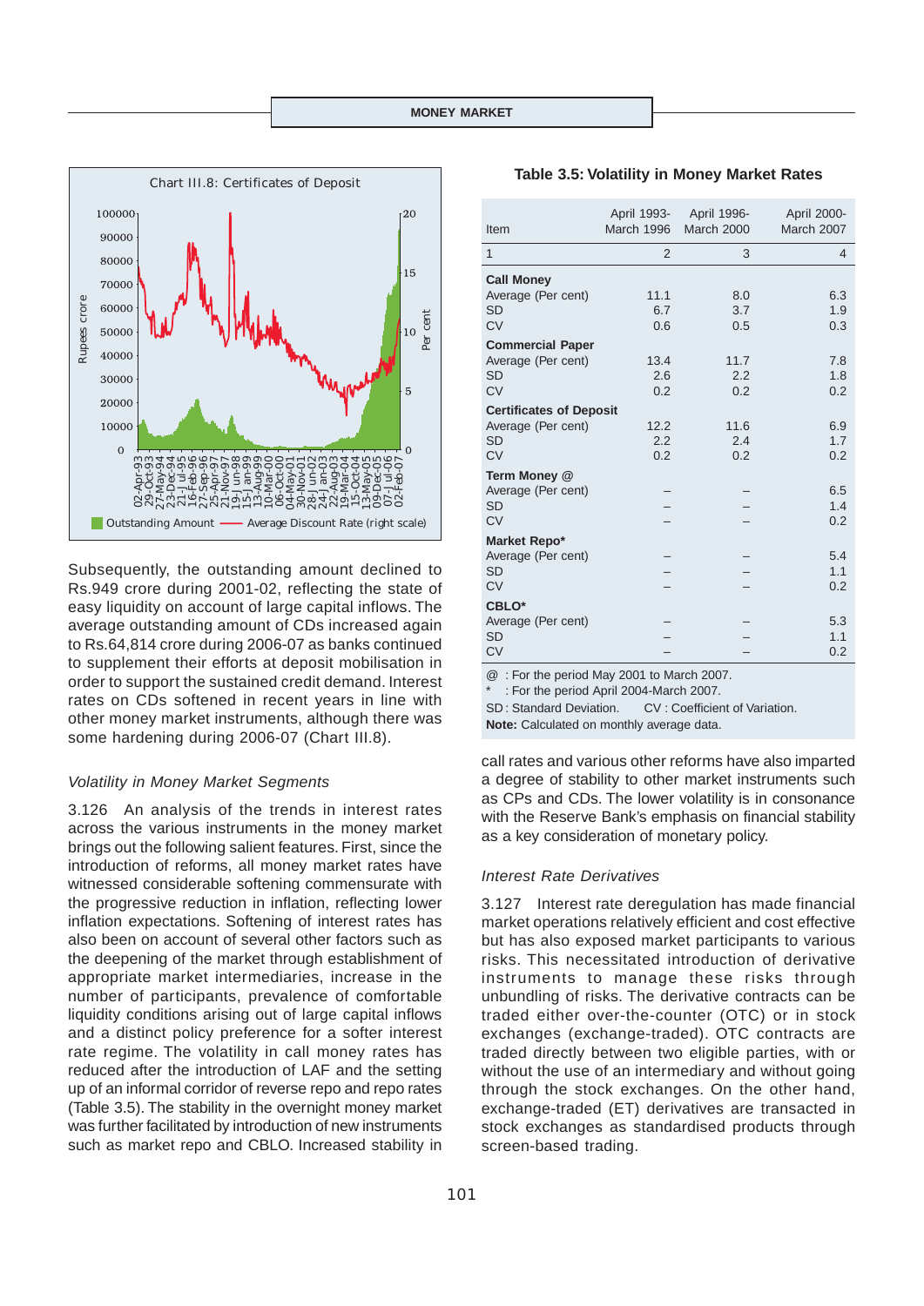Chart III.8: Certificates of Deposit

Subsequently, the outstanding amount declined to Rs.949 crore during 2001-02, reflecting the state of easy liquidity on account of large capital inflows. The average outstanding amount of CDs increased again to Rs.64,814 crore during 2006-07 as banks continued to supplement their efforts at deposit mobilisation in order to support the sustained credit demand. Interest rates on CDs softened in recent years in line with other money market instruments, although there was some hardening during 2006-07 (Chart III.8).

### *Volatility in Money Market Segments*

3.126 An analysis of the trends in interest rates across the various instruments in the money market brings out the following salient features. First, since the introduction of reforms, all money market rates have witnessed considerable softening commensurate with the progressive reduction in inflation, reflecting lower inflation expectations. Softening of interest rates has also been on account of several other factors such as the deepening of the market through establishment of appropriate market intermediaries, increase in the number of participants, prevalence of comfortable liquidity conditions arising out of large capital inflows and a distinct policy preference for a softer interest rate regime. The volatility in call money rates has reduced after the introduction of LAF and the setting up of an informal corridor of reverse repo and repo rates (Table 3.5). The stability in the overnight money market was further facilitated by introduction of new instruments such as market repo and CBLO. Increased stability in call rates and various other reforms have also imparted a degree of stability to other market instruments such as CPs and CDs. The lower volatility is in consonance with the Reserve Bank's emphasis on financial stability as a key consideration of monetary policy.

**Table 3.5: Volatility in Money Market Rates**

| Item | April 1993-March 1996 | April 1996-March 2000 | April 2000-March 2007 |
|---|---|---|---|
| 1 | 2 | 3 | 4 |
| **Call Money** | | | |
| Average (Per cent) | 11.1 | 8.0 | 6.3 |
| SD | 6.7 | 3.7 | 1.9 |
| CV | 0.6 | 0.5 | 0.3 |
| **Commercial Paper** | | | |
| Average (Per cent) | 13.4 | 11.7 | 7.8 |
| SD | 2.6 | 2.2 | 1.8 |
| CV | 0.2 | 0.2 | 0.2 |
| **Certificates of Deposit** | | | |
| Average (Per cent) | 12.2 | 11.6 | 6.9 |
| SD | 2.2 | 2.4 | 1.7 |
| CV | 0.2 | 0.2 | 0.2 |
| **Term Money @** | | | |
| Average (Per cent) | – | – | 6.5 |
| SD | – | – | 1.4 |
| CV | – | – | 0.2 |
| **Market Repo*** | | | |
| Average (Per cent) | – | – | 5.4 |
| SD | – | – | 1.1 |
| CV | – | – | 0.2 |
| **CBLO*** | | | |
| Average (Per cent) | – | – | 5.3 |
| SD | – | – | 1.1 |
| CV | – | – | 0.2 |

@ : For the period May 2001 to March 2007.
* : For the period April 2004-March 2007.
SD : Standard Deviation. CV : Coefficient of Variation.
**Note:** Calculated on monthly average data.

### *Interest Rate Derivatives*

3.127 Interest rate deregulation has made financial market operations relatively efficient and cost effective but has also exposed market participants to various risks. This necessitated introduction of derivative instruments to manage these risks through unbundling of risks. The derivative contracts can be traded either over-the-counter (OTC) or in stock exchanges (exchange-traded). OTC contracts are traded directly between two eligible parties, with or without the use of an intermediary and without going through the stock exchanges. On the other hand, exchange-traded (ET) derivatives are transacted in stock exchanges as standardised products through screen-based trading.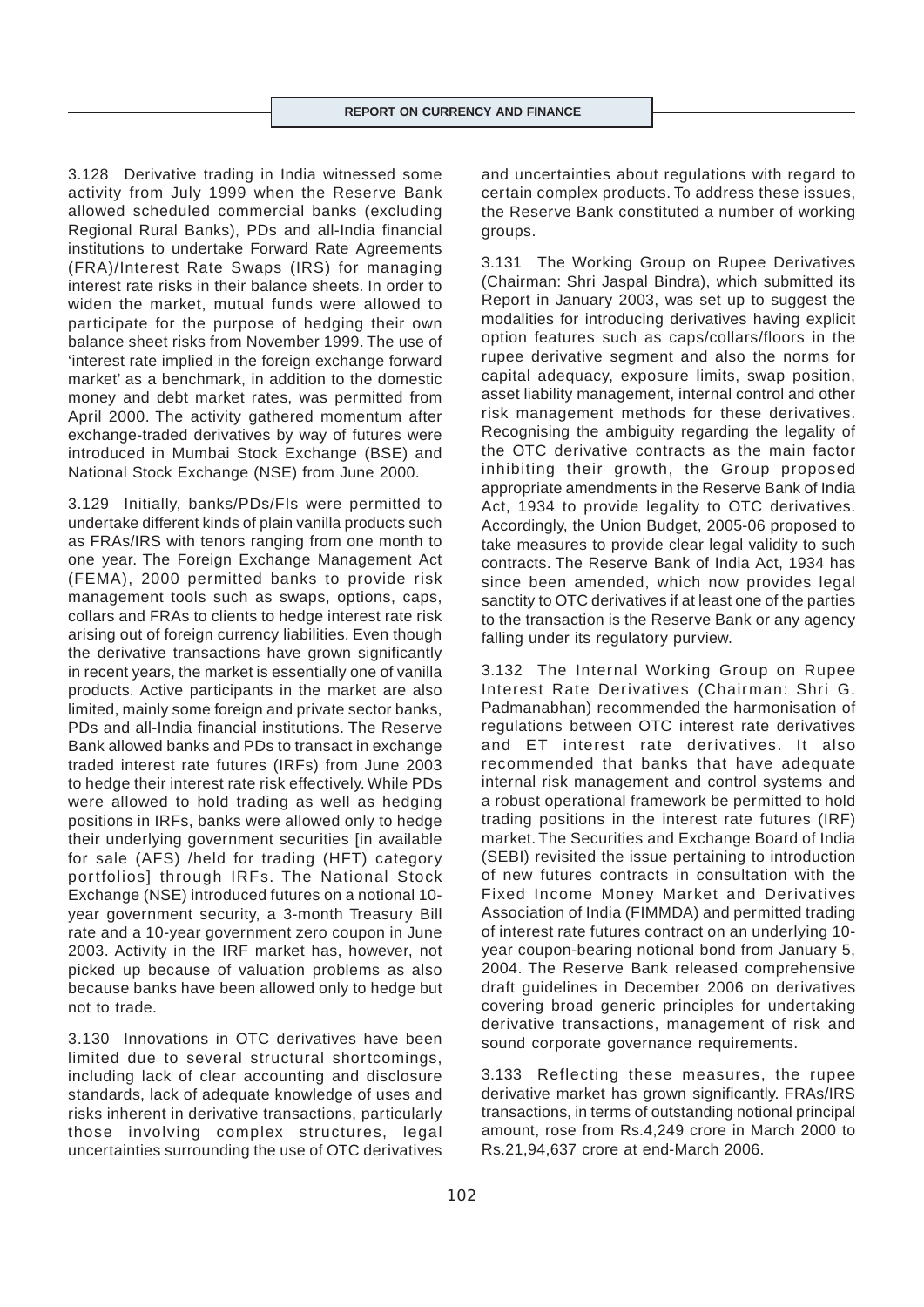3.128 Derivative trading in India witnessed some activity from July 1999 when the Reserve Bank allowed scheduled commercial banks (excluding Regional Rural Banks), PDs and all-India financial institutions to undertake Forward Rate Agreements (FRA)/Interest Rate Swaps (IRS) for managing interest rate risks in their balance sheets. In order to widen the market, mutual funds were allowed to participate for the purpose of hedging their own balance sheet risks from November 1999. The use of 'interest rate implied in the foreign exchange forward market' as a benchmark, in addition to the domestic money and debt market rates, was permitted from April 2000. The activity gathered momentum after exchange-traded derivatives by way of futures were introduced in Mumbai Stock Exchange (BSE) and National Stock Exchange (NSE) from June 2000.

3.129 Initially, banks/PDs/FIs were permitted to undertake different kinds of plain vanilla products such as FRAs/IRS with tenors ranging from one month to one year. The Foreign Exchange Management Act (FEMA), 2000 permitted banks to provide risk management tools such as swaps, options, caps, collars and FRAs to clients to hedge interest rate risk arising out of foreign currency liabilities. Even though the derivative transactions have grown significantly in recent years, the market is essentially one of vanilla products. Active participants in the market are also limited, mainly some foreign and private sector banks, PDs and all-India financial institutions. The Reserve Bank allowed banks and PDs to transact in exchange traded interest rate futures (IRFs) from June 2003 to hedge their interest rate risk effectively. While PDs were allowed to hold trading as well as hedging positions in IRFs, banks were allowed only to hedge their underlying government securities [in available for sale (AFS) /held for trading (HFT) category portfolios] through IRFs. The National Stock Exchange (NSE) introduced futures on a notional 10-year government security, a 3-month Treasury Bill rate and a 10-year government zero coupon in June 2003. Activity in the IRF market has, however, not picked up because of valuation problems as also because banks have been allowed only to hedge but not to trade.

3.130 Innovations in OTC derivatives have been limited due to several structural shortcomings, including lack of clear accounting and disclosure standards, lack of adequate knowledge of uses and risks inherent in derivative transactions, particularly those involving complex structures, legal uncertainties surrounding the use of OTC derivatives and uncertainties about regulations with regard to certain complex products. To address these issues, the Reserve Bank constituted a number of working groups.

3.131 The Working Group on Rupee Derivatives (Chairman: Shri Jaspal Bindra), which submitted its Report in January 2003, was set up to suggest the modalities for introducing derivatives having explicit option features such as caps/collars/floors in the rupee derivative segment and also the norms for capital adequacy, exposure limits, swap position, asset liability management, internal control and other risk management methods for these derivatives. Recognising the ambiguity regarding the legality of the OTC derivative contracts as the main factor inhibiting their growth, the Group proposed appropriate amendments in the Reserve Bank of India Act, 1934 to provide legality to OTC derivatives. Accordingly, the Union Budget, 2005-06 proposed to take measures to provide clear legal validity to such contracts. The Reserve Bank of India Act, 1934 has since been amended, which now provides legal sanctity to OTC derivatives if at least one of the parties to the transaction is the Reserve Bank or any agency falling under its regulatory purview.

3.132 The Internal Working Group on Rupee Interest Rate Derivatives (Chairman: Shri G. Padmanabhan) recommended the harmonisation of regulations between OTC interest rate derivatives and ET interest rate derivatives. It also recommended that banks that have adequate internal risk management and control systems and a robust operational framework be permitted to hold trading positions in the interest rate futures (IRF) market. The Securities and Exchange Board of India (SEBI) revisited the issue pertaining to introduction of new futures contracts in consultation with the Fixed Income Money Market and Derivatives Association of India (FIMMDA) and permitted trading of interest rate futures contract on an underlying 10-year coupon-bearing notional bond from January 5, 2004. The Reserve Bank released comprehensive draft guidelines in December 2006 on derivatives covering broad generic principles for undertaking derivative transactions, management of risk and sound corporate governance requirements.

3.133 Reflecting these measures, the rupee derivative market has grown significantly. FRAs/IRS transactions, in terms of outstanding notional principal amount, rose from Rs.4,249 crore in March 2000 to Rs.21,94,637 crore at end-March 2006.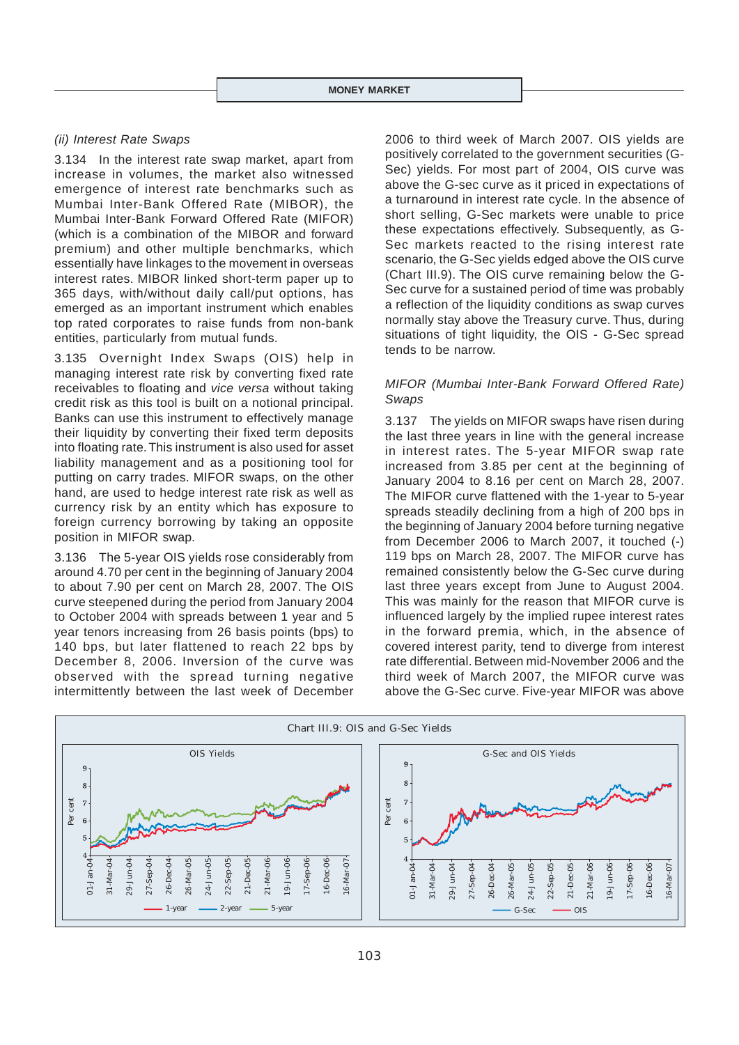*(ii) Interest Rate Swaps*

3.134 In the interest rate swap market, apart from increase in volumes, the market also witnessed emergence of interest rate benchmarks such as Mumbai Inter-Bank Offered Rate (MIBOR), the Mumbai Inter-Bank Forward Offered Rate (MIFOR) (which is a combination of the MIBOR and forward premium) and other multiple benchmarks, which essentially have linkages to the movement in overseas interest rates. MIBOR linked short-term paper up to 365 days, with/without daily call/put options, has emerged as an important instrument which enables top rated corporates to raise funds from non-bank entities, particularly from mutual funds.

3.135 Overnight Index Swaps (OIS) help in managing interest rate risk by converting fixed rate receivables to floating and *vice versa* without taking credit risk as this tool is built on a notional principal. Banks can use this instrument to effectively manage their liquidity by converting their fixed term deposits into floating rate. This instrument is also used for asset liability management and as a positioning tool for putting on carry trades. MIFOR swaps, on the other hand, are used to hedge interest rate risk as well as currency risk by an entity which has exposure to foreign currency borrowing by taking an opposite position in MIFOR swap.

3.136 The 5-year OIS yields rose considerably from around 4.70 per cent in the beginning of January 2004 to about 7.90 per cent on March 28, 2007. The OIS curve steepened during the period from January 2004 to October 2004 with spreads between 1 year and 5 year tenors increasing from 26 basis points (bps) to 140 bps, but later flattened to reach 22 bps by December 8, 2006. Inversion of the curve was observed with the spread turning negative intermittently between the last week of December 2006 to third week of March 2007. OIS yields are positively correlated to the government securities (G-Sec) yields. For most part of 2004, OIS curve was above the G-sec curve as it priced in expectations of a turnaround in interest rate cycle. In the absence of short selling, G-Sec markets were unable to price these expectations effectively. Subsequently, as G-Sec markets reacted to the rising interest rate scenario, the G-Sec yields edged above the OIS curve (Chart III.9). The OIS curve remaining below the G-Sec curve for a sustained period of time was probably a reflection of the liquidity conditions as swap curves normally stay above the Treasury curve. Thus, during situations of tight liquidity, the OIS - G-Sec spread tends to be narrow.

*MIFOR (Mumbai Inter-Bank Forward Offered Rate) Swaps*

3.137 The yields on MIFOR swaps have risen during the last three years in line with the general increase in interest rates. The 5-year MIFOR swap rate increased from 3.85 per cent at the beginning of January 2004 to 8.16 per cent on March 28, 2007. The MIFOR curve flattened with the 1-year to 5-year spreads steadily declining from a high of 200 bps in the beginning of January 2004 before turning negative from December 2006 to March 2007, it touched (-) 119 bps on March 28, 2007. The MIFOR curve has remained consistently below the G-Sec curve during last three years except from June to August 2004. This was mainly for the reason that MIFOR curve is influenced largely by the implied rupee interest rates in the forward premia, which, in the absence of covered interest parity, tend to diverge from interest rate differential. Between mid-November 2006 and the third week of March 2007, the MIFOR curve was above the G-Sec curve. Five-year MIFOR was above

Chart III.9: OIS and G-Sec Yields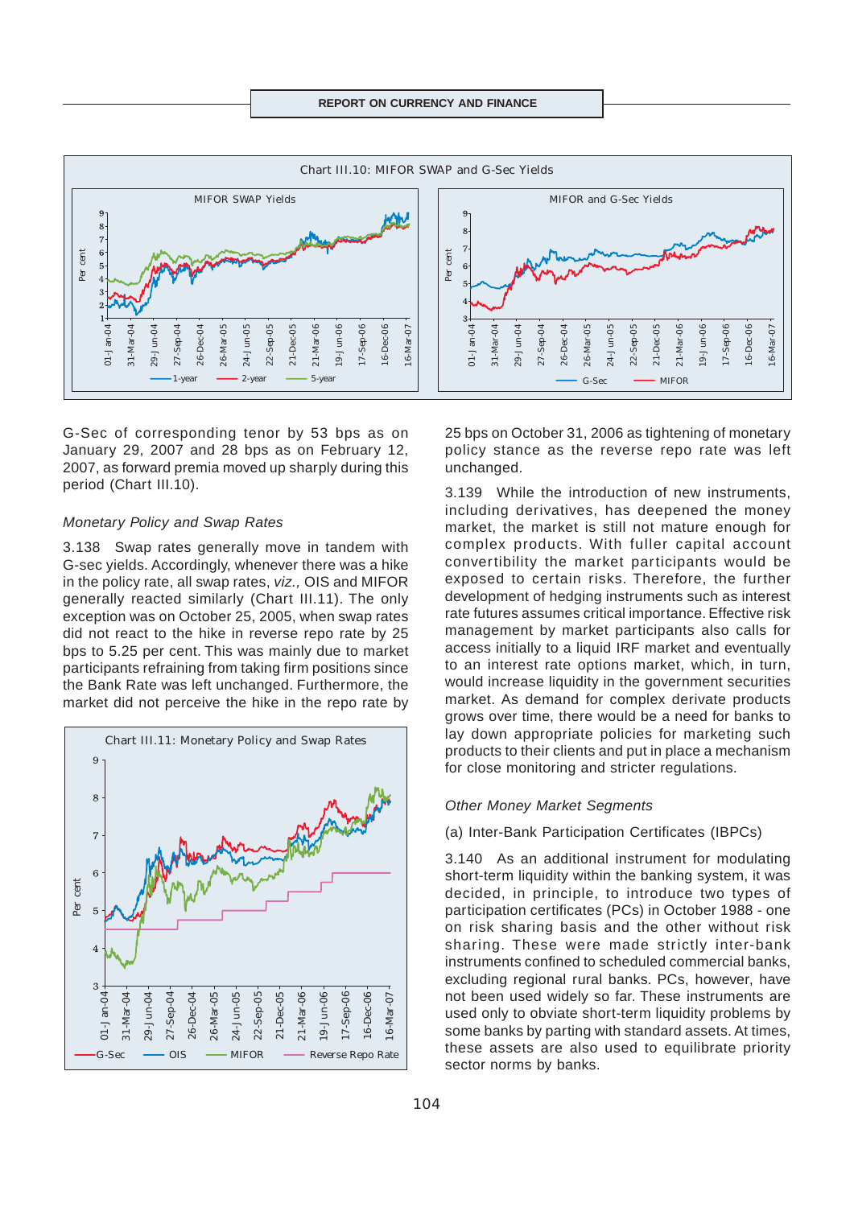Chart III.10: MIFOR SWAP and G-Sec Yields

G-Sec of corresponding tenor by 53 bps as on January 29, 2007 and 28 bps as on February 12, 2007, as forward premia moved up sharply during this period (Chart III.10).

### *Monetary Policy and Swap Rates*

3.138 Swap rates generally move in tandem with G-sec yields. Accordingly, whenever there was a hike in the policy rate, all swap rates, *viz.,* OIS and MIFOR generally reacted similarly (Chart III.11). The only exception was on October 25, 2005, when swap rates did not react to the hike in reverse repo rate by 25 bps to 5.25 per cent. This was mainly due to market participants refraining from taking firm positions since the Bank Rate was left unchanged. Furthermore, the market did not perceive the hike in the repo rate by 25 bps on October 31, 2006 as tightening of monetary policy stance as the reverse repo rate was left unchanged.

Chart III.11: Monetary Policy and Swap Rates

3.139 While the introduction of new instruments, including derivatives, has deepened the money market, the market is still not mature enough for complex products. With fuller capital account convertibility the market participants would be exposed to certain risks. Therefore, the further development of hedging instruments such as interest rate futures assumes critical importance. Effective risk management by market participants also calls for access initially to a liquid IRF market and eventually to an interest rate options market, which, in turn, would increase liquidity in the government securities market. As demand for complex derivate products grows over time, there would be a need for banks to lay down appropriate policies for marketing such products to their clients and put in place a mechanism for close monitoring and stricter regulations.

### *Other Money Market Segments*

(a) Inter-Bank Participation Certificates (IBPCs)

3.140 As an additional instrument for modulating short-term liquidity within the banking system, it was decided, in principle, to introduce two types of participation certificates (PCs) in October 1988 - one on risk sharing basis and the other without risk sharing. These were made strictly inter-bank instruments confined to scheduled commercial banks, excluding regional rural banks. PCs, however, have not been used widely so far. These instruments are used only to obviate short-term liquidity problems by some banks by parting with standard assets. At times, these assets are also used to equilibrate priority sector norms by banks.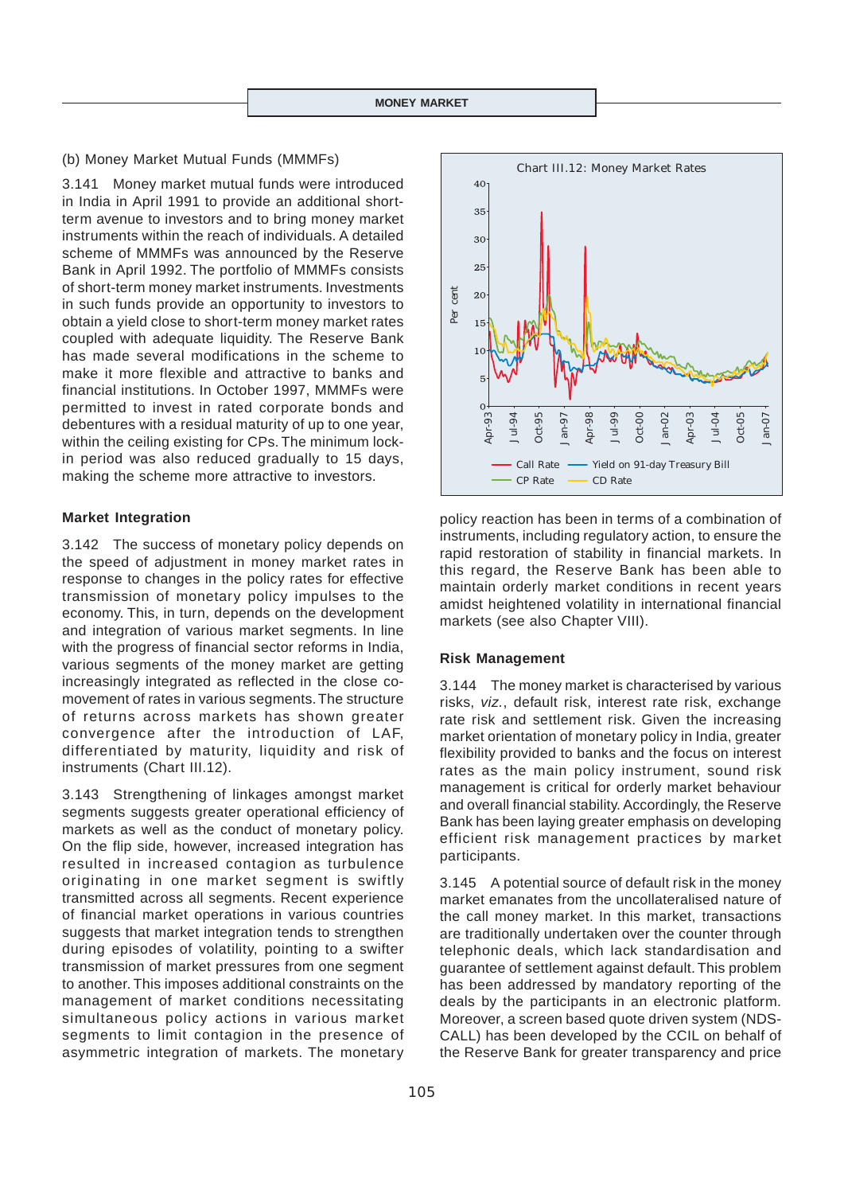(b) Money Market Mutual Funds (MMMFs)

3.141 Money market mutual funds were introduced in India in April 1991 to provide an additional short-term avenue to investors and to bring money market instruments within the reach of individuals. A detailed scheme of MMMFs was announced by the Reserve Bank in April 1992. The portfolio of MMMFs consists of short-term money market instruments. Investments in such funds provide an opportunity to investors to obtain a yield close to short-term money market rates coupled with adequate liquidity. The Reserve Bank has made several modifications in the scheme to make it more flexible and attractive to banks and financial institutions. In October 1997, MMMFs were permitted to invest in rated corporate bonds and debentures with a residual maturity of up to one year, within the ceiling existing for CPs. The minimum lock-in period was also reduced gradually to 15 days, making the scheme more attractive to investors.

### Market Integration

3.142 The success of monetary policy depends on the speed of adjustment in money market rates in response to changes in the policy rates for effective transmission of monetary policy impulses to the economy. This, in turn, depends on the development and integration of various market segments. In line with the progress of financial sector reforms in India, various segments of the money market are getting increasingly integrated as reflected in the close co-movement of rates in various segments. The structure of returns across markets has shown greater convergence after the introduction of LAF, differentiated by maturity, liquidity and risk of instruments (Chart III.12).

3.143 Strengthening of linkages amongst market segments suggests greater operational efficiency of markets as well as the conduct of monetary policy. On the flip side, however, increased integration has resulted in increased contagion as turbulence originating in one market segment is swiftly transmitted across all segments. Recent experience of financial market operations in various countries suggests that market integration tends to strengthen during episodes of volatility, pointing to a swifter transmission of market pressures from one segment to another. This imposes additional constraints on the management of market conditions necessitating simultaneous policy actions in various market segments to limit contagion in the presence of asymmetric integration of markets. The monetary policy reaction has been in terms of a combination of instruments, including regulatory action, to ensure the rapid restoration of stability in financial markets. In this regard, the Reserve Bank has been able to maintain orderly market conditions in recent years amidst heightened volatility in international financial markets (see also Chapter VIII).

Chart III.12: Money Market Rates

### Risk Management

3.144 The money market is characterised by various risks, *viz.*, default risk, interest rate risk, exchange rate risk and settlement risk. Given the increasing market orientation of monetary policy in India, greater flexibility provided to banks and the focus on interest rates as the main policy instrument, sound risk management is critical for orderly market behaviour and overall financial stability. Accordingly, the Reserve Bank has been laying greater emphasis on developing efficient risk management practices by market participants.

3.145 A potential source of default risk in the money market emanates from the uncollateralised nature of the call money market. In this market, transactions are traditionally undertaken over the counter through telephonic deals, which lack standardisation and guarantee of settlement against default. This problem has been addressed by mandatory reporting of the deals by the participants in an electronic platform. Moreover, a screen based quote driven system (NDS-CALL) has been developed by the CCIL on behalf of the Reserve Bank for greater transparency and price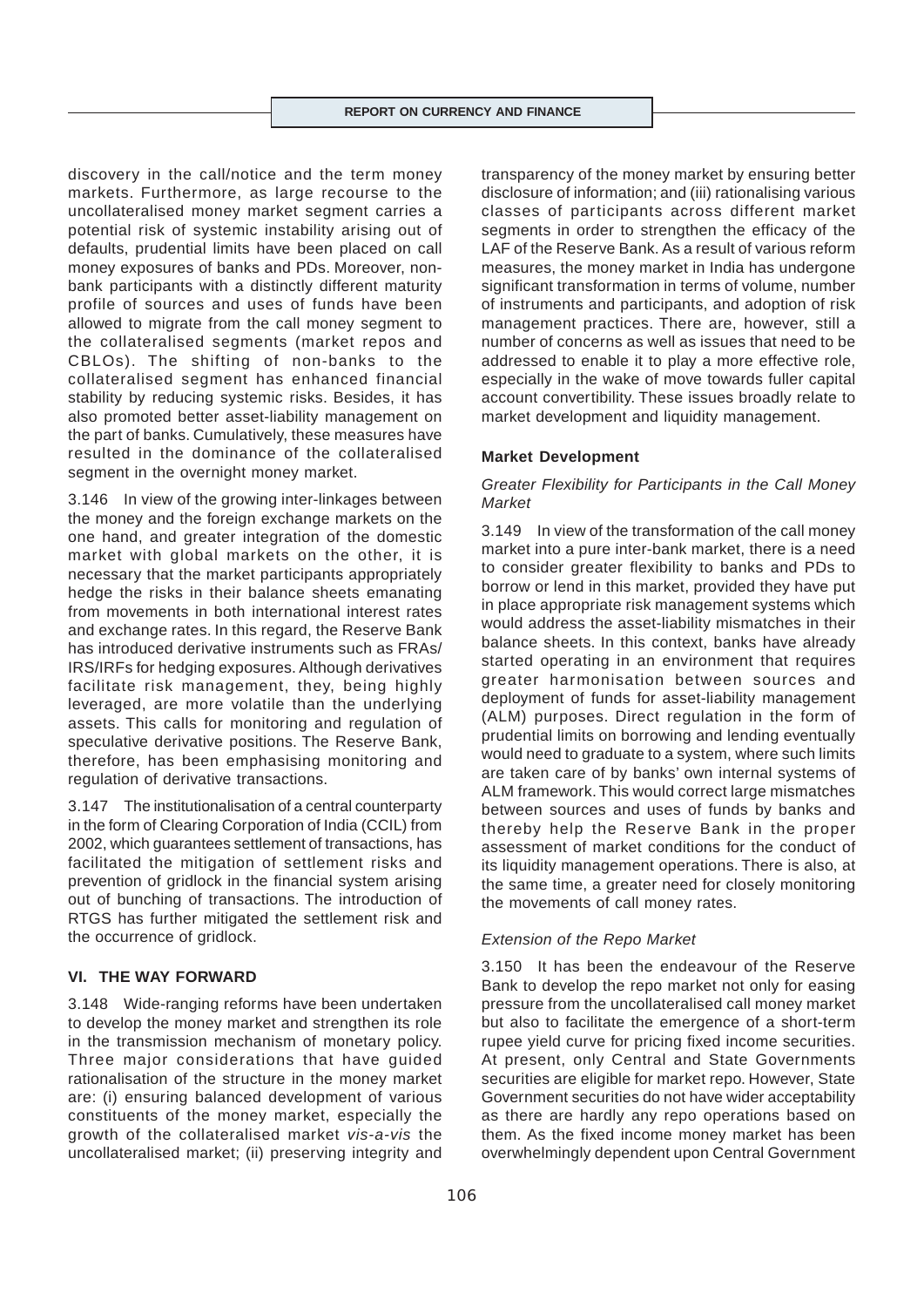discovery in the call/notice and the term money markets. Furthermore, as large recourse to the uncollateralised money market segment carries a potential risk of systemic instability arising out of defaults, prudential limits have been placed on call money exposures of banks and PDs. Moreover, non-bank participants with a distinctly different maturity profile of sources and uses of funds have been allowed to migrate from the call money segment to the collateralised segments (market repos and CBLOs). The shifting of non-banks to the collateralised segment has enhanced financial stability by reducing systemic risks. Besides, it has also promoted better asset-liability management on the part of banks. Cumulatively, these measures have resulted in the dominance of the collateralised segment in the overnight money market.

3.146 In view of the growing inter-linkages between the money and the foreign exchange markets on the one hand, and greater integration of the domestic market with global markets on the other, it is necessary that the market participants appropriately hedge the risks in their balance sheets emanating from movements in both international interest rates and exchange rates. In this regard, the Reserve Bank has introduced derivative instruments such as FRAs/IRS/IRFs for hedging exposures. Although derivatives facilitate risk management, they, being highly leveraged, are more volatile than the underlying assets. This calls for monitoring and regulation of speculative derivative positions. The Reserve Bank, therefore, has been emphasising monitoring and regulation of derivative transactions.

3.147 The institutionalisation of a central counterparty in the form of Clearing Corporation of India (CCIL) from 2002, which guarantees settlement of transactions, has facilitated the mitigation of settlement risks and prevention of gridlock in the financial system arising out of bunching of transactions. The introduction of RTGS has further mitigated the settlement risk and the occurrence of gridlock.

## VI. THE WAY FORWARD

3.148 Wide-ranging reforms have been undertaken to develop the money market and strengthen its role in the transmission mechanism of monetary policy. Three major considerations that have guided rationalisation of the structure in the money market are: (i) ensuring balanced development of various constituents of the money market, especially the growth of the collateralised market *vis-a-vis* the uncollateralised market; (ii) preserving integrity and transparency of the money market by ensuring better disclosure of information; and (iii) rationalising various classes of participants across different market segments in order to strengthen the efficacy of the LAF of the Reserve Bank. As a result of various reform measures, the money market in India has undergone significant transformation in terms of volume, number of instruments and participants, and adoption of risk management practices. There are, however, still a number of concerns as well as issues that need to be addressed to enable it to play a more effective role, especially in the wake of move towards fuller capital account convertibility. These issues broadly relate to market development and liquidity management.

### Market Development

*Greater Flexibility for Participants in the Call Money Market*

3.149 In view of the transformation of the call money market into a pure inter-bank market, there is a need to consider greater flexibility to banks and PDs to borrow or lend in this market, provided they have put in place appropriate risk management systems which would address the asset-liability mismatches in their balance sheets. In this context, banks have already started operating in an environment that requires greater harmonisation between sources and deployment of funds for asset-liability management (ALM) purposes. Direct regulation in the form of prudential limits on borrowing and lending eventually would need to graduate to a system, where such limits are taken care of by banks' own internal systems of ALM framework. This would correct large mismatches between sources and uses of funds by banks and thereby help the Reserve Bank in the proper assessment of market conditions for the conduct of its liquidity management operations. There is also, at the same time, a greater need for closely monitoring the movements of call money rates.

*Extension of the Repo Market*

3.150 It has been the endeavour of the Reserve Bank to develop the repo market not only for easing pressure from the uncollateralised call money market but also to facilitate the emergence of a short-term rupee yield curve for pricing fixed income securities. At present, only Central and State Governments securities are eligible for market repo. However, State Government securities do not have wider acceptability as there are hardly any repo operations based on them. As the fixed income money market has been overwhelmingly dependent upon Central Government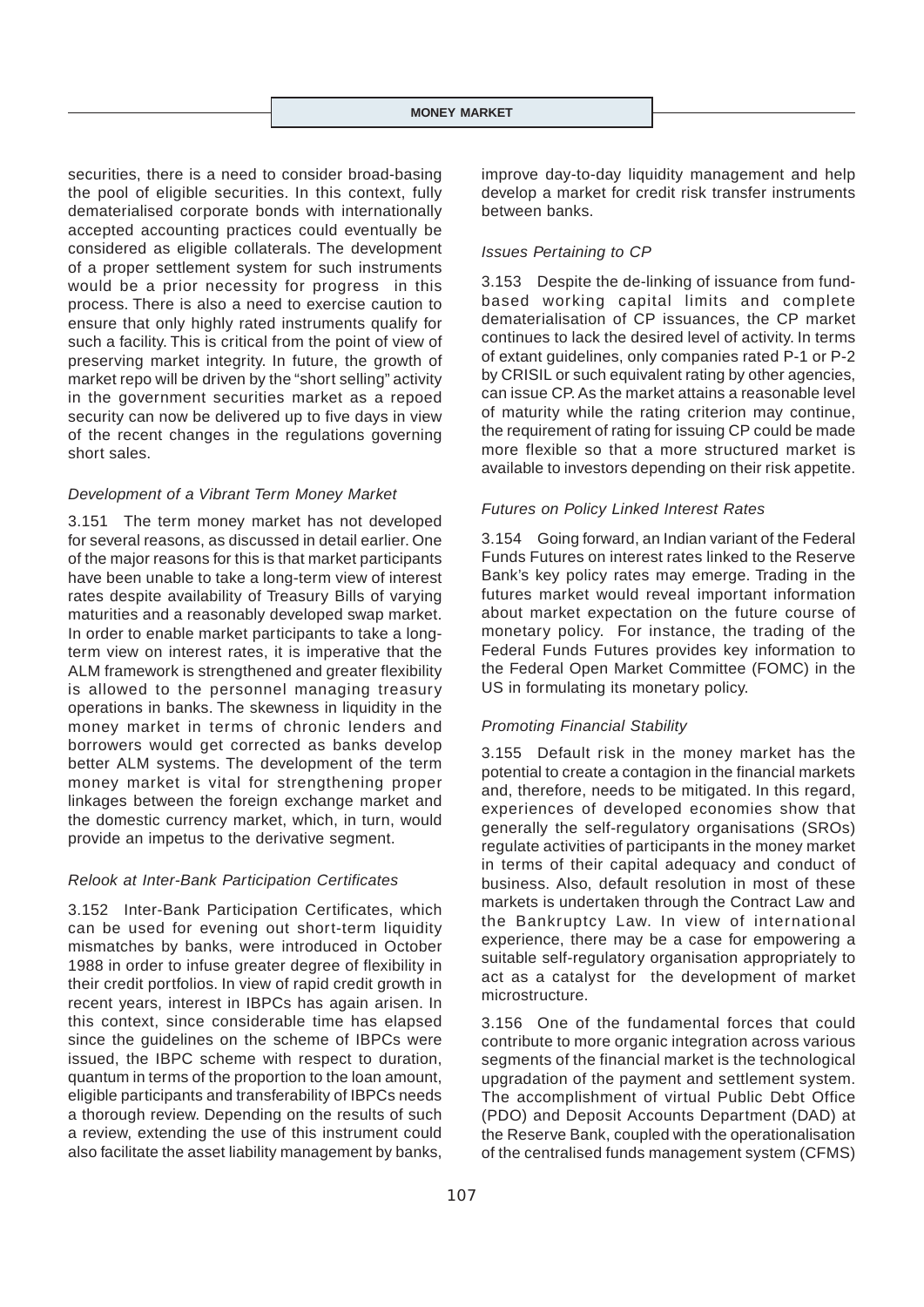securities, there is a need to consider broad-basing the pool of eligible securities. In this context, fully dematerialised corporate bonds with internationally accepted accounting practices could eventually be considered as eligible collaterals. The development of a proper settlement system for such instruments would be a prior necessity for progress in this process. There is also a need to exercise caution to ensure that only highly rated instruments qualify for such a facility. This is critical from the point of view of preserving market integrity. In future, the growth of market repo will be driven by the "short selling" activity in the government securities market as a repoed security can now be delivered up to five days in view of the recent changes in the regulations governing short sales.

*Development of a Vibrant Term Money Market*

3.151 The term money market has not developed for several reasons, as discussed in detail earlier. One of the major reasons for this is that market participants have been unable to take a long-term view of interest rates despite availability of Treasury Bills of varying maturities and a reasonably developed swap market. In order to enable market participants to take a long-term view on interest rates, it is imperative that the ALM framework is strengthened and greater flexibility is allowed to the personnel managing treasury operations in banks. The skewness in liquidity in the money market in terms of chronic lenders and borrowers would get corrected as banks develop better ALM systems. The development of the term money market is vital for strengthening proper linkages between the foreign exchange market and the domestic currency market, which, in turn, would provide an impetus to the derivative segment.

*Relook at Inter-Bank Participation Certificates*

3.152 Inter-Bank Participation Certificates, which can be used for evening out short-term liquidity mismatches by banks, were introduced in October 1988 in order to infuse greater degree of flexibility in their credit portfolios. In view of rapid credit growth in recent years, interest in IBPCs has again arisen. In this context, since considerable time has elapsed since the guidelines on the scheme of IBPCs were issued, the IBPC scheme with respect to duration, quantum in terms of the proportion to the loan amount, eligible participants and transferability of IBPCs needs a thorough review. Depending on the results of such a review, extending the use of this instrument could also facilitate the asset liability management by banks, improve day-to-day liquidity management and help develop a market for credit risk transfer instruments between banks.

*Issues Pertaining to CP*

3.153 Despite the de-linking of issuance from fund-based working capital limits and complete dematerialisation of CP issuances, the CP market continues to lack the desired level of activity. In terms of extant guidelines, only companies rated P-1 or P-2 by CRISIL or such equivalent rating by other agencies, can issue CP. As the market attains a reasonable level of maturity while the rating criterion may continue, the requirement of rating for issuing CP could be made more flexible so that a more structured market is available to investors depending on their risk appetite.

*Futures on Policy Linked Interest Rates*

3.154 Going forward, an Indian variant of the Federal Funds Futures on interest rates linked to the Reserve Bank's key policy rates may emerge. Trading in the futures market would reveal important information about market expectation on the future course of monetary policy. For instance, the trading of the Federal Funds Futures provides key information to the Federal Open Market Committee (FOMC) in the US in formulating its monetary policy.

*Promoting Financial Stability*

3.155 Default risk in the money market has the potential to create a contagion in the financial markets and, therefore, needs to be mitigated. In this regard, experiences of developed economies show that generally the self-regulatory organisations (SROs) regulate activities of participants in the money market in terms of their capital adequacy and conduct of business. Also, default resolution in most of these markets is undertaken through the Contract Law and the Bankruptcy Law. In view of international experience, there may be a case for empowering a suitable self-regulatory organisation appropriately to act as a catalyst for the development of market microstructure.

3.156 One of the fundamental forces that could contribute to more organic integration across various segments of the financial market is the technological upgradation of the payment and settlement system. The accomplishment of virtual Public Debt Office (PDO) and Deposit Accounts Department (DAD) at the Reserve Bank, coupled with the operationalisation of the centralised funds management system (CFMS)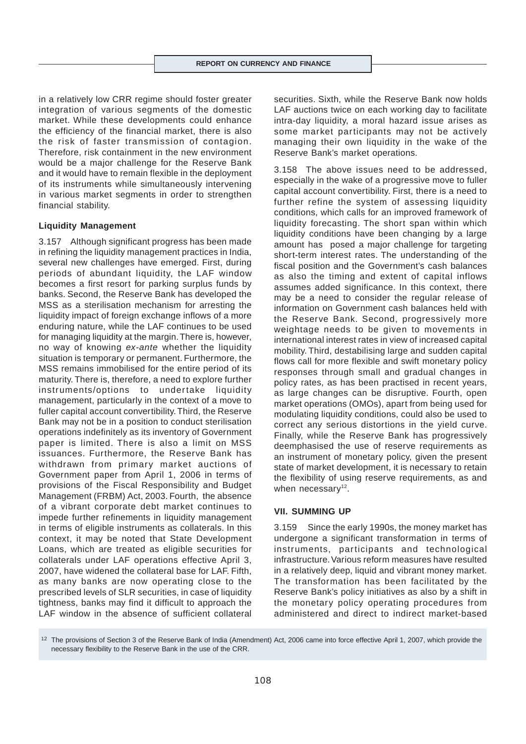in a relatively low CRR regime should foster greater integration of various segments of the domestic market. While these developments could enhance the efficiency of the financial market, there is also the risk of faster transmission of contagion. Therefore, risk containment in the new environment would be a major challenge for the Reserve Bank and it would have to remain flexible in the deployment of its instruments while simultaneously intervening in various market segments in order to strengthen financial stability.

### Liquidity Management

3.157 Although significant progress has been made in refining the liquidity management practices in India, several new challenges have emerged. First, during periods of abundant liquidity, the LAF window becomes a first resort for parking surplus funds by banks. Second, the Reserve Bank has developed the MSS as a sterilisation mechanism for arresting the liquidity impact of foreign exchange inflows of a more enduring nature, while the LAF continues to be used for managing liquidity at the margin. There is, however, no way of knowing *ex-ante* whether the liquidity situation is temporary or permanent. Furthermore, the MSS remains immobilised for the entire period of its maturity. There is, therefore, a need to explore further instruments/options to undertake liquidity management, particularly in the context of a move to fuller capital account convertibility. Third, the Reserve Bank may not be in a position to conduct sterilisation operations indefinitely as its inventory of Government paper is limited. There is also a limit on MSS issuances. Furthermore, the Reserve Bank has withdrawn from primary market auctions of Government paper from April 1, 2006 in terms of provisions of the Fiscal Responsibility and Budget Management (FRBM) Act, 2003. Fourth, the absence of a vibrant corporate debt market continues to impede further refinements in liquidity management in terms of eligible instruments as collaterals. In this context, it may be noted that State Development Loans, which are treated as eligible securities for collaterals under LAF operations effective April 3, 2007, have widened the collateral base for LAF. Fifth, as many banks are now operating close to the prescribed levels of SLR securities, in case of liquidity tightness, banks may find it difficult to approach the LAF window in the absence of sufficient collateral securities. Sixth, while the Reserve Bank now holds LAF auctions twice on each working day to facilitate intra-day liquidity, a moral hazard issue arises as some market participants may not be actively managing their own liquidity in the wake of the Reserve Bank's market operations.

3.158 The above issues need to be addressed, especially in the wake of a progressive move to fuller capital account convertibility. First, there is a need to further refine the system of assessing liquidity conditions, which calls for an improved framework of liquidity forecasting. The short span within which liquidity conditions have been changing by a large amount has posed a major challenge for targeting short-term interest rates. The understanding of the fiscal position and the Government's cash balances as also the timing and extent of capital inflows assumes added significance. In this context, there may be a need to consider the regular release of information on Government cash balances held with the Reserve Bank. Second, progressively more weightage needs to be given to movements in international interest rates in view of increased capital mobility. Third, destabilising large and sudden capital flows call for more flexible and swift monetary policy responses through small and gradual changes in policy rates, as has been practised in recent years, as large changes can be disruptive. Fourth, open market operations (OMOs), apart from being used for modulating liquidity conditions, could also be used to correct any serious distortions in the yield curve. Finally, while the Reserve Bank has progressively deemphasised the use of reserve requirements as an instrument of monetary policy, given the present state of market development, it is necessary to retain the flexibility of using reserve requirements, as and when necessary[12].

## VII. SUMMING UP

3.159 Since the early 1990s, the money market has undergone a significant transformation in terms of instruments, participants and technological infrastructure. Various reform measures have resulted in a relatively deep, liquid and vibrant money market. The transformation has been facilitated by the Reserve Bank's policy initiatives as also by a shift in the monetary policy operating procedures from administered and direct to indirect market-based

[12] The provisions of Section 3 of the Reserve Bank of India (Amendment) Act, 2006 came into force effective April 1, 2007, which provide the necessary flexibility to the Reserve Bank in the use of the CRR.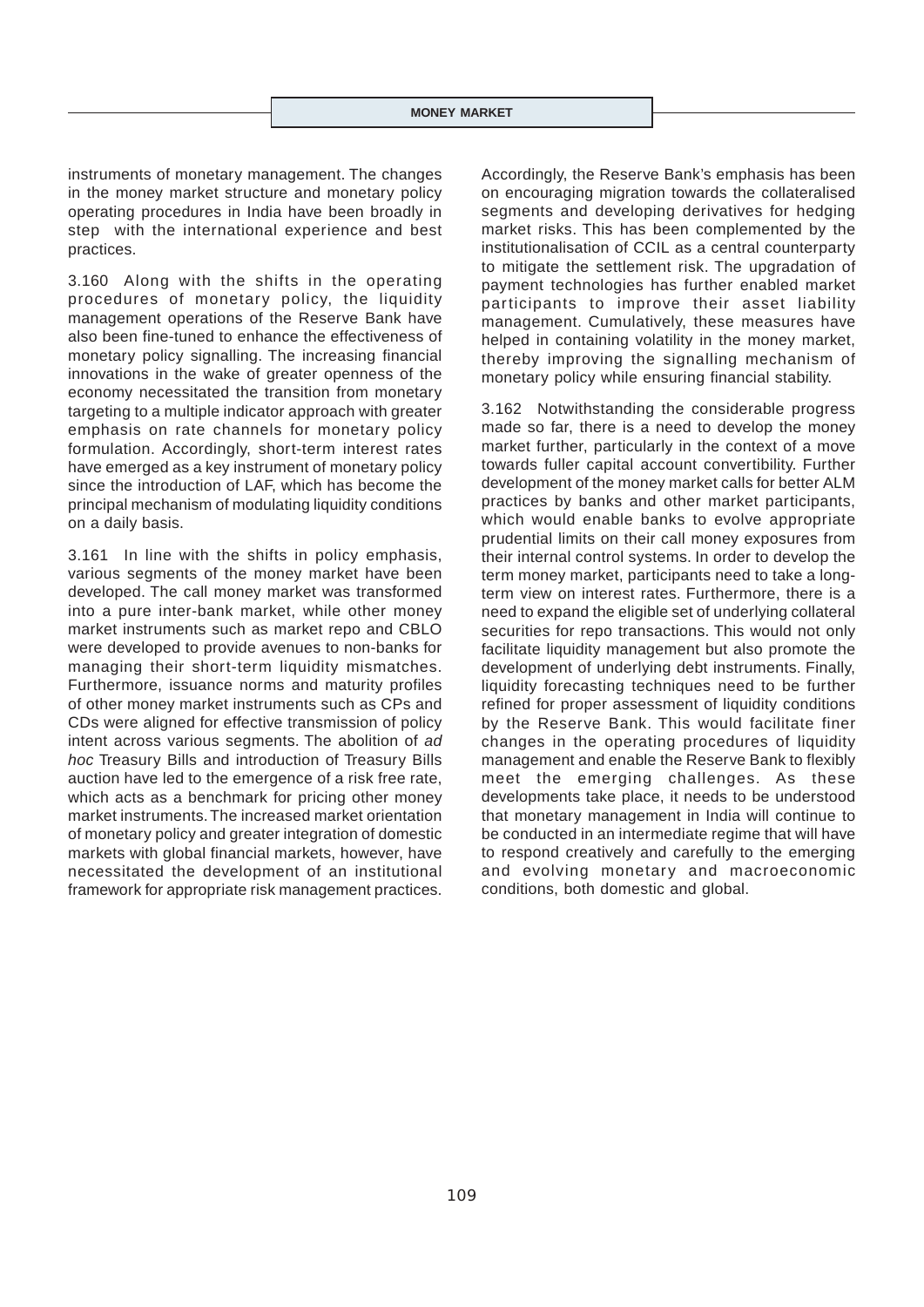instruments of monetary management. The changes in the money market structure and monetary policy operating procedures in India have been broadly in step with the international experience and best practices.

3.160 Along with the shifts in the operating procedures of monetary policy, the liquidity management operations of the Reserve Bank have also been fine-tuned to enhance the effectiveness of monetary policy signalling. The increasing financial innovations in the wake of greater openness of the economy necessitated the transition from monetary targeting to a multiple indicator approach with greater emphasis on rate channels for monetary policy formulation. Accordingly, short-term interest rates have emerged as a key instrument of monetary policy since the introduction of LAF, which has become the principal mechanism of modulating liquidity conditions on a daily basis.

3.161 In line with the shifts in policy emphasis, various segments of the money market have been developed. The call money market was transformed into a pure inter-bank market, while other money market instruments such as market repo and CBLO were developed to provide avenues to non-banks for managing their short-term liquidity mismatches. Furthermore, issuance norms and maturity profiles of other money market instruments such as CPs and CDs were aligned for effective transmission of policy intent across various segments. The abolition of *ad hoc* Treasury Bills and introduction of Treasury Bills auction have led to the emergence of a risk free rate, which acts as a benchmark for pricing other money market instruments. The increased market orientation of monetary policy and greater integration of domestic markets with global financial markets, however, have necessitated the development of an institutional framework for appropriate risk management practices. Accordingly, the Reserve Bank's emphasis has been on encouraging migration towards the collateralised segments and developing derivatives for hedging market risks. This has been complemented by the institutionalisation of CCIL as a central counterparty to mitigate the settlement risk. The upgradation of payment technologies has further enabled market participants to improve their asset liability management. Cumulatively, these measures have helped in containing volatility in the money market, thereby improving the signalling mechanism of monetary policy while ensuring financial stability.

3.162 Notwithstanding the considerable progress made so far, there is a need to develop the money market further, particularly in the context of a move towards fuller capital account convertibility. Further development of the money market calls for better ALM practices by banks and other market participants, which would enable banks to evolve appropriate prudential limits on their call money exposures from their internal control systems. In order to develop the term money market, participants need to take a long-term view on interest rates. Furthermore, there is a need to expand the eligible set of underlying collateral securities for repo transactions. This would not only facilitate liquidity management but also promote the development of underlying debt instruments. Finally, liquidity forecasting techniques need to be further refined for proper assessment of liquidity conditions by the Reserve Bank. This would facilitate finer changes in the operating procedures of liquidity management and enable the Reserve Bank to flexibly meet the emerging challenges. As these developments take place, it needs to be understood that monetary management in India will continue to be conducted in an intermediate regime that will have to respond creatively and carefully to the emerging and evolving monetary and macroeconomic conditions, both domestic and global.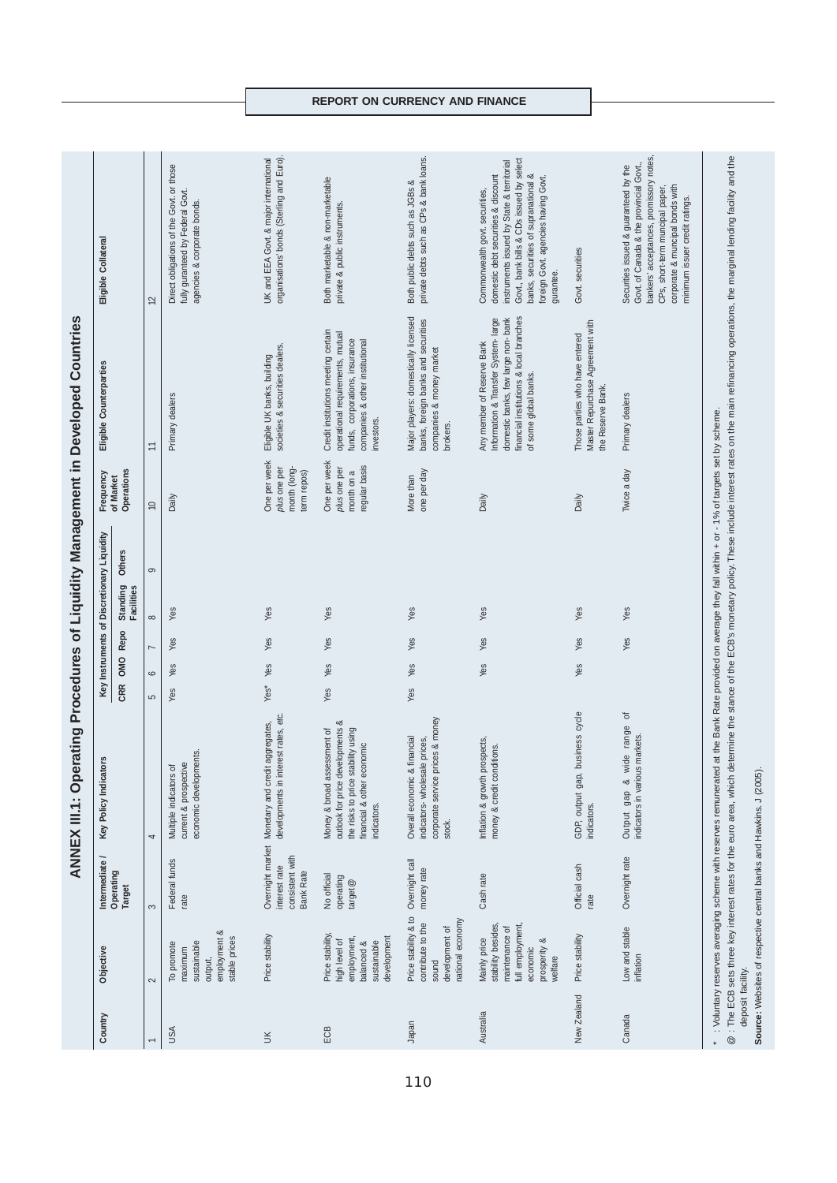# ANNEX III.1: Operating Procedures of Liquidity Management in Developed Countries

| Country | Objective | Intermediate / Operating Target | Key Policy Indicators | Key Instruments of Discretionary Liquidity | | | | | Frequency of Market Operations | Eligible Counterparties | Eligible Collateral |
|---|---|---|---|---|---|---|---|---|---|---|---|
| | | | | CRR | OMO | Repo | Standing Facilities | Others | | | |
| 1 | 2 | 3 | 4 | 5 | 6 | 7 | 8 | 9 | 10 | 11 | 12 |
| USA | To promote maximum sustainable output, employment & stable prices | Federal funds rate | Multiple indicators of current & prospective economic developments. | Yes | Yes | Yes | Yes | | Daily | Primary dealers | Direct obligations of the Govt. or those fully guranteed by Federal Govt. agencies & corporate bonds. |
| UK | Price stability | Overnight market interest rate consistent with Bank Rate | Monetary and credit aggregates, developments in interest rates, *etc.* | Yes* | Yes | Yes | Yes | | One per week *plus* one per month (long-term repos) | Eligible UK banks, building societies & securities dealers. | UK and EEA Govt. & major international organisations' bonds (Sterling and Euro). |
| ECB | Price stability, high level of employment, balanced & sustainable development | No official operating target@ | Money & broad assessment of outlook for price developments & the risks to price stability using financial & other economic indicators. | Yes | Yes | Yes | Yes | | One per week *plus* one per month on a regular basis | Credit institutions meeting certain operational requirements, mutual funds, corporations, insurance companies & other institutional investors. | Both marketable & non-marketable private & public instruments. |
| Japan | Price stability & to contribute to the sound development of national economy | Overnight call money rate | Overall economic & financial indicators- wholesale prices, corporate service prices & money stock. | Yes | Yes | Yes | Yes | | More than one per day | Major players: domestically licensed banks, foreign banks and securities companies & money market brokers. | Both public debts such as JGBs & private debts such as CPs & bank loans. |
| Australia | Mainly price stability besides, maintenance of full employment, economic prosperity & welfare | Cash rate | Inflation & growth prospects, money & credit conditons. | | Yes | Yes | Yes | | Daily | Any member of Reserve Bank Information & Transfer System- large domestic banks, few large non- bank financial institutions & local branches of some global banks. | Commonwealth govt. securities, domestic debt securities & discount instruments issued by State & territorial Govt., bank bills & CDs issued by select banks, securities of supranational & foreign Govt. agencies having Govt. gurantee. |
| New Zealand | Price stability | Official cash rate | GDP, output gap, business cycle indicators. | | Yes | Yes | Yes | | Daily | Those parties who have entered Master Repurchase Agreement with the Reserve Bank. | Govt. securities |
| Canada | Low and stable inflation | Overnight rate | Output gap & wide range of indicators in various markets. | | | Yes | Yes | | Twice a day | Primary dealers | Securities issued & guaranteed by the Govt. of Canada & the provincial Govt., bankers' acceptances, promissory notes, CPs, short-term muncipal paper, corporate & muncipal bonds with minimum issuer credit ratings. |

\* : Voluntary reserves averaging scheme with reserves remunerated at the Bank Rate provided on average they fall within + or - 1% of targets set by scheme.

@ : The ECB sets three key interest rates for the euro area, which determine the stance of the ECB's monetary policy. These include interest rates on the main refinancing operations, the marginal lending facility and the deposit facility.

**Source:** Websites of respective central banks and Hawkins. J (2005).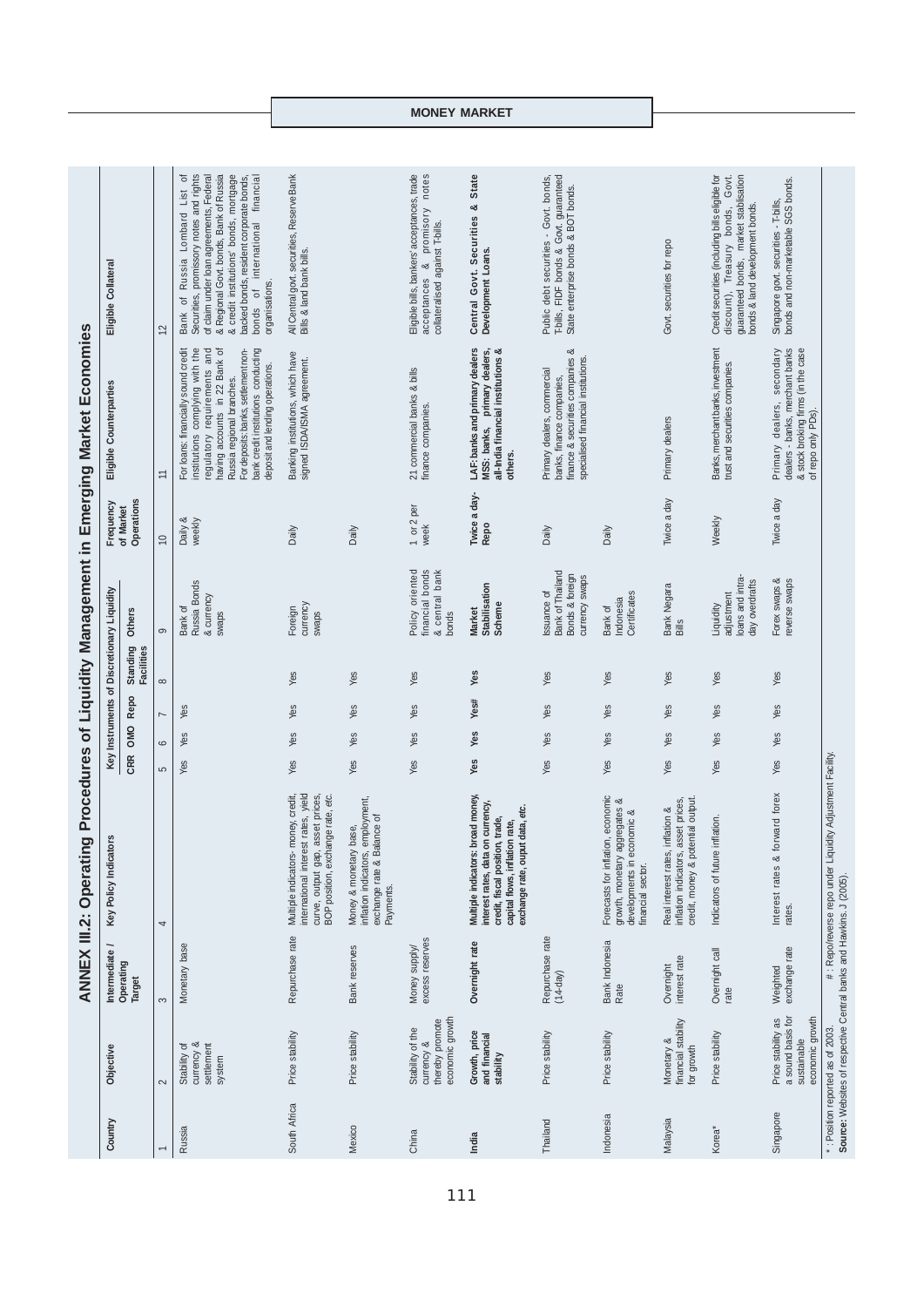## ANNEX III.2: Operating Procedures of Liquidity Management in Emerging Market Economies

| Country | Objective | Intermediate / Operating Target | Key Policy Indicators | Key Instruments of Discretionary Liquidity | | | | | Frequency of Market Operations | Eligible Counterparties | Eligible Collateral |
|---|---|---|---|---|---|---|---|---|---|---|---|
| | | | | CRR | OMO | Repo | Standing Facilities | Others | | | |
| 1 | 2 | 3 | 4 | 5 | 6 | 7 | 8 | 9 | 10 | 11 | 12 |
| Russia | Stability of currency & settlement system | Monetary base | | Yes | Yes | Yes | | Bank of Russia Bonds & currency swaps | Daily & weekly | For loans: financially sound credit institutions complying with the regulatory requirements and having accounts in 22 Bank of Russia regional branches. For deposits: banks, settlement non-bank credit institutions conducting deposit and lending operations. | Bank of Russia Lombard List of Securities, promissory notes and rights of claim under loan agreements, Federal & Regional Govt. bonds, Bank of Russia & credit institutions' bonds, mortgage backed bonds, resident corporate bonds, bonds of international financial organisations. |
| South Africa | Price stability | Repurchase rate | Multiple indicators- money, credit, international interest rates, yield curve, output gap, asset prices, BOP position, exchange rate, etc. | Yes | Yes | Yes | Yes | Foreign currency swaps | Daily | Banking institutions, which have signed ISDA/ISMA agreement. | All Central govt. securities, Reserve Bank Bills & land bank bills. |
| Mexico | Price stability | Bank reserves | Money & monetary base, inflation indicators, employment, exchange rate & Balance of Payments. | Yes | Yes | Yes | Yes | | Daily | | |
| China | Stability of the currency & thereby promote economic growth | Money supply/ excess reserves | | Yes | Yes | Yes | Yes | Policy oriented financial bonds & central bank bonds | 1 or 2 per week | 21 commercial banks & bills finance companies. | Eligible bills, bankers' acceptances, trade acceptances & promissory notes collateralised against T-bills. |
| **India** | **Growth, price and financial stability** | **Overnight rate** | **Multiple indicators: broad money, interest rates, data on currency, credit, fiscal position, trade, capital flows, inflation rate, exchange rate, ouput data, etc.** | **Yes** | **Yes** | **Yes#** | **Yes** | **Market Stabilisation Scheme** | **Twice a day-Repo** | **LAF: banks and primary dealers MSS: banks, primary dealers, all-India financial institutions & others.** | **Central Govt. Securities & State Development Loans.** |
| Thailand | Price stability | Repurchase rate (14-day) | | Yes | Yes | Yes | Yes | Issuance of Bank of Thailand Bonds & foreign currency swaps | Daily | Primary dealers, commercial banks, finance companies, finance & securities companies & specialised financial institutions. | Public debt securities - Govt. bonds, T-bills, FIDF bonds & Govt. guaranteed State enterprise bonds & BOT bonds. |
| Indonesia | Price stability | Bank Indonesia Rate | Forecasts for inflation, economic growth, monetary aggregates & developments in economic & financial sector. | Yes | Yes | Yes | Yes | Bank of Indonesia Certificates | Daily | | |
| Malaysia | Monetary & financial stability for growth | Overnight interest rate | Real interest rates, inflation & inflation indicators, asset prices, credit, money & potential output. | Yes | Yes | Yes | Yes | Bank Negara Bills | Twice a day | Primary dealers | Govt. securities for repo |
| Korea* | Price stability | Overnight call rate | Indicators of future inflation. | Yes | Yes | Yes | Yes | Liquidity adjustment loans and intra-day overdrafts | Weekly | Banks, merchant banks, investment trust and securities companies. | Credit securities (including bills eligible for discount), Treasury bonds, Govt. guaranteed bonds, market stabilisation bonds & land development bonds. |
| Singapore | Price stability as a sound basis for sustainable economic growth | Weighted exchange rate | Interest rates & forward forex rates. | Yes | Yes | Yes | Yes | Forex swaps & reverse swaps | Twice a day | Primary dealers, secondary dealers - banks, merchant banks & stock broking firms (in the case of repo only PDs). | Singapore govt. securities - T-bills, bonds and non-marketable SGS bonds. |

\* : Position reported as of 2003. # : Repo/reverse repo under Liquidity Adjustment Facility.

**Source:** Websites of respective Central banks and Hawkins. J (2005).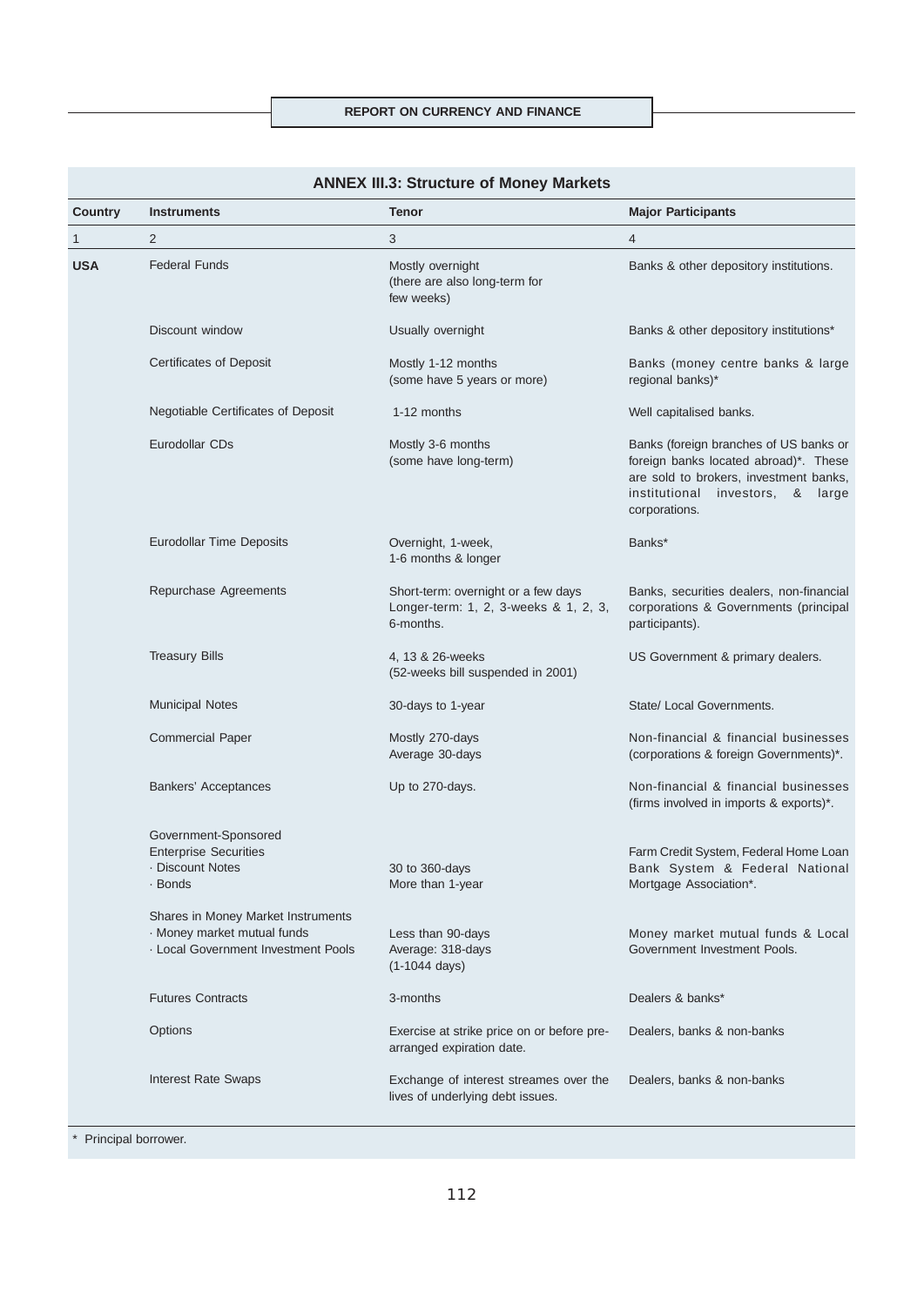## ANNEX III.3: Structure of Money Markets

| Country | Instruments | Tenor | Major Participants |
|---|---|---|---|
| 1 | 2 | 3 | 4 |
| **USA** | Federal Funds | Mostly overnight (there are also long-term for few weeks) | Banks & other depository institutions. |
| | Discount window | Usually overnight | Banks & other depository institutions* |
| | Certificates of Deposit | Mostly 1-12 months (some have 5 years or more) | Banks (money centre banks & large regional banks)* |
| | Negotiable Certificates of Deposit | 1-12 months | Well capitalised banks. |
| | Eurodollar CDs | Mostly 3-6 months (some have long-term) | Banks (foreign branches of US banks or foreign banks located abroad)*. These are sold to brokers, investment banks, institutional investors, & large corporations. |
| | Eurodollar Time Deposits | Overnight, 1-week, 1-6 months & longer | Banks* |
| | Repurchase Agreements | Short-term: overnight or a few days Longer-term: 1, 2, 3-weeks & 1, 2, 3, 6-months. | Banks, securities dealers, non-financial corporations & Governments (principal participants). |
| | Treasury Bills | 4, 13 & 26-weeks (52-weeks bill suspended in 2001) | US Government & primary dealers. |
| | Municipal Notes | 30-days to 1-year | State/ Local Governments. |
| | Commercial Paper | Mostly 270-days Average 30-days | Non-financial & financial businesses (corporations & foreign Governments)*. |
| | Bankers' Acceptances | Up to 270-days. | Non-financial & financial businesses (firms involved in imports & exports)*. |
| | Government-Sponsored Enterprise Securities · Discount Notes · Bonds | 30 to 360-days More than 1-year | Farm Credit System, Federal Home Loan Bank System & Federal National Mortgage Association*. |
| | Shares in Money Market Instruments · Money market mutual funds · Local Government Investment Pools | Less than 90-days Average: 318-days (1-1044 days) | Money market mutual funds & Local Government Investment Pools. |
| | Futures Contracts | 3-months | Dealers & banks* |
| | Options | Exercise at strike price on or before pre-arranged expiration date. | Dealers, banks & non-banks |
| | Interest Rate Swaps | Exchange of interest streames over the lives of underlying debt issues. | Dealers, banks & non-banks |

\* Principal borrower.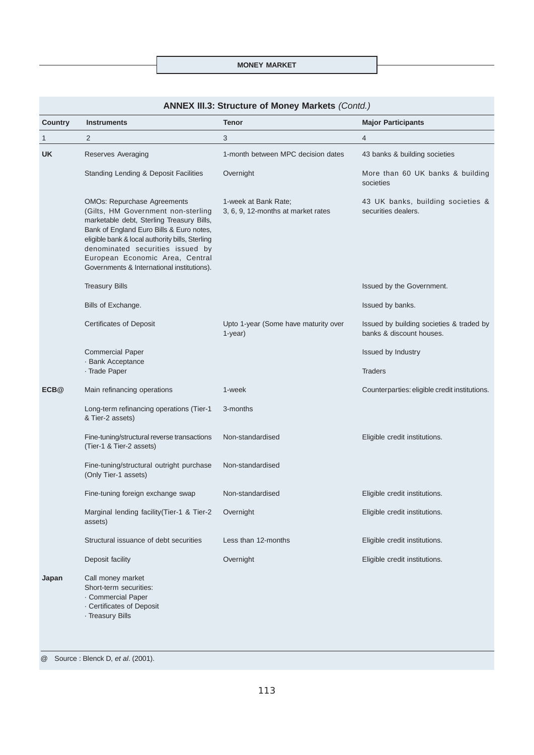**ANNEX III.3: Structure of Money Markets** *(Contd.)*

| Country | Instruments | Tenor | Major Participants |
|---|---|---|---|
| 1 | 2 | 3 | 4 |
| **UK** | Reserves Averaging | 1-month between MPC decision dates | 43 banks & building societies |
| | Standing Lending & Deposit Facilities | Overnight | More than 60 UK banks & building societies |
| | OMOs: Repurchase Agreements (Gilts, HM Government non-sterling marketable debt, Sterling Treasury Bills, Bank of England Euro Bills & Euro notes, eligible bank & local authority bills, Sterling denominated securities issued by European Economic Area, Central Governments & International institutions). | 1-week at Bank Rate; 3, 6, 9, 12-months at market rates | 43 UK banks, building societies & securities dealers. |
| | Treasury Bills | | Issued by the Government. |
| | Bills of Exchange. | | Issued by banks. |
| | Certificates of Deposit | Upto 1-year (Some have maturity over 1-year) | Issued by building societies & traded by banks & discount houses. |
| | Commercial Paper<br>· Bank Acceptance | | Issued by Industry |
| | · Trade Paper | | Traders |
| **ECB@** | Main refinancing operations | 1-week | Counterparties: eligible credit institutions. |
| | Long-term refinancing operations (Tier-1 & Tier-2 assets) | 3-months | |
| | Fine-tuning/structural reverse transactions (Tier-1 & Tier-2 assets) | Non-standardised | Eligible credit institutions. |
| | Fine-tuning/structural outright purchase (Only Tier-1 assets) | Non-standardised | |
| | Fine-tuning foreign exchange swap | Non-standardised | Eligible credit institutions. |
| | Marginal lending facility(Tier-1 & Tier-2 assets) | Overnight | Eligible credit institutions. |
| | Structural issuance of debt securities | Less than 12-months | Eligible credit institutions. |
| | Deposit facility | Overnight | Eligible credit institutions. |
| **Japan** | Call money market<br>Short-term securities:<br>· Commercial Paper<br>· Certificates of Deposit<br>· Treasury Bills | | |

@ Source : Blenck D, *et al*. (2001).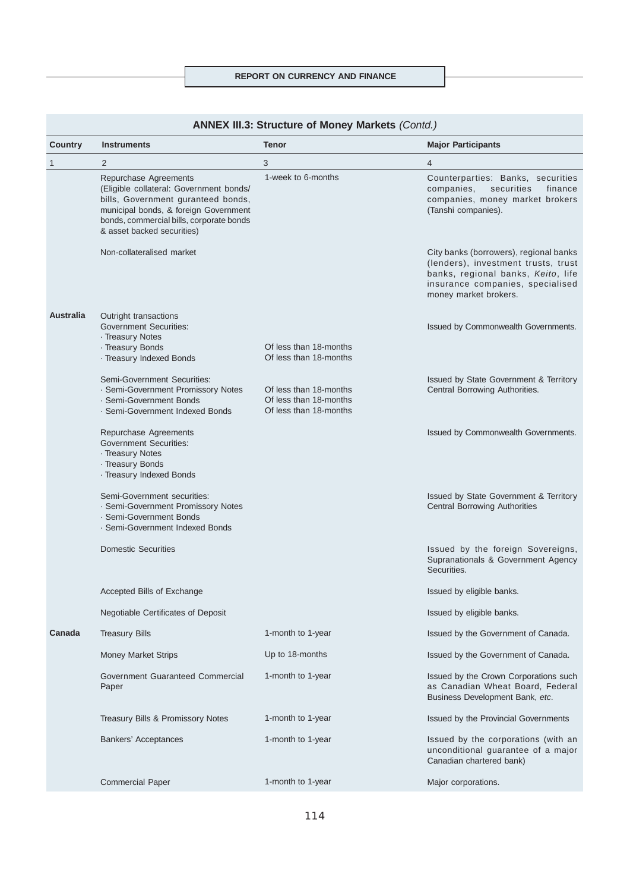**ANNEX III.3: Structure of Money Markets** *(Contd.)*

| Country | Instruments | Tenor | Major Participants |
|---|---|---|---|
| 1 | 2 | 3 | 4 |
| | Repurchase Agreements (Eligible collateral: Government bonds/ bills, Government guranteed bonds, municipal bonds, & foreign Government bonds, commercial bills, corporate bonds & asset backed securities) | 1-week to 6-months | Counterparties: Banks, securities companies, securities finance companies, money market brokers (Tanshi companies). |
| | Non-collateralised market | | City banks (borrowers), regional banks (lenders), investment trusts, trust banks, regional banks, *Keito*, life insurance companies, specialised money market brokers. |
| **Australia** | Outright transactions<br>Government Securities:<br>· Treasury Notes<br>· Treasury Bonds<br>· Treasury Indexed Bonds | <br><br><br>Of less than 18-months<br>Of less than 18-months | Issued by Commonwealth Governments. |
| | Semi-Government Securities:<br>· Semi-Government Promissory Notes<br>· Semi-Government Bonds<br>· Semi-Government Indexed Bonds | <br>Of less than 18-months<br>Of less than 18-months<br>Of less than 18-months | Issued by State Government & Territory Central Borrowing Authorities. |
| | Repurchase Agreements<br>Government Securities:<br>· Treasury Notes<br>· Treasury Bonds<br>· Treasury Indexed Bonds | | Issued by Commonwealth Governments. |
| | Semi-Government securities:<br>· Semi-Government Promissory Notes<br>· Semi-Government Bonds<br>· Semi-Government Indexed Bonds | | Issued by State Government & Territory Central Borrowing Authorities |
| | Domestic Securities | | Issued by the foreign Sovereigns, Supranationals & Government Agency Securities. |
| | Accepted Bills of Exchange | | Issued by eligible banks. |
| | Negotiable Certificates of Deposit | | Issued by eligible banks. |
| **Canada** | Treasury Bills | 1-month to 1-year | Issued by the Government of Canada. |
| | Money Market Strips | Up to 18-months | Issued by the Government of Canada. |
| | Government Guaranteed Commercial Paper | 1-month to 1-year | Issued by the Crown Corporations such as Canadian Wheat Board, Federal Business Development Bank, *etc.* |
| | Treasury Bills & Promissory Notes | 1-month to 1-year | Issued by the Provincial Governments |
| | Bankers' Acceptances | 1-month to 1-year | Issued by the corporations (with an unconditional guarantee of a major Canadian chartered bank) |
| | Commercial Paper | 1-month to 1-year | Major corporations. |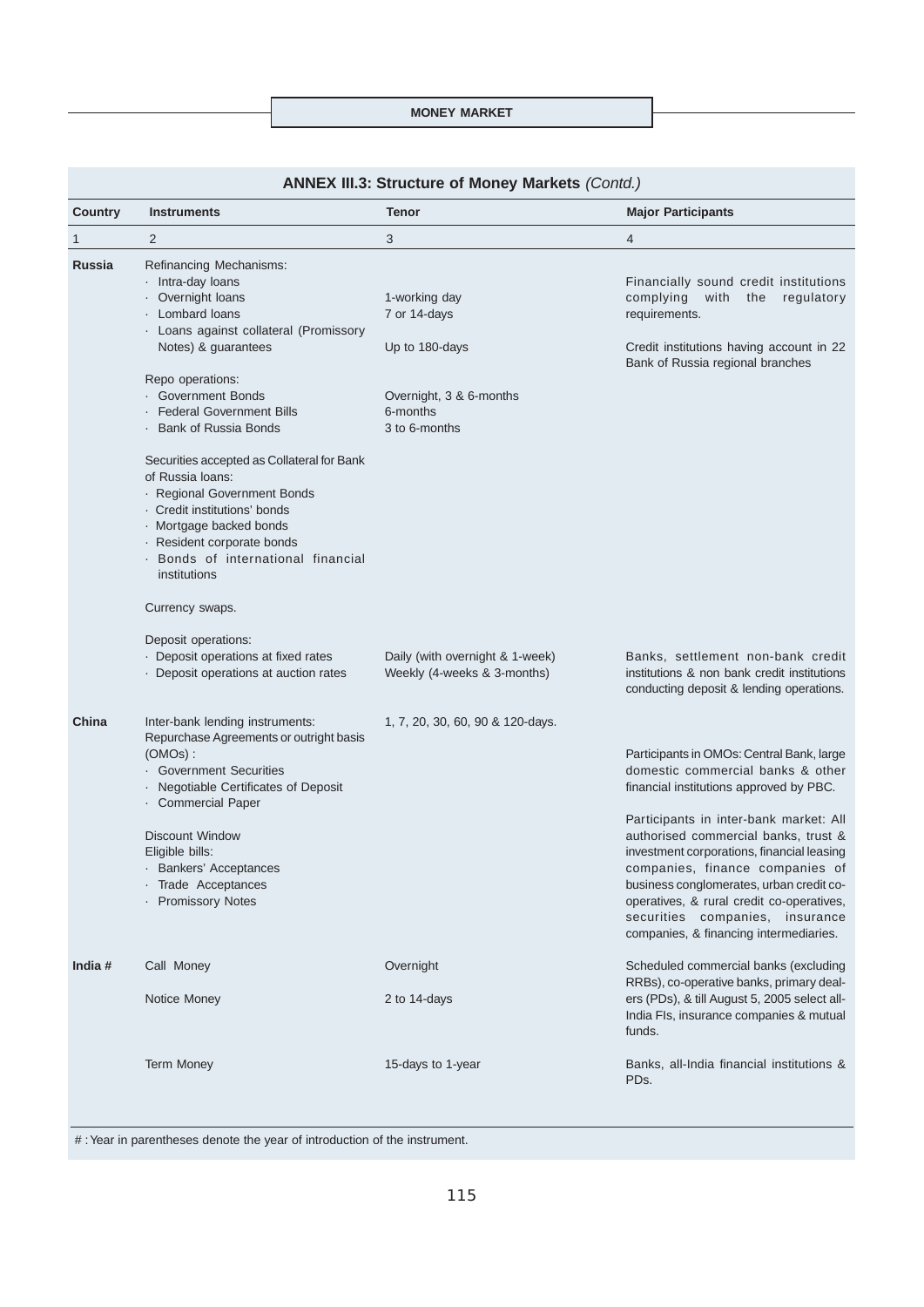**ANNEX III.3: Structure of Money Markets** *(Contd.)*

| Country | Instruments | Tenor | Major Participants |
|---|---|---|---|
| 1 | 2 | 3 | 4 |
| **Russia** | Refinancing Mechanisms:<br>· Intra-day loans<br>· Overnight loans<br>· Lombard loans<br>· Loans against collateral (Promissory Notes) & guarantees | <br><br>1-working day<br>7 or 14-days<br><br>Up to 180-days | Financially sound credit institutions complying with the regulatory requirements.<br><br>Credit institutions having account in 22 Bank of Russia regional branches |
| | Repo operations:<br>· Government Bonds<br>· Federal Government Bills<br>· Bank of Russia Bonds | <br>Overnight, 3 & 6-months<br>6-months<br>3 to 6-months | |
| | Securities accepted as Collateral for Bank of Russia loans:<br>· Regional Government Bonds<br>· Credit institutions' bonds<br>· Mortgage backed bonds<br>· Resident corporate bonds<br>· Bonds of international financial institutions | | |
| | Currency swaps. | | |
| | Deposit operations:<br>· Deposit operations at fixed rates<br>· Deposit operations at auction rates | <br>Daily (with overnight & 1-week)<br>Weekly (4-weeks & 3-months) | Banks, settlement non-bank credit institutions & non bank credit institutions conducting deposit & lending operations. |
| **China** | Inter-bank lending instruments: | 1, 7, 20, 30, 60, 90 & 120-days. | |
| | Repurchase Agreements or outright basis (OMOs) :<br>· Government Securities<br>· Negotiable Certificates of Deposit<br>· Commercial Paper | | Participants in OMOs: Central Bank, large domestic commercial banks & other financial institutions approved by PBC. |
| | Discount Window<br>Eligible bills:<br>· Bankers' Acceptances<br>· Trade Acceptances<br>· Promissory Notes | | Participants in inter-bank market: All authorised commercial banks, trust & investment corporations, financial leasing companies, finance companies of business conglomerates, urban credit co-operatives, & rural credit co-operatives, securities companies, insurance companies, & financing intermediaries. |
| **India #** | Call Money<br><br>Notice Money | Overnight<br><br>2 to 14-days | Scheduled commercial banks (excluding RRBs), co-operative banks, primary dealers (PDs), & till August 5, 2005 select all-India FIs, insurance companies & mutual funds. |
| | Term Money | 15-days to 1-year | Banks, all-India financial institutions & PDs. |

# : Year in parentheses denote the year of introduction of the instrument.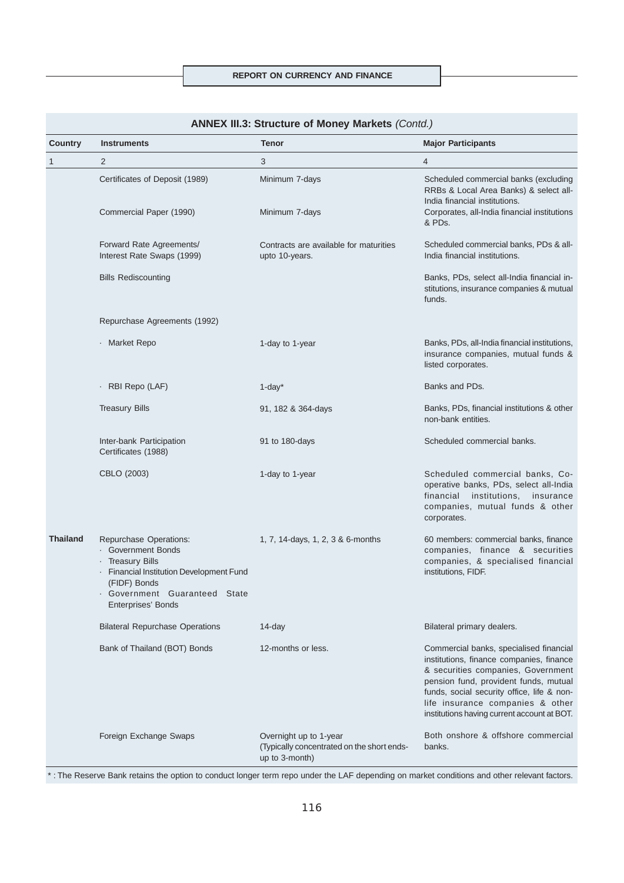**ANNEX III.3: Structure of Money Markets** *(Contd.)*

| Country | Instruments | Tenor | Major Participants |
|---|---|---|---|
| 1 | 2 | 3 | 4 |
| | Certificates of Deposit (1989) | Minimum 7-days | Scheduled commercial banks (excluding RRBs & Local Area Banks) & select all-India financial institutions. |
| | Commercial Paper (1990) | Minimum 7-days | Corporates, all-India financial institutions & PDs. |
| | Forward Rate Agreements/ Interest Rate Swaps (1999) | Contracts are available for maturities upto 10-years. | Scheduled commercial banks, PDs & all-India financial institutions. |
| | Bills Rediscounting | | Banks, PDs, select all-India financial institutions, insurance companies & mutual funds. |
| | Repurchase Agreements (1992) | | |
| | · Market Repo | 1-day to 1-year | Banks, PDs, all-India financial institutions, insurance companies, mutual funds & listed corporates. |
| | · RBI Repo (LAF) | 1-day* | Banks and PDs. |
| | Treasury Bills | 91, 182 & 364-days | Banks, PDs, financial institutions & other non-bank entities. |
| | Inter-bank Participation Certificates (1988) | 91 to 180-days | Scheduled commercial banks. |
| | CBLO (2003) | 1-day to 1-year | Scheduled commercial banks, Co-operative banks, PDs, select all-India financial institutions, insurance companies, mutual funds & other corporates. |
| **Thailand** | Repurchase Operations:<br>· Government Bonds<br>· Treasury Bills<br>· Financial Institution Development Fund (FIDF) Bonds<br>· Government Guaranteed State Enterprises' Bonds | 1, 7, 14-days, 1, 2, 3 & 6-months | 60 members: commercial banks, finance companies, finance & securities companies, & specialised financial institutions, FIDF. |
| | Bilateral Repurchase Operations | 14-day | Bilateral primary dealers. |
| | Bank of Thailand (BOT) Bonds | 12-months or less. | Commercial banks, specialised financial institutions, finance companies, finance & securities companies, Government pension fund, provident funds, mutual funds, social security office, life & non-life insurance companies & other institutions having current account at BOT. |
| | Foreign Exchange Swaps | Overnight up to 1-year (Typically concentrated on the short ends-up to 3-month) | Both onshore & offshore commercial banks. |

* : The Reserve Bank retains the option to conduct longer term repo under the LAF depending on market conditions and other relevant factors.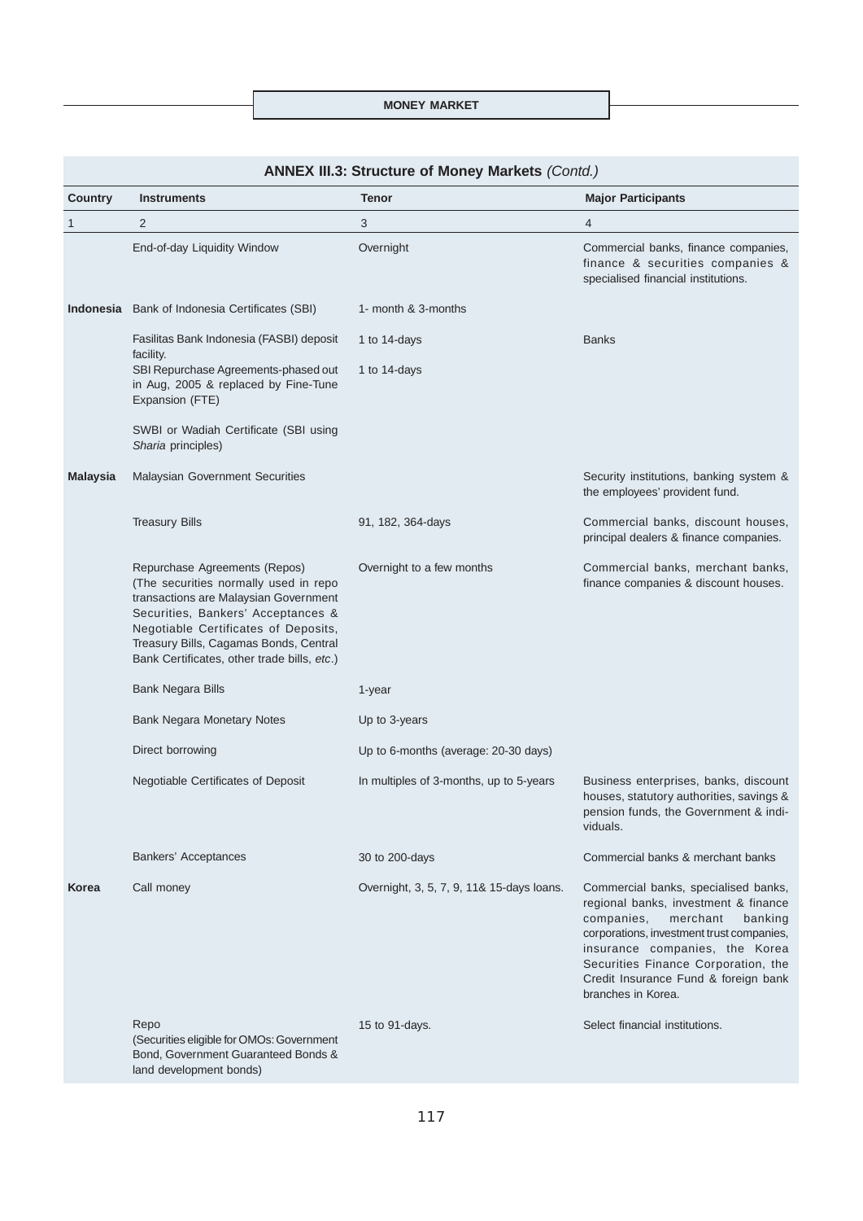## ANNEX III.3: Structure of Money Markets *(Contd.)*

| Country | Instruments | Tenor | Major Participants |
|---|---|---|---|
| 1 | 2 | 3 | 4 |
| | End-of-day Liquidity Window | Overnight | Commercial banks, finance companies, finance & securities companies & specialised financial institutions. |
| **Indonesia** | Bank of Indonesia Certificates (SBI) | 1- month & 3-months | |
| | Fasilitas Bank Indonesia (FASBI) deposit facility. | 1 to 14-days | Banks |
| | SBI Repurchase Agreements-phased out in Aug, 2005 & replaced by Fine-Tune Expansion (FTE) | 1 to 14-days | |
| | SWBI or Wadiah Certificate (SBI using *Sharia* principles) | | |
| **Malaysia** | Malaysian Government Securities | | Security institutions, banking system & the employees' provident fund. |
| | Treasury Bills | 91, 182, 364-days | Commercial banks, discount houses, principal dealers & finance companies. |
| | Repurchase Agreements (Repos) (The securities normally used in repo transactions are Malaysian Government Securities, Bankers' Acceptances & Negotiable Certificates of Deposits, Treasury Bills, Cagamas Bonds, Central Bank Certificates, other trade bills, *etc*.) | Overnight to a few months | Commercial banks, merchant banks, finance companies & discount houses. |
| | Bank Negara Bills | 1-year | |
| | Bank Negara Monetary Notes | Up to 3-years | |
| | Direct borrowing | Up to 6-months (average: 20-30 days) | |
| | Negotiable Certificates of Deposit | In multiples of 3-months, up to 5-years | Business enterprises, banks, discount houses, statutory authorities, savings & pension funds, the Government & individuals. |
| | Bankers' Acceptances | 30 to 200-days | Commercial banks & merchant banks |
| **Korea** | Call money | Overnight, 3, 5, 7, 9, 11& 15-days loans. | Commercial banks, specialised banks, regional banks, investment & finance companies, merchant banking corporations, investment trust companies, insurance companies, the Korea Securities Finance Corporation, the Credit Insurance Fund & foreign bank branches in Korea. |
| | Repo (Securities eligible for OMOs: Government Bond, Government Guaranteed Bonds & land development bonds) | 15 to 91-days. | Select financial institutions. |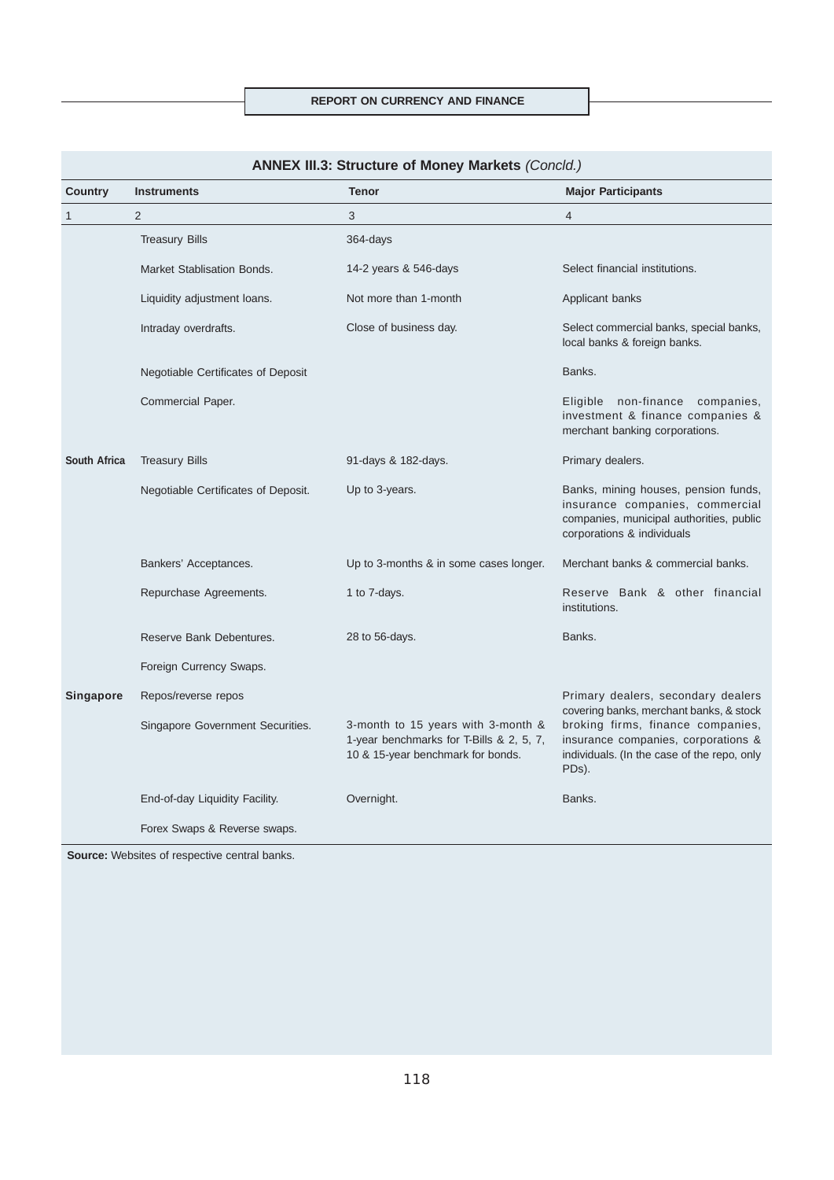**ANNEX III.3: Structure of Money Markets** *(Concld.)*

| Country | Instruments | Tenor | Major Participants |
|---|---|---|---|
| 1 | 2 | 3 | 4 |
| | Treasury Bills | 364-days | |
| | Market Stablisation Bonds. | 14-2 years & 546-days | Select financial institutions. |
| | Liquidity adjustment loans. | Not more than 1-month | Applicant banks |
| | Intraday overdrafts. | Close of business day. | Select commercial banks, special banks, local banks & foreign banks. |
| | Negotiable Certificates of Deposit | | Banks. |
| | Commercial Paper. | | Eligible non-finance companies, investment & finance companies & merchant banking corporations. |
| **South Africa** | Treasury Bills | 91-days & 182-days. | Primary dealers. |
| | Negotiable Certificates of Deposit. | Up to 3-years. | Banks, mining houses, pension funds, insurance companies, commercial companies, municipal authorities, public corporations & individuals |
| | Bankers' Acceptances. | Up to 3-months & in some cases longer. | Merchant banks & commercial banks. |
| | Repurchase Agreements. | 1 to 7-days. | Reserve Bank & other financial institutions. |
| | Reserve Bank Debentures. | 28 to 56-days. | Banks. |
| | Foreign Currency Swaps. | | |
| **Singapore** | Repos/reverse repos | | Primary dealers, secondary dealers covering banks, merchant banks, & stock broking firms, finance companies, insurance companies, corporations & individuals. (In the case of the repo, only PDs). |
| | Singapore Government Securities. | 3-month to 15 years with 3-month & 1-year benchmarks for T-Bills & 2, 5, 7, 10 & 15-year benchmark for bonds. | |
| | End-of-day Liquidity Facility. | Overnight. | Banks. |
| | Forex Swaps & Reverse swaps. | | |

**Source:** Websites of respective central banks.